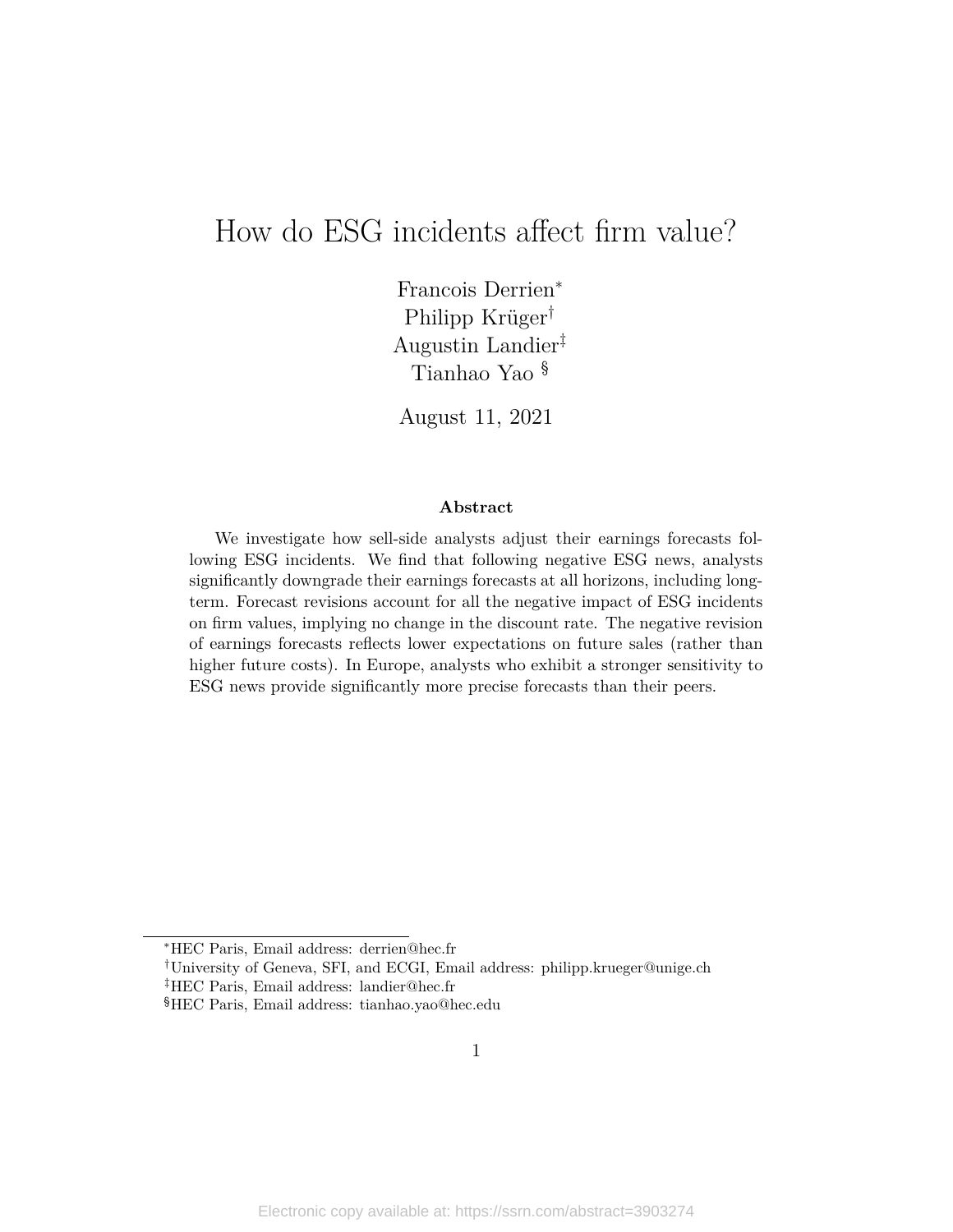# How do ESG incidents affect firm value?

Francois Derrien[*]
Philipp Krüger[†]
Augustin Landier[‡]
Tianhao Yao[§]

August 11, 2021

### Abstract

We investigate how sell-side analysts adjust their earnings forecasts following ESG incidents. We find that following negative ESG news, analysts significantly downgrade their earnings forecasts at all horizons, including long-term. Forecast revisions account for all the negative impact of ESG incidents on firm values, implying no change in the discount rate. The negative revision of earnings forecasts reflects lower expectations on future sales (rather than higher future costs). In Europe, analysts who exhibit a stronger sensitivity to ESG news provide significantly more precise forecasts than their peers.

---

[*] HEC Paris, Email address: derrien@hec.fr

[†] University of Geneva, SFI, and ECGI, Email address: philipp.krueger@unige.ch

[‡] HEC Paris, Email address: landier@hec.fr

[§] HEC Paris, Email address: tianhao.yao@hec.edu

Electronic copy available at: https://ssrn.com/abstract=3903274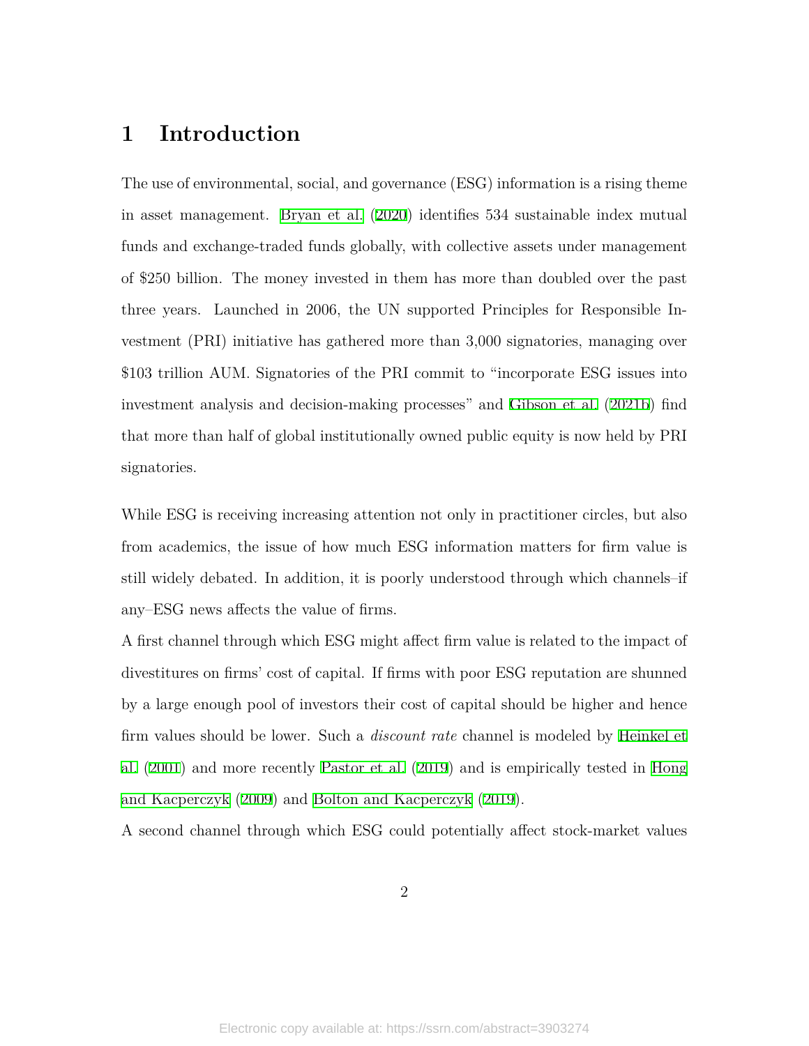# 1 Introduction

The use of environmental, social, and governance (ESG) information is a rising theme in asset management. Bryan et al. (2020) identifies 534 sustainable index mutual funds and exchange-traded funds globally, with collective assets under management of $250 billion. The money invested in them has more than doubled over the past three years. Launched in 2006, the UN supported Principles for Responsible Investment (PRI) initiative has gathered more than 3,000 signatories, managing over $103 trillion AUM. Signatories of the PRI commit to "incorporate ESG issues into investment analysis and decision-making processes" and Gibson et al. (2021b) find that more than half of global institutionally owned public equity is now held by PRI signatories.

While ESG is receiving increasing attention not only in practitioner circles, but also from academics, the issue of how much ESG information matters for firm value is still widely debated. In addition, it is poorly understood through which channels–if any–ESG news affects the value of firms.

A first channel through which ESG might affect firm value is related to the impact of divestitures on firms' cost of capital. If firms with poor ESG reputation are shunned by a large enough pool of investors their cost of capital should be higher and hence firm values should be lower. Such a *discount rate* channel is modeled by Heinkel et al. (2001) and more recently Pastor et al. (2019) and is empirically tested in Hong and Kacperczyk (2009) and Bolton and Kacperczyk (2019).

A second channel through which ESG could potentially affect stock-market values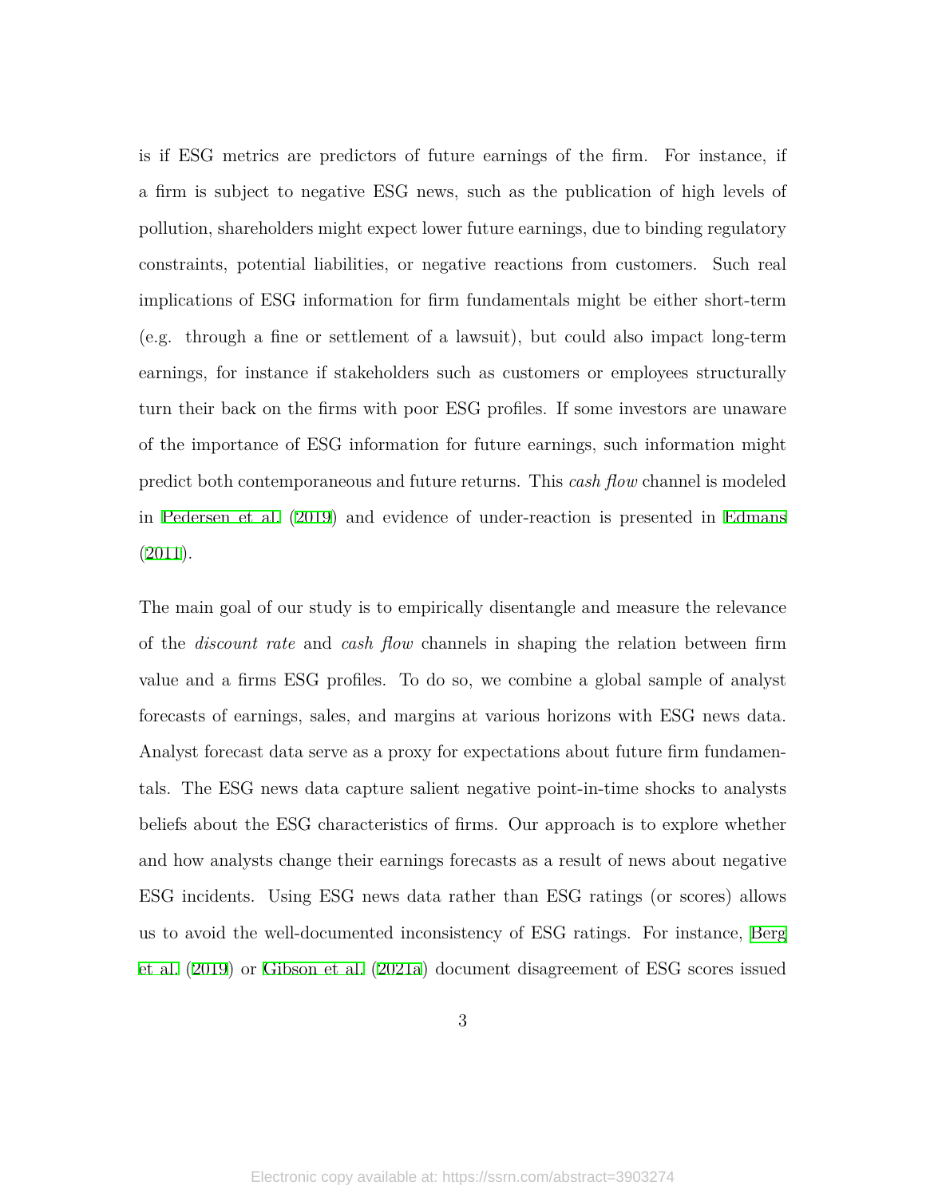is if ESG metrics are predictors of future earnings of the firm. For instance, if a firm is subject to negative ESG news, such as the publication of high levels of pollution, shareholders might expect lower future earnings, due to binding regulatory constraints, potential liabilities, or negative reactions from customers. Such real implications of ESG information for firm fundamentals might be either short-term (e.g. through a fine or settlement of a lawsuit), but could also impact long-term earnings, for instance if stakeholders such as customers or employees structurally turn their back on the firms with poor ESG profiles. If some investors are unaware of the importance of ESG information for future earnings, such information might predict both contemporaneous and future returns. This *cash flow* channel is modeled in Pedersen et al. (2019) and evidence of under-reaction is presented in Edmans (2011).

The main goal of our study is to empirically disentangle and measure the relevance of the *discount rate* and *cash flow* channels in shaping the relation between firm value and a firms ESG profiles. To do so, we combine a global sample of analyst forecasts of earnings, sales, and margins at various horizons with ESG news data. Analyst forecast data serve as a proxy for expectations about future firm fundamentals. The ESG news data capture salient negative point-in-time shocks to analysts beliefs about the ESG characteristics of firms. Our approach is to explore whether and how analysts change their earnings forecasts as a result of news about negative ESG incidents. Using ESG news data rather than ESG ratings (or scores) allows us to avoid the well-documented inconsistency of ESG ratings. For instance, Berg et al. (2019) or Gibson et al. (2021a) document disagreement of ESG scores issued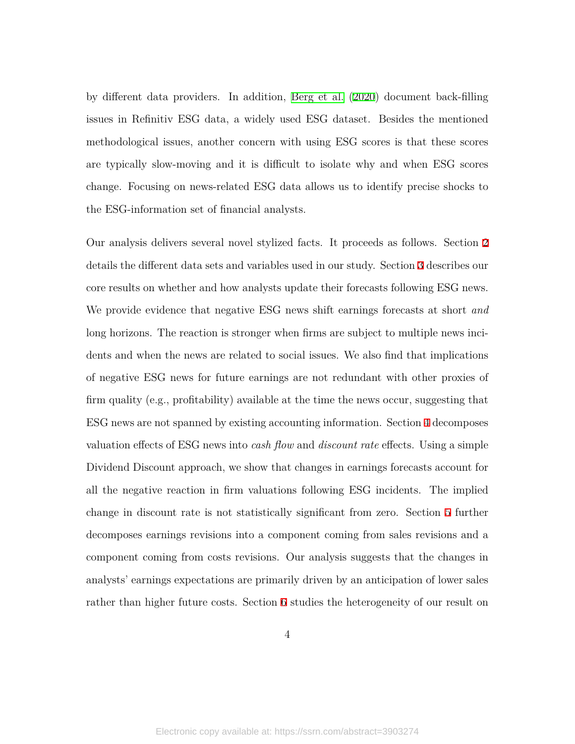by different data providers. In addition, Berg et al. (2020) document back-filling issues in Refinitiv ESG data, a widely used ESG dataset. Besides the mentioned methodological issues, another concern with using ESG scores is that these scores are typically slow-moving and it is difficult to isolate why and when ESG scores change. Focusing on news-related ESG data allows us to identify precise shocks to the ESG-information set of financial analysts.

Our analysis delivers several novel stylized facts. It proceeds as follows. Section 2 details the different data sets and variables used in our study. Section 3 describes our core results on whether and how analysts update their forecasts following ESG news. We provide evidence that negative ESG news shift earnings forecasts at short *and* long horizons. The reaction is stronger when firms are subject to multiple news incidents and when the news are related to social issues. We also find that implications of negative ESG news for future earnings are not redundant with other proxies of firm quality (e.g., profitability) available at the time the news occur, suggesting that ESG news are not spanned by existing accounting information. Section 4 decomposes valuation effects of ESG news into *cash flow* and *discount rate* effects. Using a simple Dividend Discount approach, we show that changes in earnings forecasts account for all the negative reaction in firm valuations following ESG incidents. The implied change in discount rate is not statistically significant from zero. Section 5 further decomposes earnings revisions into a component coming from sales revisions and a component coming from costs revisions. Our analysis suggests that the changes in analysts' earnings expectations are primarily driven by an anticipation of lower sales rather than higher future costs. Section 6 studies the heterogeneity of our result on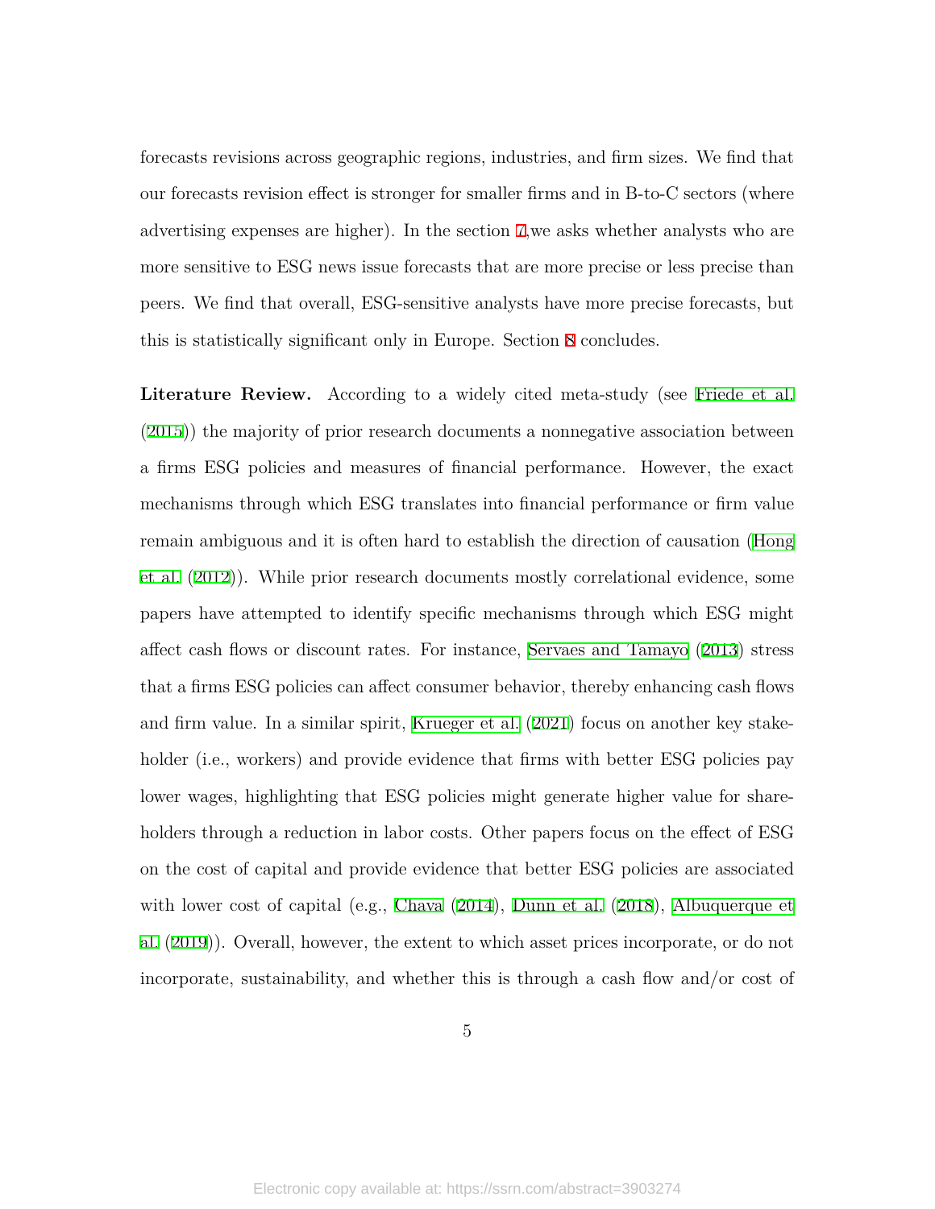forecasts revisions across geographic regions, industries, and firm sizes. We find that our forecasts revision effect is stronger for smaller firms and in B-to-C sectors (where advertising expenses are higher). In the section 7,we asks whether analysts who are more sensitive to ESG news issue forecasts that are more precise or less precise than peers. We find that overall, ESG-sensitive analysts have more precise forecasts, but this is statistically significant only in Europe. Section 8 concludes.

**Literature Review.** According to a widely cited meta-study (see Friede et al. (2015)) the majority of prior research documents a nonnegative association between a firms ESG policies and measures of financial performance. However, the exact mechanisms through which ESG translates into financial performance or firm value remain ambiguous and it is often hard to establish the direction of causation (Hong et al. (2012)). While prior research documents mostly correlational evidence, some papers have attempted to identify specific mechanisms through which ESG might affect cash flows or discount rates. For instance, Servaes and Tamayo (2013) stress that a firms ESG policies can affect consumer behavior, thereby enhancing cash flows and firm value. In a similar spirit, Krueger et al. (2021) focus on another key stakeholder (i.e., workers) and provide evidence that firms with better ESG policies pay lower wages, highlighting that ESG policies might generate higher value for shareholders through a reduction in labor costs. Other papers focus on the effect of ESG on the cost of capital and provide evidence that better ESG policies are associated with lower cost of capital (e.g., Chava (2014), Dunn et al. (2018), Albuquerque et al. (2019)). Overall, however, the extent to which asset prices incorporate, or do not incorporate, sustainability, and whether this is through a cash flow and/or cost of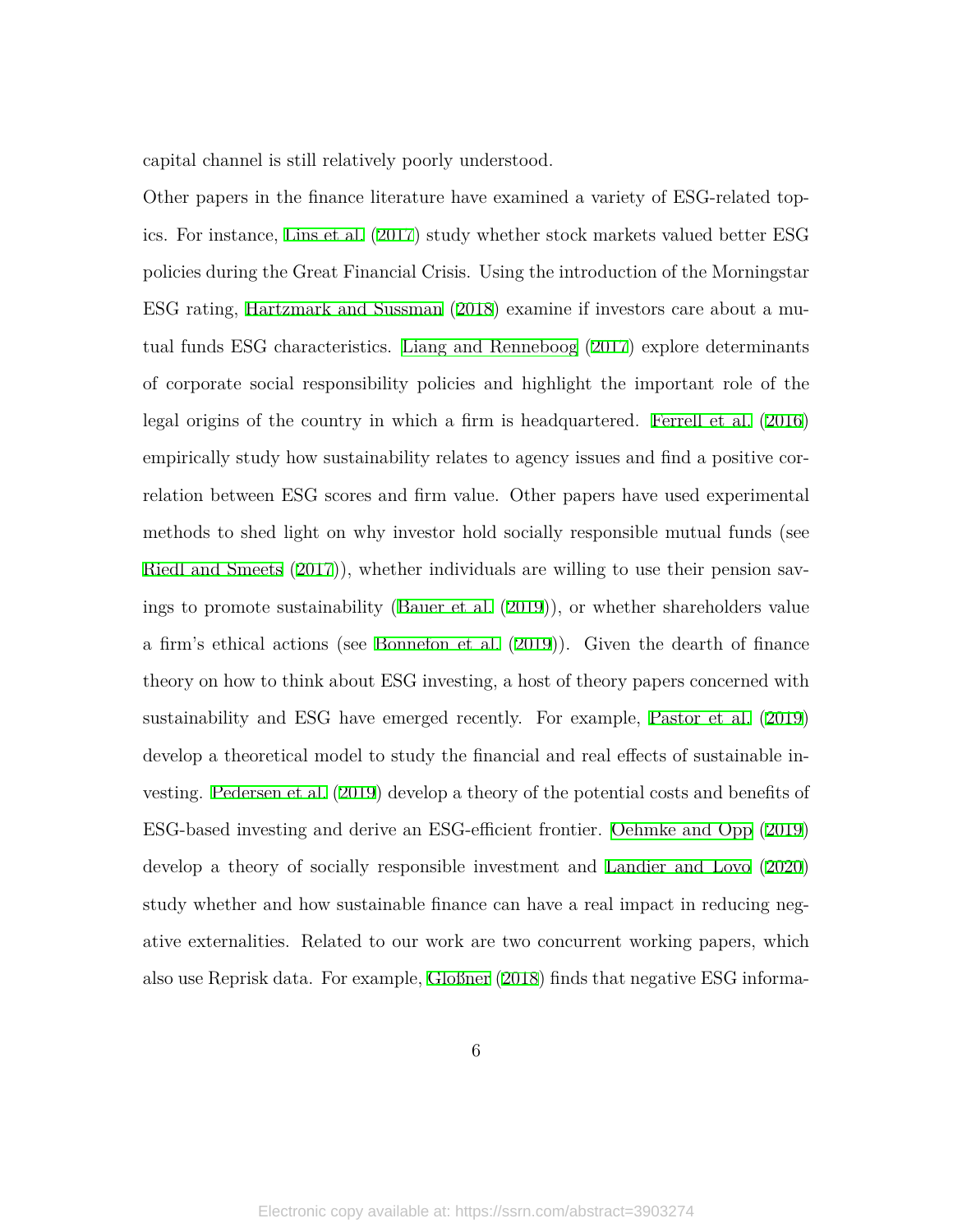capital channel is still relatively poorly understood.

Other papers in the finance literature have examined a variety of ESG-related topics. For instance, Lins et al. (2017) study whether stock markets valued better ESG policies during the Great Financial Crisis. Using the introduction of the Morningstar ESG rating, Hartzmark and Sussman (2018) examine if investors care about a mutual funds ESG characteristics. Liang and Renneboog (2017) explore determinants of corporate social responsibility policies and highlight the important role of the legal origins of the country in which a firm is headquartered. Ferrell et al. (2016) empirically study how sustainability relates to agency issues and find a positive correlation between ESG scores and firm value. Other papers have used experimental methods to shed light on why investor hold socially responsible mutual funds (see Riedl and Smeets (2017)), whether individuals are willing to use their pension savings to promote sustainability (Bauer et al. (2019)), or whether shareholders value a firm's ethical actions (see Bonnefon et al. (2019)). Given the dearth of finance theory on how to think about ESG investing, a host of theory papers concerned with sustainability and ESG have emerged recently. For example, Pastor et al. (2019) develop a theoretical model to study the financial and real effects of sustainable investing. Pedersen et al. (2019) develop a theory of the potential costs and benefits of ESG-based investing and derive an ESG-efficient frontier. Oehmke and Opp (2019) develop a theory of socially responsible investment and Landier and Lovo (2020) study whether and how sustainable finance can have a real impact in reducing negative externalities. Related to our work are two concurrent working papers, which also use Reprisk data. For example, Gloßner (2018) finds that negative ESG informa-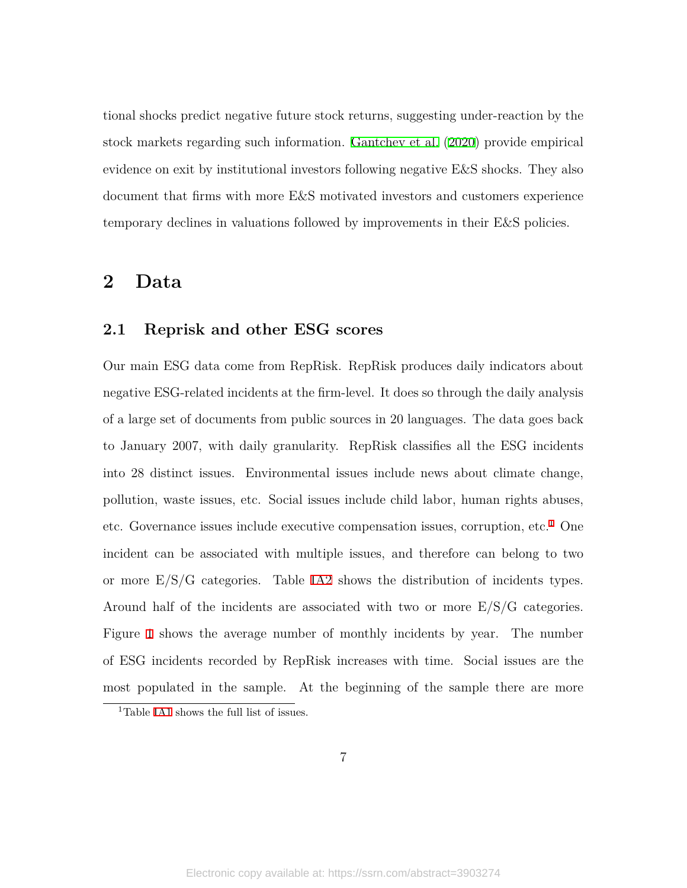tional shocks predict negative future stock returns, suggesting under-reaction by the stock markets regarding such information. Gantchev et al. (2020) provide empirical evidence on exit by institutional investors following negative E&S shocks. They also document that firms with more E&S motivated investors and customers experience temporary declines in valuations followed by improvements in their E&S policies.

# 2 Data

## 2.1 Reprisk and other ESG scores

Our main ESG data come from RepRisk. RepRisk produces daily indicators about negative ESG-related incidents at the firm-level. It does so through the daily analysis of a large set of documents from public sources in 20 languages. The data goes back to January 2007, with daily granularity. RepRisk classifies all the ESG incidents into 28 distinct issues. Environmental issues include news about climate change, pollution, waste issues, etc. Social issues include child labor, human rights abuses, etc. Governance issues include executive compensation issues, corruption, etc.[1] One incident can be associated with multiple issues, and therefore can belong to two or more E/S/G categories. Table IA2 shows the distribution of incidents types. Around half of the incidents are associated with two or more E/S/G categories. Figure 1 shows the average number of monthly incidents by year. The number of ESG incidents recorded by RepRisk increases with time. Social issues are the most populated in the sample. At the beginning of the sample there are more

[1] Table IA1 shows the full list of issues.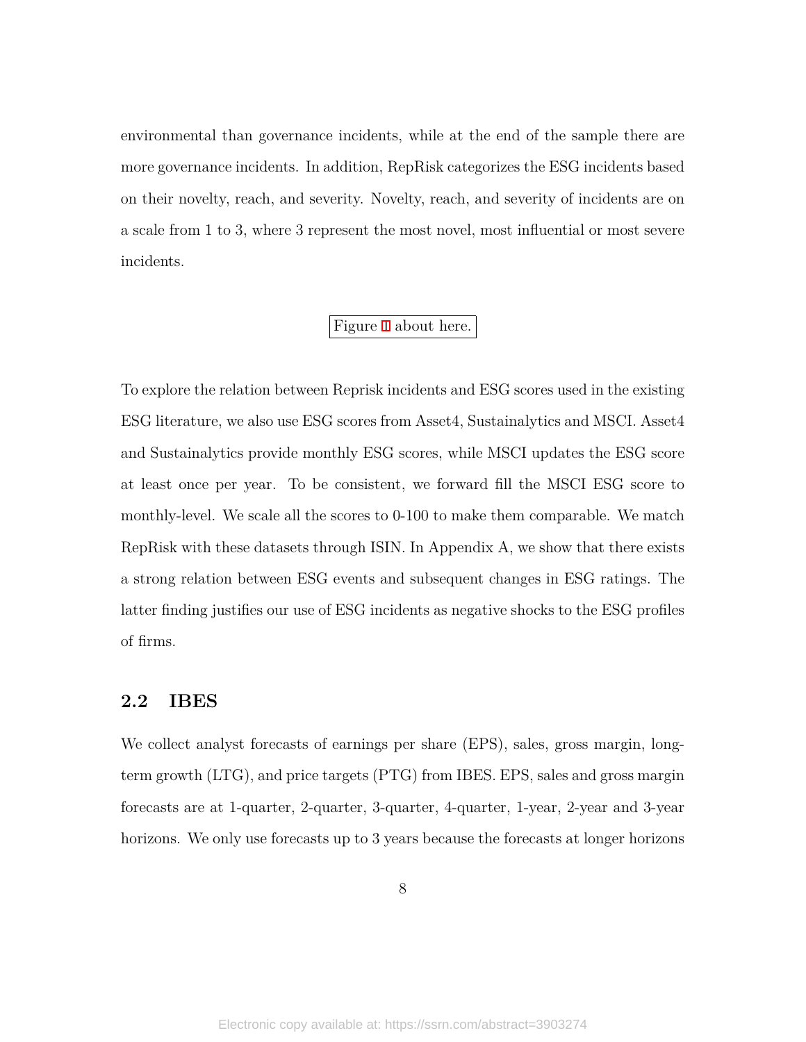environmental than governance incidents, while at the end of the sample there are more governance incidents. In addition, RepRisk categorizes the ESG incidents based on their novelty, reach, and severity. Novelty, reach, and severity of incidents are on a scale from 1 to 3, where 3 represent the most novel, most influential or most severe incidents.

Figure 1 about here.

To explore the relation between Reprisk incidents and ESG scores used in the existing ESG literature, we also use ESG scores from Asset4, Sustainalytics and MSCI. Asset4 and Sustainalytics provide monthly ESG scores, while MSCI updates the ESG score at least once per year. To be consistent, we forward fill the MSCI ESG score to monthly-level. We scale all the scores to 0-100 to make them comparable. We match RepRisk with these datasets through ISIN. In Appendix A, we show that there exists a strong relation between ESG events and subsequent changes in ESG ratings. The latter finding justifies our use of ESG incidents as negative shocks to the ESG profiles of firms.

## 2.2 IBES

We collect analyst forecasts of earnings per share (EPS), sales, gross margin, long-term growth (LTG), and price targets (PTG) from IBES. EPS, sales and gross margin forecasts are at 1-quarter, 2-quarter, 3-quarter, 4-quarter, 1-year, 2-year and 3-year horizons. We only use forecasts up to 3 years because the forecasts at longer horizons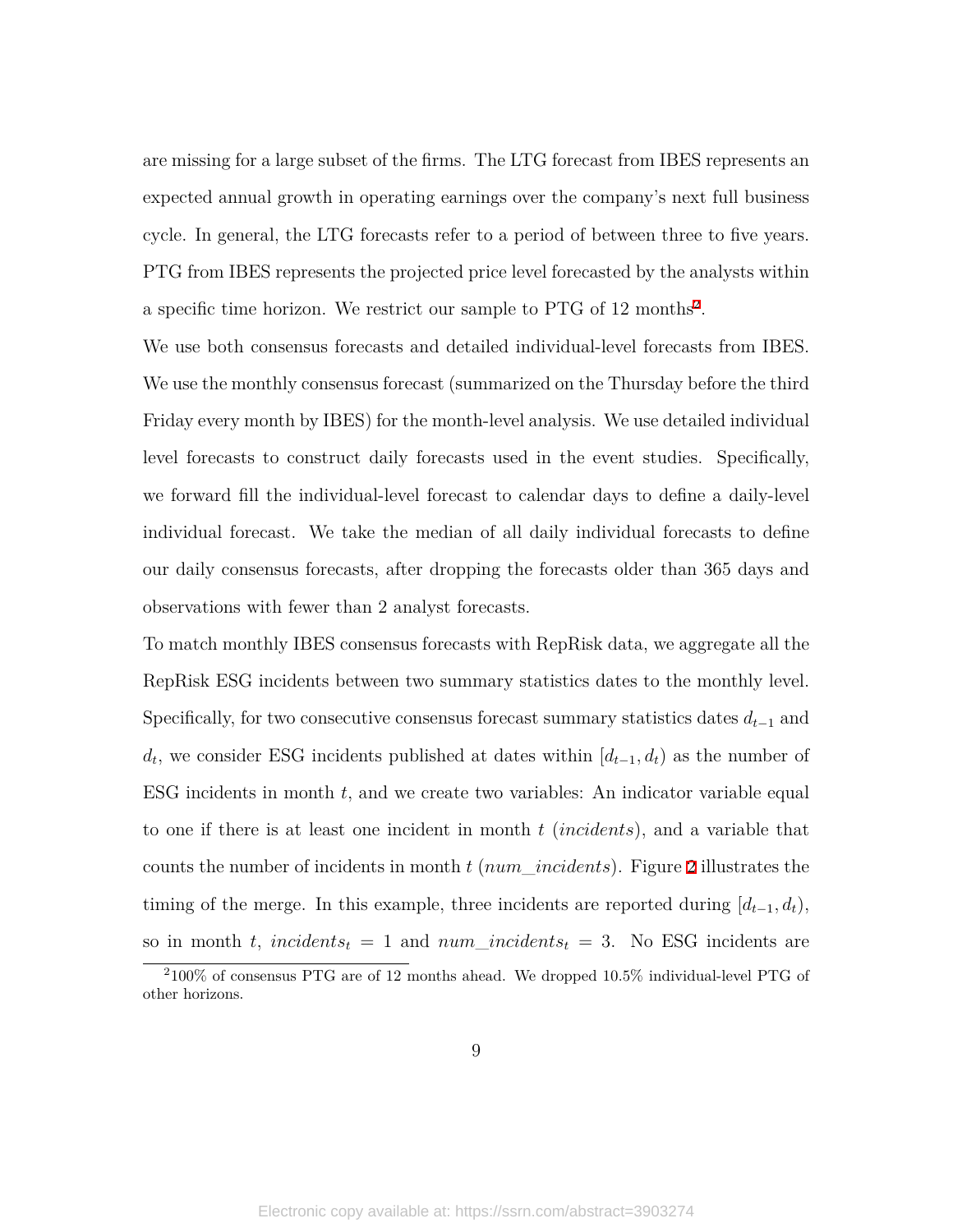are missing for a large subset of the firms. The LTG forecast from IBES represents an expected annual growth in operating earnings over the company's next full business cycle. In general, the LTG forecasts refer to a period of between three to five years. PTG from IBES represents the projected price level forecasted by the analysts within a specific time horizon. We restrict our sample to PTG of 12 months[2].

We use both consensus forecasts and detailed individual-level forecasts from IBES. We use the monthly consensus forecast (summarized on the Thursday before the third Friday every month by IBES) for the month-level analysis. We use detailed individual level forecasts to construct daily forecasts used in the event studies. Specifically, we forward fill the individual-level forecast to calendar days to define a daily-level individual forecast. We take the median of all daily individual forecasts to define our daily consensus forecasts, after dropping the forecasts older than 365 days and observations with fewer than 2 analyst forecasts.

To match monthly IBES consensus forecasts with RepRisk data, we aggregate all the RepRisk ESG incidents between two summary statistics dates to the monthly level. Specifically, for two consecutive consensus forecast summary statistics dates $d_{t-1}$ and $d_t$, we consider ESG incidents published at dates within $[d_{t-1}, d_t)$ as the number of ESG incidents in month $t$, and we create two variables: An indicator variable equal to one if there is at least one incident in month $t$ (*incidents*), and a variable that counts the number of incidents in month $t$ (*num_incidents*). Figure 2 illustrates the timing of the merge. In this example, three incidents are reported during $[d_{t-1}, d_t)$, so in month $t$, $incidents_t = 1$ and $num\_incidents_t = 3$. No ESG incidents are

[2] 100% of consensus PTG are of 12 months ahead. We dropped 10.5% individual-level PTG of other horizons.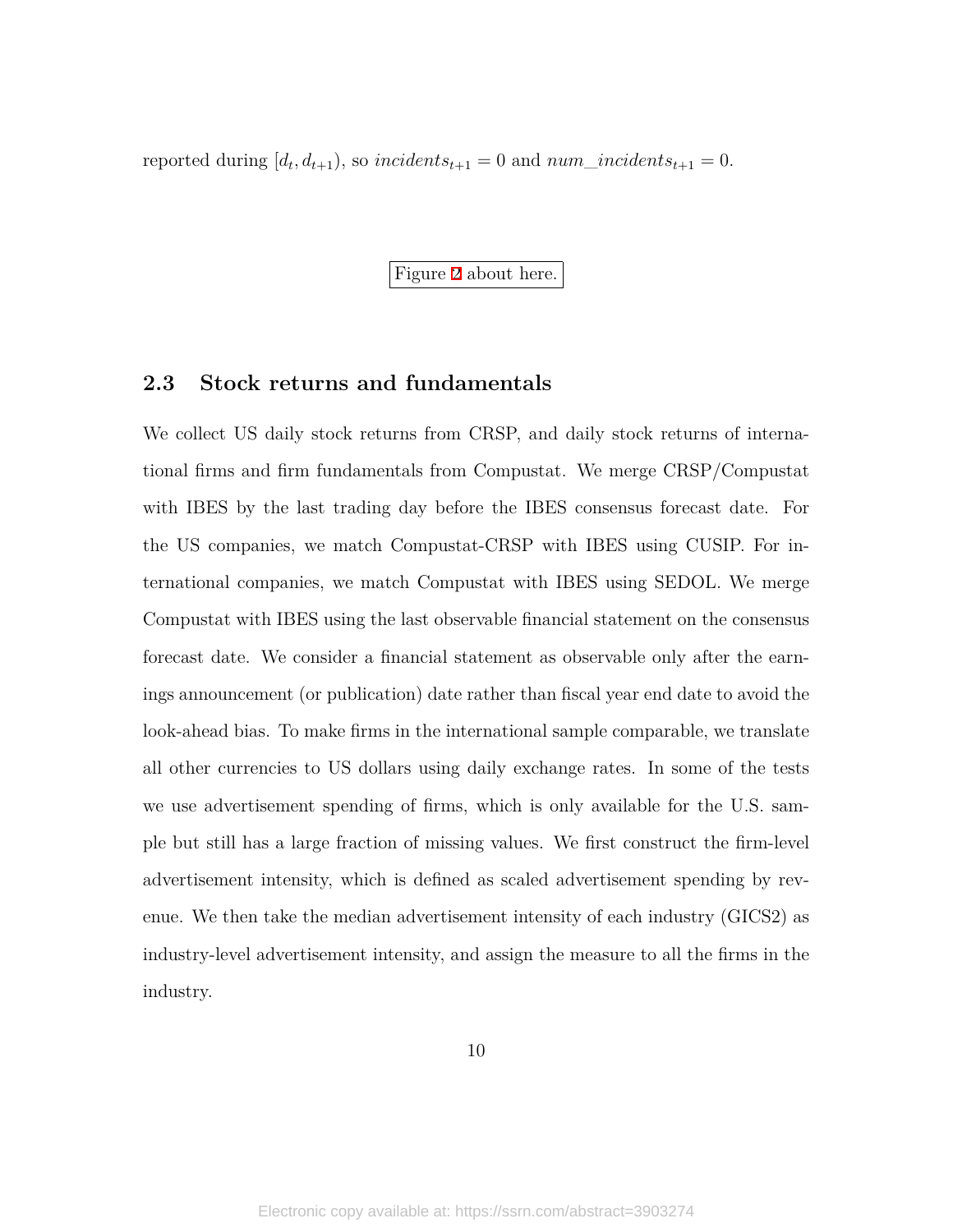reported during $[d_t, d_{t+1})$, so $incidents_{t+1} = 0$ and $num\_incidents_{t+1} = 0$.

Figure 2 about here.

## 2.3 Stock returns and fundamentals

We collect US daily stock returns from CRSP, and daily stock returns of international firms and firm fundamentals from Compustat. We merge CRSP/Compustat with IBES by the last trading day before the IBES consensus forecast date. For the US companies, we match Compustat-CRSP with IBES using CUSIP. For international companies, we match Compustat with IBES using SEDOL. We merge Compustat with IBES using the last observable financial statement on the consensus forecast date. We consider a financial statement as observable only after the earnings announcement (or publication) date rather than fiscal year end date to avoid the look-ahead bias. To make firms in the international sample comparable, we translate all other currencies to US dollars using daily exchange rates. In some of the tests we use advertisement spending of firms, which is only available for the U.S. sample but still has a large fraction of missing values. We first construct the firm-level advertisement intensity, which is defined as scaled advertisement spending by revenue. We then take the median advertisement intensity of each industry (GICS2) as industry-level advertisement intensity, and assign the measure to all the firms in the industry.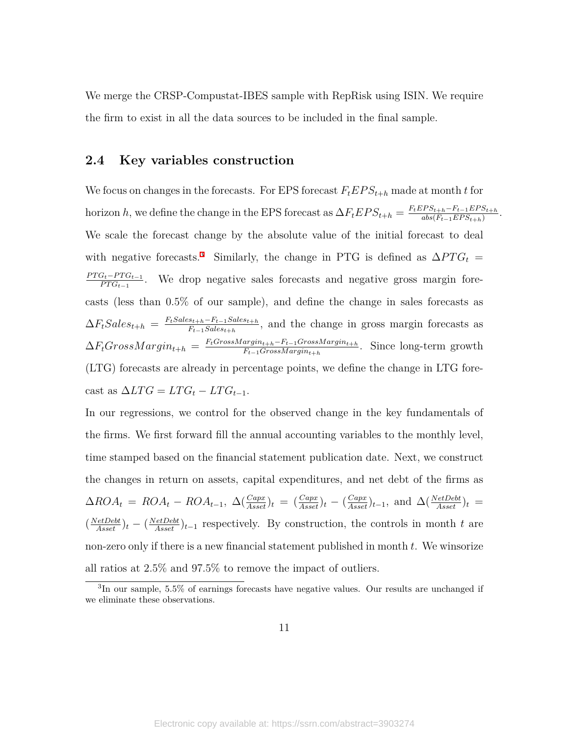We merge the CRSP-Compustat-IBES sample with RepRisk using ISIN. We require the firm to exist in all the data sources to be included in the final sample.

## 2.4 Key variables construction

We focus on changes in the forecasts. For EPS forecast $F_tEPS_{t+h}$ made at month $t$ for horizon $h$, we define the change in the EPS forecast as $\Delta F_tEPS_{t+h} = \frac{F_tEPS_{t+h} - F_{t-1}EPS_{t+h}}{abs(F_{t-1}EPS_{t+h})}$. We scale the forecast change by the absolute value of the initial forecast to deal with negative forecasts.[3] Similarly, the change in PTG is defined as $\Delta PTG_t = \frac{PTG_t - PTG_{t-1}}{PTG_{t-1}}$. We drop negative sales forecasts and negative gross margin forecasts (less than 0.5% of our sample), and define the change in sales forecasts as $\Delta F_tSales_{t+h} = \frac{F_tSales_{t+h} - F_{t-1}Sales_{t+h}}{F_{t-1}Sales_{t+h}}$, and the change in gross margin forecasts as $\Delta F_tGrossMargin_{t+h} = \frac{F_tGrossMargin_{t+h} - F_{t-1}GrossMargin_{t+h}}{F_{t-1}GrossMargin_{t+h}}$. Since long-term growth (LTG) forecasts are already in percentage points, we define the change in LTG forecast as $\Delta LTG = LTG_t - LTG_{t-1}$.

In our regressions, we control for the observed change in the key fundamentals of the firms. We first forward fill the annual accounting variables to the monthly level, time stamped based on the financial statement publication date. Next, we construct the changes in return on assets, capital expenditures, and net debt of the firms as $\Delta ROA_t = ROA_t - ROA_{t-1}$, $\Delta(\frac{Capx}{Asset})_t = (\frac{Capx}{Asset})_t - (\frac{Capx}{Asset})_{t-1}$, and $\Delta(\frac{NetDebt}{Asset})_t = (\frac{NetDebt}{Asset})_t - (\frac{NetDebt}{Asset})_{t-1}$ respectively. By construction, the controls in month $t$ are non-zero only if there is a new financial statement published in month $t$. We winsorize all ratios at 2.5% and 97.5% to remove the impact of outliers.

[3] In our sample, 5.5% of earnings forecasts have negative values. Our results are unchanged if we eliminate these observations.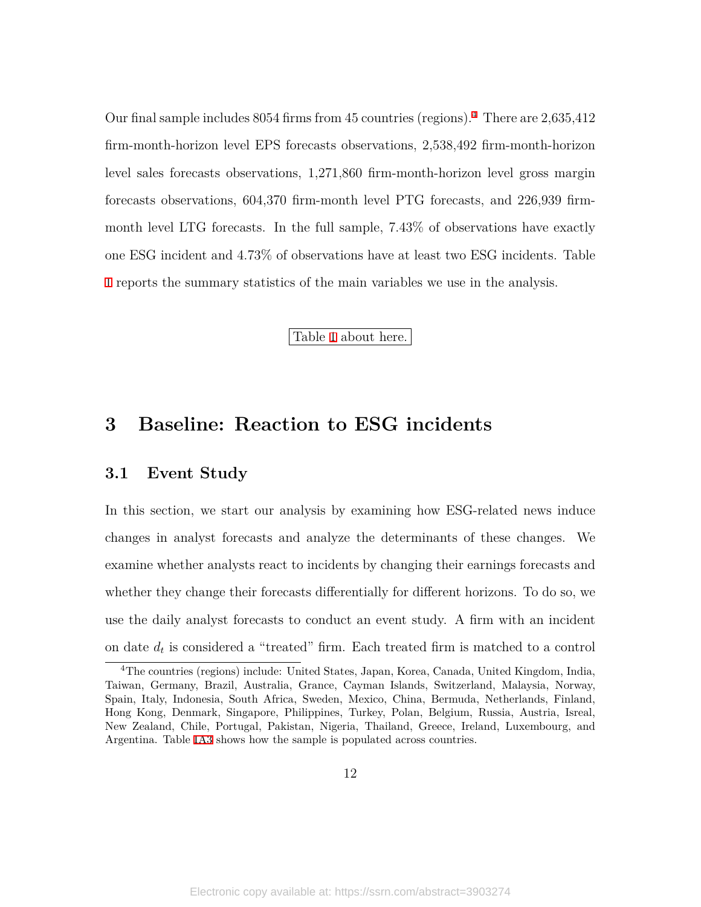Our final sample includes 8054 firms from 45 countries (regions).[4] There are 2,635,412 firm-month-horizon level EPS forecasts observations, 2,538,492 firm-month-horizon level sales forecasts observations, 1,271,860 firm-month-horizon level gross margin forecasts observations, 604,370 firm-month level PTG forecasts, and 226,939 firm-month level LTG forecasts. In the full sample, 7.43% of observations have exactly one ESG incident and 4.73% of observations have at least two ESG incidents. Table 1 reports the summary statistics of the main variables we use in the analysis.

Table 1 about here.

# 3 Baseline: Reaction to ESG incidents

## 3.1 Event Study

In this section, we start our analysis by examining how ESG-related news induce changes in analyst forecasts and analyze the determinants of these changes. We examine whether analysts react to incidents by changing their earnings forecasts and whether they change their forecasts differentially for different horizons. To do so, we use the daily analyst forecasts to conduct an event study. A firm with an incident on date $d_t$ is considered a "treated" firm. Each treated firm is matched to a control

[4] The countries (regions) include: United States, Japan, Korea, Canada, United Kingdom, India, Taiwan, Germany, Brazil, Australia, Grance, Cayman Islands, Switzerland, Malaysia, Norway, Spain, Italy, Indonesia, South Africa, Sweden, Mexico, China, Bermuda, Netherlands, Finland, Hong Kong, Denmark, Singapore, Philippines, Turkey, Polan, Belgium, Russia, Austria, Isreal, New Zealand, Chile, Portugal, Pakistan, Nigeria, Thailand, Greece, Ireland, Luxembourg, and Argentina. Table IA3 shows how the sample is populated across countries.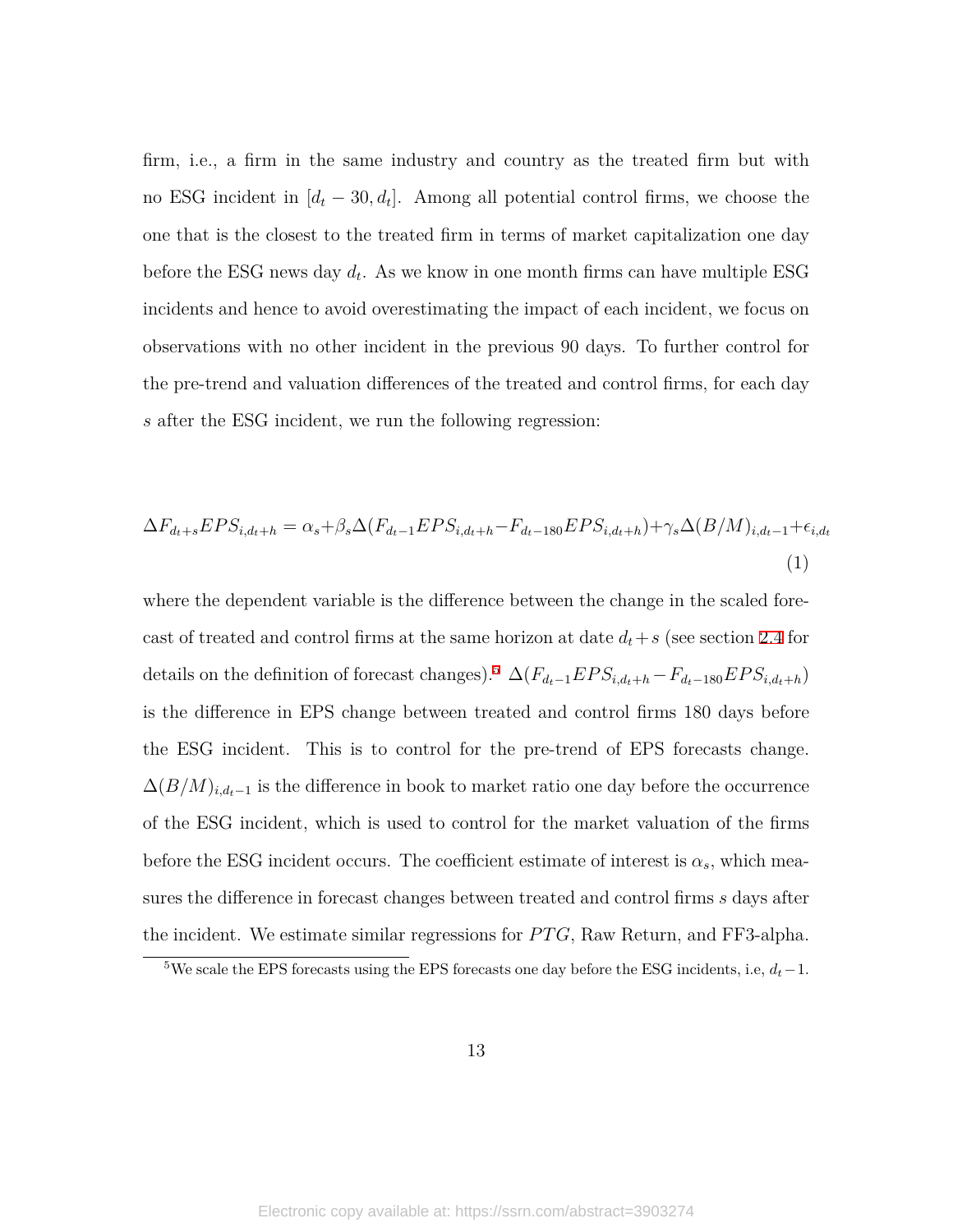firm, i.e., a firm in the same industry and country as the treated firm but with no ESG incident in $[d_t - 30, d_t]$. Among all potential control firms, we choose the one that is the closest to the treated firm in terms of market capitalization one day before the ESG news day $d_t$. As we know in one month firms can have multiple ESG incidents and hence to avoid overestimating the impact of each incident, we focus on observations with no other incident in the previous 90 days. To further control for the pre-trend and valuation differences of the treated and control firms, for each day $s$ after the ESG incident, we run the following regression:

$$\Delta F_{d_t+s}EPS_{i,d_t+h} = \alpha_s + \beta_s \Delta(F_{d_t-1}EPS_{i,d_t+h} - F_{d_t-180}EPS_{i,d_t+h}) + \gamma_s \Delta(B/M)_{i,d_t-1} + \epsilon_{i,d_t} \tag{1}$$

where the dependent variable is the difference between the change in the scaled forecast of treated and control firms at the same horizon at date $d_t + s$ (see section 2.4 for details on the definition of forecast changes).[5] $\Delta(F_{d_t-1}EPS_{i,d_t+h} - F_{d_t-180}EPS_{i,d_t+h})$ is the difference in EPS change between treated and control firms 180 days before the ESG incident. This is to control for the pre-trend of EPS forecasts change. $\Delta(B/M)_{i,d_t-1}$ is the difference in book to market ratio one day before the occurrence of the ESG incident, which is used to control for the market valuation of the firms before the ESG incident occurs. The coefficient estimate of interest is $\alpha_s$, which measures the difference in forecast changes between treated and control firms $s$ days after the incident. We estimate similar regressions for $PTG$, Raw Return, and FF3-alpha.

[5] We scale the EPS forecasts using the EPS forecasts one day before the ESG incidents, i.e, $d_t - 1$.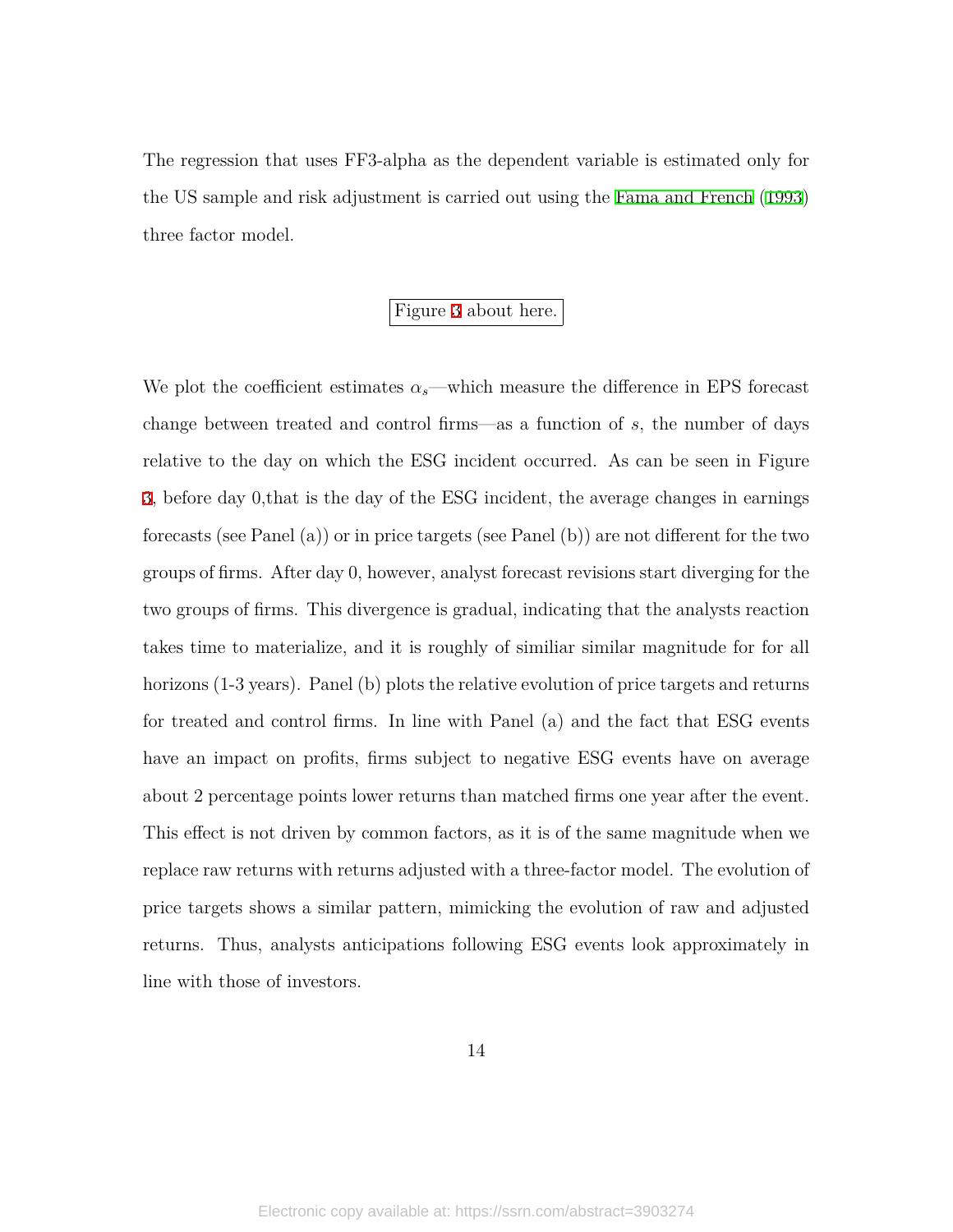The regression that uses FF3-alpha as the dependent variable is estimated only for the US sample and risk adjustment is carried out using the Fama and French (1993) three factor model.

Figure 3 about here.

We plot the coefficient estimates $\alpha_s$—which measure the difference in EPS forecast change between treated and control firms—as a function of $s$, the number of days relative to the day on which the ESG incident occurred. As can be seen in Figure 3, before day 0,that is the day of the ESG incident, the average changes in earnings forecasts (see Panel (a)) or in price targets (see Panel (b)) are not different for the two groups of firms. After day 0, however, analyst forecast revisions start diverging for the two groups of firms. This divergence is gradual, indicating that the analysts reaction takes time to materialize, and it is roughly of similiar similar magnitude for for all horizons (1-3 years). Panel (b) plots the relative evolution of price targets and returns for treated and control firms. In line with Panel (a) and the fact that ESG events have an impact on profits, firms subject to negative ESG events have on average about 2 percentage points lower returns than matched firms one year after the event. This effect is not driven by common factors, as it is of the same magnitude when we replace raw returns with returns adjusted with a three-factor model. The evolution of price targets shows a similar pattern, mimicking the evolution of raw and adjusted returns. Thus, analysts anticipations following ESG events look approximately in line with those of investors.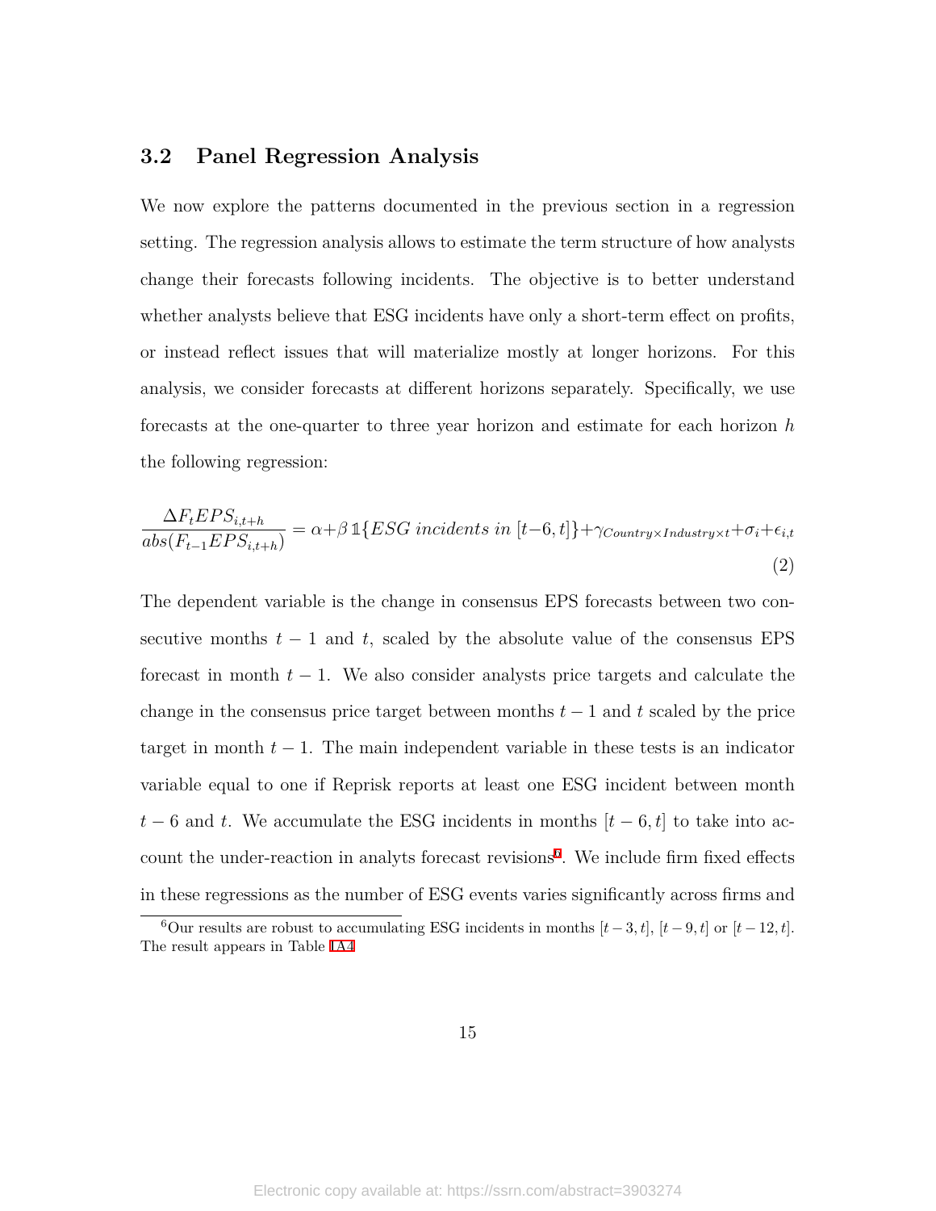## 3.2 Panel Regression Analysis

We now explore the patterns documented in the previous section in a regression setting. The regression analysis allows to estimate the term structure of how analysts change their forecasts following incidents. The objective is to better understand whether analysts believe that ESG incidents have only a short-term effect on profits, or instead reflect issues that will materialize mostly at longer horizons. For this analysis, we consider forecasts at different horizons separately. Specifically, we use forecasts at the one-quarter to three year horizon and estimate for each horizon $h$ the following regression:

$$\frac{\Delta F_t EPS_{i,t+h}}{abs(F_{t-1}EPS_{i,t+h})} = \alpha + \beta \, \mathbb{1}\{ESG \ incidents \ in \ [t-6,t]\} + \gamma_{Country \times Industry \times t} + \sigma_i + \epsilon_{i,t} \tag{2}$$

The dependent variable is the change in consensus EPS forecasts between two consecutive months $t-1$ and $t$, scaled by the absolute value of the consensus EPS forecast in month $t-1$. We also consider analysts price targets and calculate the change in the consensus price target between months $t-1$ and $t$ scaled by the price target in month $t-1$. The main independent variable in these tests is an indicator variable equal to one if Reprisk reports at least one ESG incident between month $t-6$ and $t$. We accumulate the ESG incidents in months $[t-6,t]$ to take into account the under-reaction in analyts forecast revisions[6]. We include firm fixed effects in these regressions as the number of ESG events varies significantly across firms and

[6] Our results are robust to accumulating ESG incidents in months $[t-3,t]$, $[t-9,t]$ or $[t-12,t]$. The result appears in Table IA4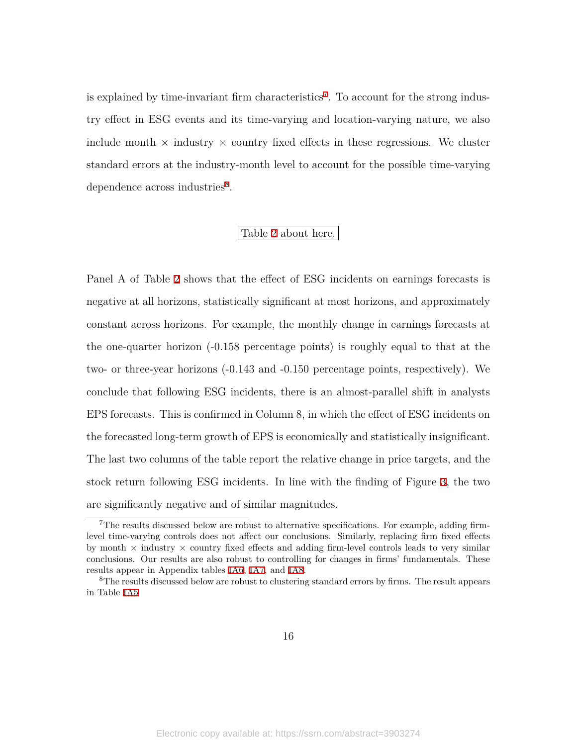is explained by time-invariant firm characteristics[7]. To account for the strong industry effect in ESG events and its time-varying and location-varying nature, we also include month × industry × country fixed effects in these regressions. We cluster standard errors at the industry-month level to account for the possible time-varying dependence across industries[8].

Table 2 about here.

Panel A of Table 2 shows that the effect of ESG incidents on earnings forecasts is negative at all horizons, statistically significant at most horizons, and approximately constant across horizons. For example, the monthly change in earnings forecasts at the one-quarter horizon (-0.158 percentage points) is roughly equal to that at the two- or three-year horizons (-0.143 and -0.150 percentage points, respectively). We conclude that following ESG incidents, there is an almost-parallel shift in analysts EPS forecasts. This is confirmed in Column 8, in which the effect of ESG incidents on the forecasted long-term growth of EPS is economically and statistically insignificant. The last two columns of the table report the relative change in price targets, and the stock return following ESG incidents. In line with the finding of Figure 3, the two are significantly negative and of similar magnitudes.

[7] The results discussed below are robust to alternative specifications. For example, adding firm-level time-varying controls does not affect our conclusions. Similarly, replacing firm fixed effects by month × industry × country fixed effects and adding firm-level controls leads to very similar conclusions. Our results are also robust to controlling for changes in firms' fundamentals. These results appear in Appendix tables IA6, IA7, and IA8.

[8] The results discussed below are robust to clustering standard errors by firms. The result appears in Table IA5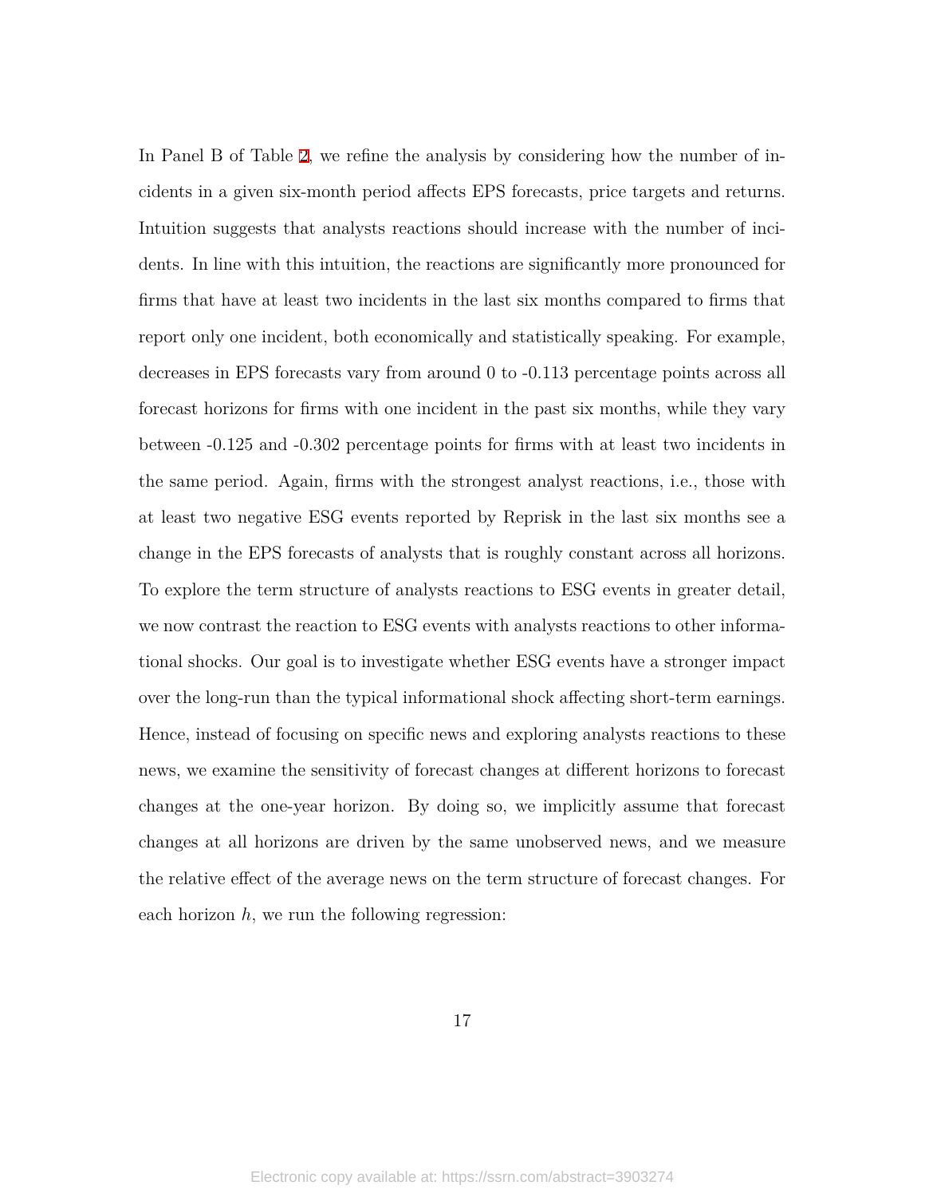In Panel B of Table 2, we refine the analysis by considering how the number of incidents in a given six-month period affects EPS forecasts, price targets and returns. Intuition suggests that analysts reactions should increase with the number of incidents. In line with this intuition, the reactions are significantly more pronounced for firms that have at least two incidents in the last six months compared to firms that report only one incident, both economically and statistically speaking. For example, decreases in EPS forecasts vary from around 0 to -0.113 percentage points across all forecast horizons for firms with one incident in the past six months, while they vary between -0.125 and -0.302 percentage points for firms with at least two incidents in the same period. Again, firms with the strongest analyst reactions, i.e., those with at least two negative ESG events reported by Reprisk in the last six months see a change in the EPS forecasts of analysts that is roughly constant across all horizons. To explore the term structure of analysts reactions to ESG events in greater detail, we now contrast the reaction to ESG events with analysts reactions to other informational shocks. Our goal is to investigate whether ESG events have a stronger impact over the long-run than the typical informational shock affecting short-term earnings. Hence, instead of focusing on specific news and exploring analysts reactions to these news, we examine the sensitivity of forecast changes at different horizons to forecast changes at the one-year horizon. By doing so, we implicitly assume that forecast changes at all horizons are driven by the same unobserved news, and we measure the relative effect of the average news on the term structure of forecast changes. For each horizon $h$, we run the following regression: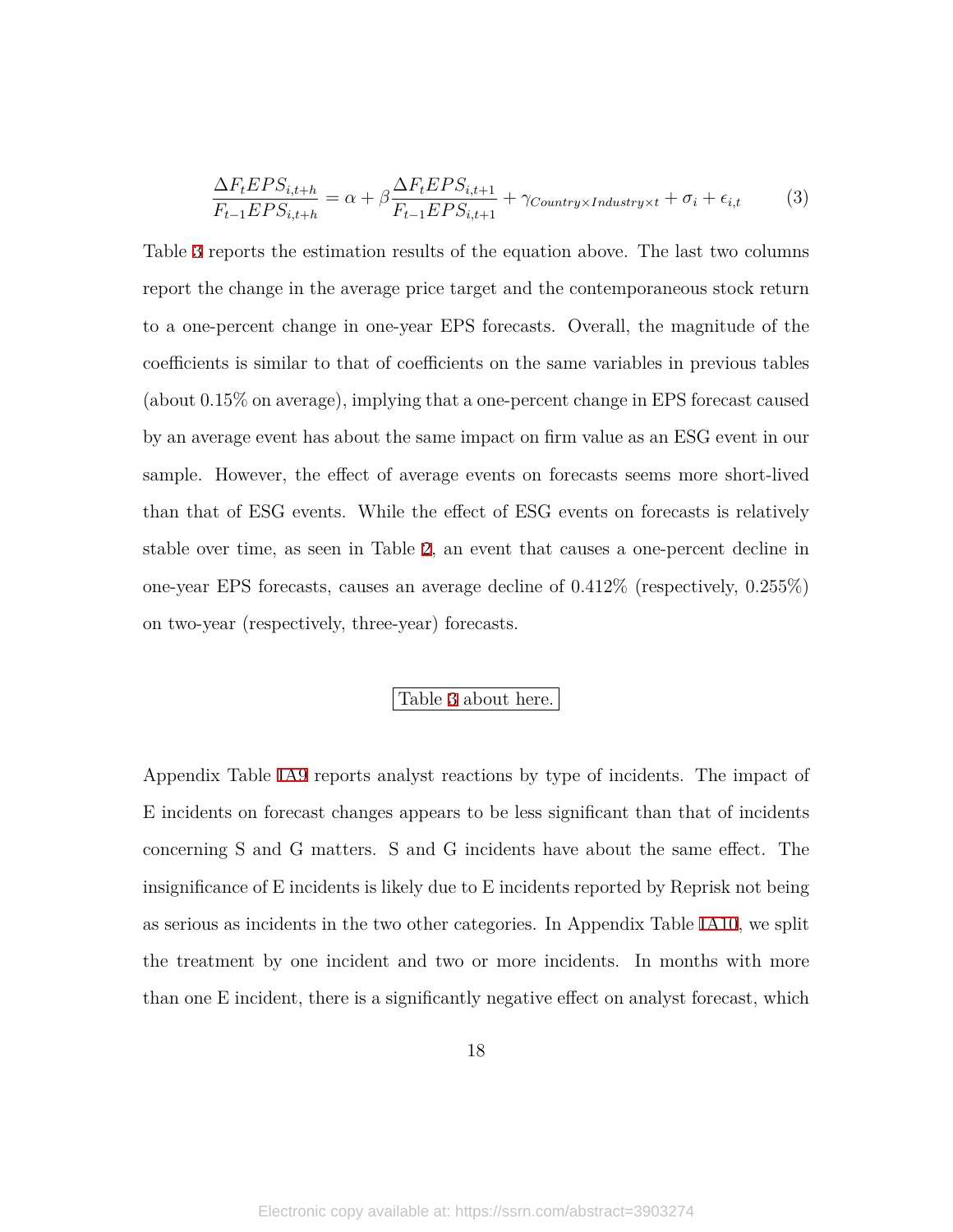$$\frac{\Delta F_t EPS_{i,t+h}}{F_{t-1} EPS_{i,t+h}} = \alpha + \beta \frac{\Delta F_t EPS_{i,t+1}}{F_{t-1} EPS_{i,t+1}} + \gamma_{Country \times Industry \times t} + \sigma_i + \epsilon_{i,t} \tag{3}$$

Table 3 reports the estimation results of the equation above. The last two columns report the change in the average price target and the contemporaneous stock return to a one-percent change in one-year EPS forecasts. Overall, the magnitude of the coefficients is similar to that of coefficients on the same variables in previous tables (about 0.15% on average), implying that a one-percent change in EPS forecast caused by an average event has about the same impact on firm value as an ESG event in our sample. However, the effect of average events on forecasts seems more short-lived than that of ESG events. While the effect of ESG events on forecasts is relatively stable over time, as seen in Table 2, an event that causes a one-percent decline in one-year EPS forecasts, causes an average decline of 0.412% (respectively, 0.255%) on two-year (respectively, three-year) forecasts.

Table 3 about here.

Appendix Table IA9 reports analyst reactions by type of incidents. The impact of E incidents on forecast changes appears to be less significant than that of incidents concerning S and G matters. S and G incidents have about the same effect. The insignificance of E incidents is likely due to E incidents reported by Reprisk not being as serious as incidents in the two other categories. In Appendix Table IA10, we split the treatment by one incident and two or more incidents. In months with more than one E incident, there is a significantly negative effect on analyst forecast, which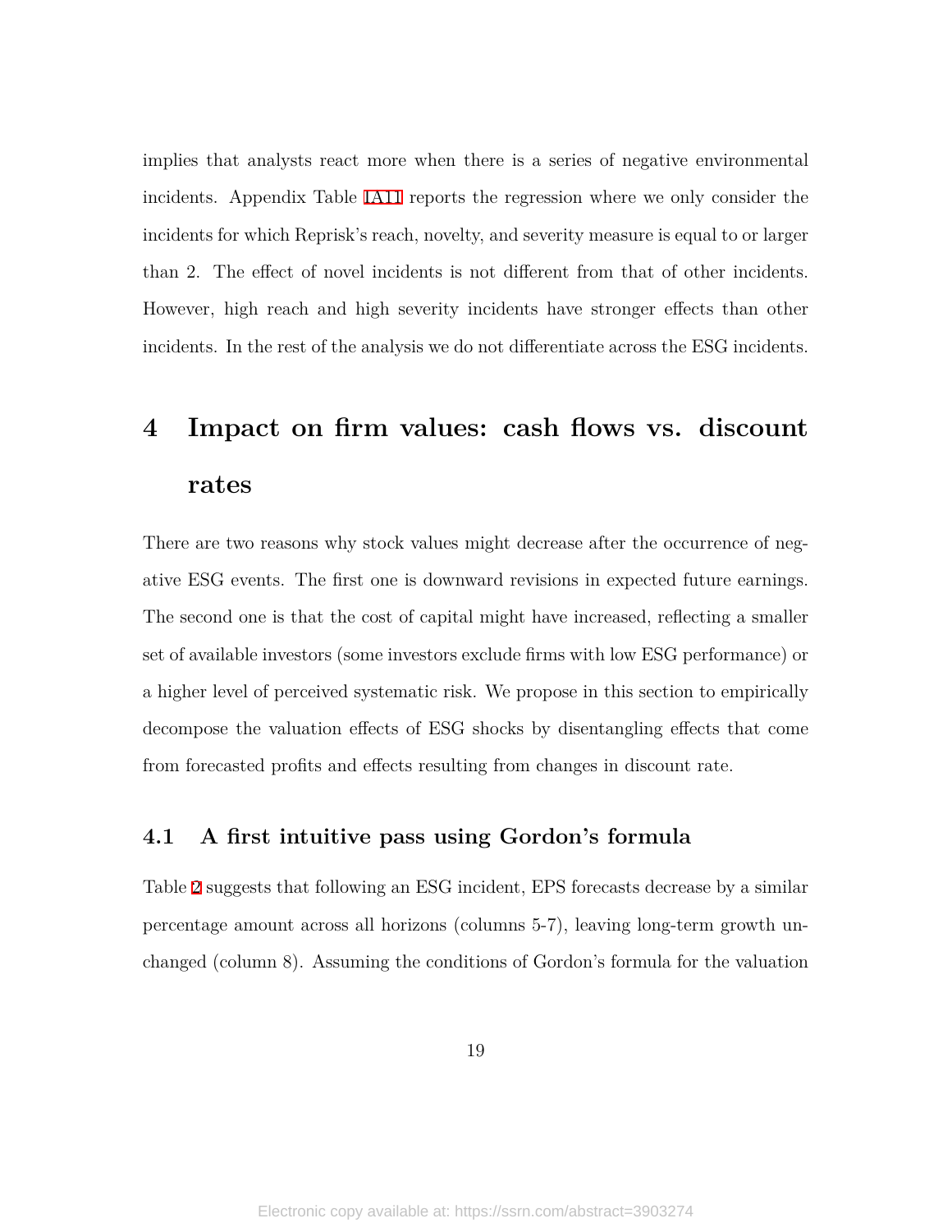implies that analysts react more when there is a series of negative environmental incidents. Appendix Table IA11 reports the regression where we only consider the incidents for which Reprisk's reach, novelty, and severity measure is equal to or larger than 2. The effect of novel incidents is not different from that of other incidents. However, high reach and high severity incidents have stronger effects than other incidents. In the rest of the analysis we do not differentiate across the ESG incidents.

# 4 Impact on firm values: cash flows vs. discount rates

There are two reasons why stock values might decrease after the occurrence of negative ESG events. The first one is downward revisions in expected future earnings. The second one is that the cost of capital might have increased, reflecting a smaller set of available investors (some investors exclude firms with low ESG performance) or a higher level of perceived systematic risk. We propose in this section to empirically decompose the valuation effects of ESG shocks by disentangling effects that come from forecasted profits and effects resulting from changes in discount rate.

## 4.1 A first intuitive pass using Gordon's formula

Table 2 suggests that following an ESG incident, EPS forecasts decrease by a similar percentage amount across all horizons (columns 5-7), leaving long-term growth unchanged (column 8). Assuming the conditions of Gordon's formula for the valuation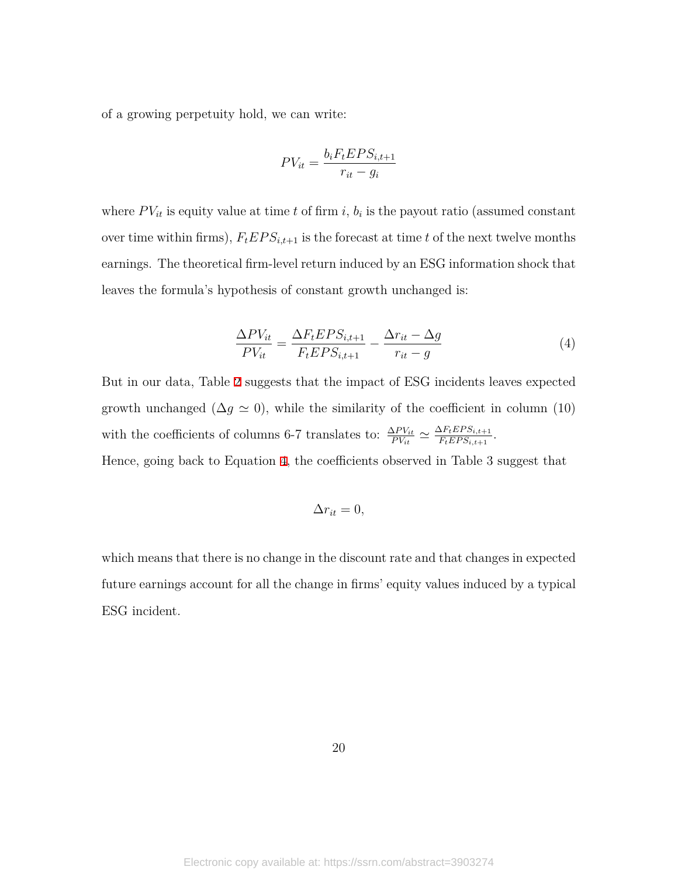of a growing perpetuity hold, we can write:

$$PV_{it} = \frac{b_i F_t EPS_{i,t+1}}{r_{it} - g_i}$$

where $PV_{it}$ is equity value at time $t$ of firm $i$, $b_i$ is the payout ratio (assumed constant over time within firms), $F_t EPS_{i,t+1}$ is the forecast at time $t$ of the next twelve months earnings. The theoretical firm-level return induced by an ESG information shock that leaves the formula's hypothesis of constant growth unchanged is:

$$\frac{\Delta PV_{it}}{PV_{it}} = \frac{\Delta F_t EPS_{i,t+1}}{F_t EPS_{i,t+1}} - \frac{\Delta r_{it} - \Delta g}{r_{it} - g} \tag{4}$$

But in our data, Table 2 suggests that the impact of ESG incidents leaves expected growth unchanged ($\Delta g \simeq 0$), while the similarity of the coefficient in column (10) with the coefficients of columns 6-7 translates to: $\frac{\Delta PV_{it}}{PV_{it}} \simeq \frac{\Delta F_t EPS_{i,t+1}}{F_t EPS_{i,t+1}}$.
Hence, going back to Equation 4, the coefficients observed in Table 3 suggest that

$$\Delta r_{it} = 0,$$

which means that there is no change in the discount rate and that changes in expected future earnings account for all the change in firms' equity values induced by a typical ESG incident.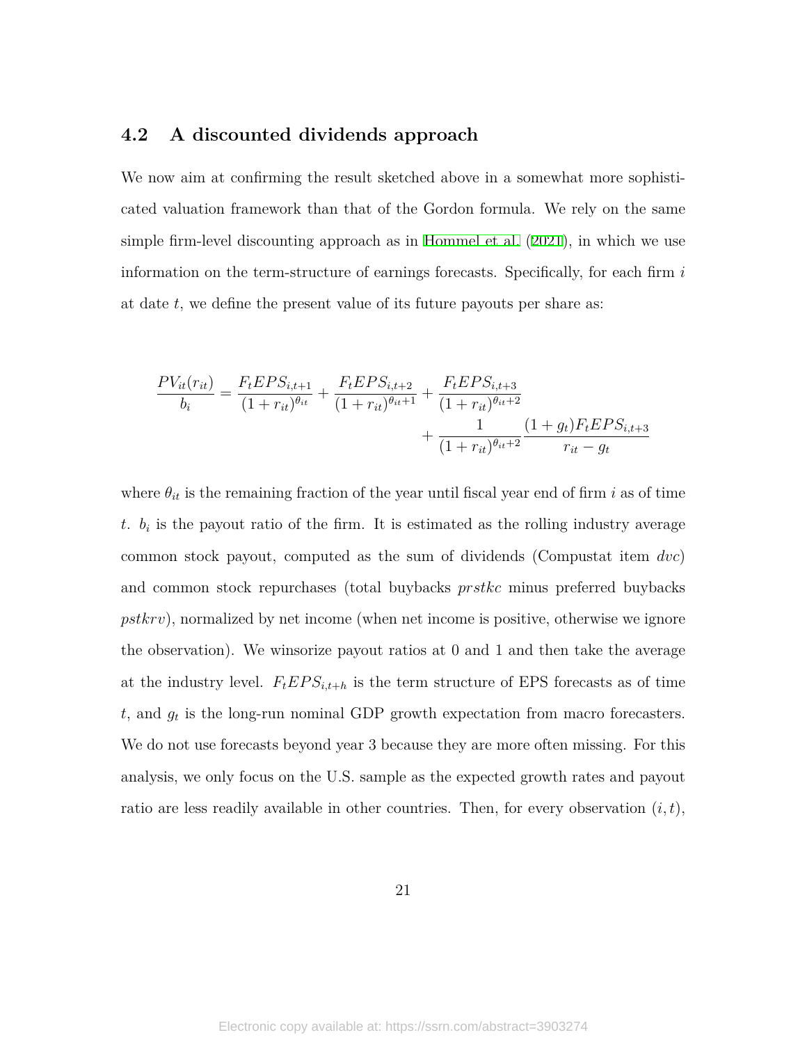## 4.2 A discounted dividends approach

We now aim at confirming the result sketched above in a somewhat more sophisticated valuation framework than that of the Gordon formula. We rely on the same simple firm-level discounting approach as in Hommel et al. (2021), in which we use information on the term-structure of earnings forecasts. Specifically, for each firm $i$ at date $t$, we define the present value of its future payouts per share as:

$$
\begin{aligned}
\frac{PV_{it}(r_{it})}{b_i} = \frac{F_t EPS_{i,t+1}}{(1+r_{it})^{\theta_{it}}} + \frac{F_t EPS_{i,t+2}}{(1+r_{it})^{\theta_{it}+1}} + \frac{F_t EPS_{i,t+3}}{(1+r_{it})^{\theta_{it}+2}} \\
+ \frac{1}{(1+r_{it})^{\theta_{it}+2}} \frac{(1+g_t) F_t EPS_{i,t+3}}{r_{it} - g_t}
\end{aligned}
$$

where $\theta_{it}$ is the remaining fraction of the year until fiscal year end of firm $i$ as of time $t$. $b_i$ is the payout ratio of the firm. It is estimated as the rolling industry average common stock payout, computed as the sum of dividends (Compustat item *dvc*) and common stock repurchases (total buybacks *prstkc* minus preferred buybacks *pstkrv*), normalized by net income (when net income is positive, otherwise we ignore the observation). We winsorize payout ratios at 0 and 1 and then take the average at the industry level. $F_t EPS_{i,t+h}$ is the term structure of EPS forecasts as of time $t$, and $g_t$ is the long-run nominal GDP growth expectation from macro forecasters. We do not use forecasts beyond year 3 because they are more often missing. For this analysis, we only focus on the U.S. sample as the expected growth rates and payout ratio are less readily available in other countries. Then, for every observation $(i, t)$,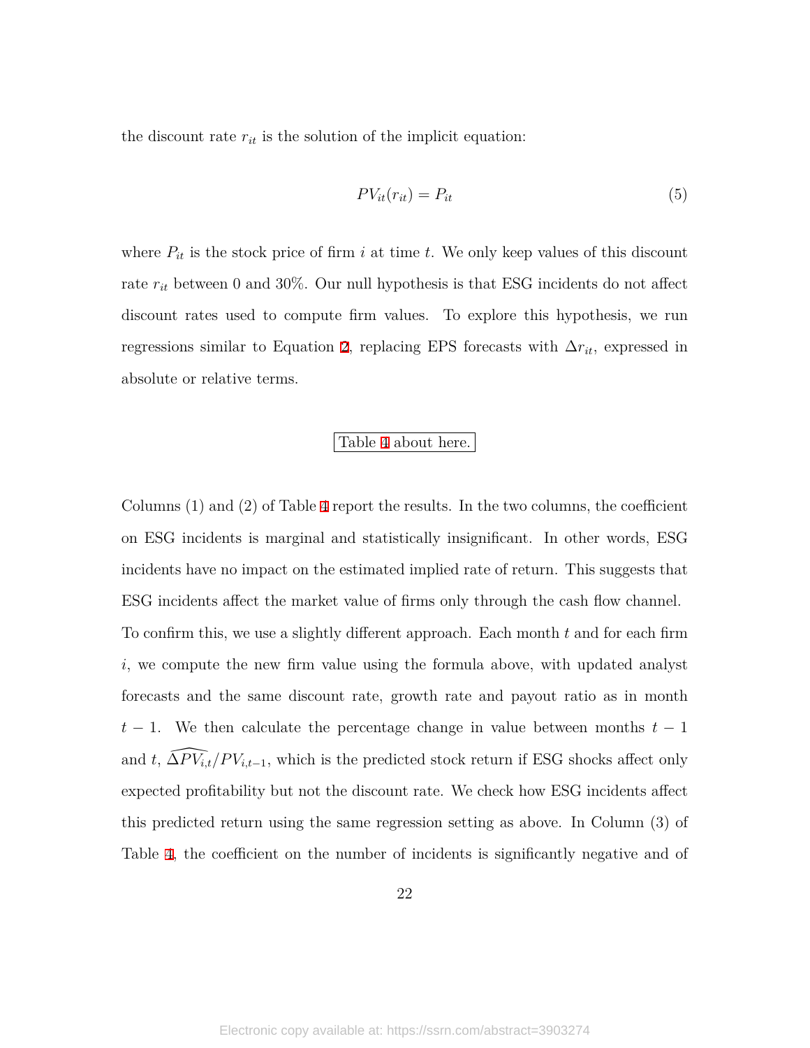the discount rate $r_{it}$ is the solution of the implicit equation:

$$PV_{it}(r_{it}) = P_{it} \tag{5}$$

where $P_{it}$ is the stock price of firm $i$ at time $t$. We only keep values of this discount rate $r_{it}$ between 0 and 30%. Our null hypothesis is that ESG incidents do not affect discount rates used to compute firm values. To explore this hypothesis, we run regressions similar to Equation 2, replacing EPS forecasts with $\Delta r_{it}$, expressed in absolute or relative terms.

Table 4 about here.

Columns (1) and (2) of Table 4 report the results. In the two columns, the coefficient on ESG incidents is marginal and statistically insignificant. In other words, ESG incidents have no impact on the estimated implied rate of return. This suggests that ESG incidents affect the market value of firms only through the cash flow channel. To confirm this, we use a slightly different approach. Each month $t$ and for each firm $i$, we compute the new firm value using the formula above, with updated analyst forecasts and the same discount rate, growth rate and payout ratio as in month $t-1$. We then calculate the percentage change in value between months $t-1$ and $t$, $\widehat{\Delta PV_{i,t}}/PV_{i,t-1}$, which is the predicted stock return if ESG shocks affect only expected profitability but not the discount rate. We check how ESG incidents affect this predicted return using the same regression setting as above. In Column (3) of Table 4, the coefficient on the number of incidents is significantly negative and of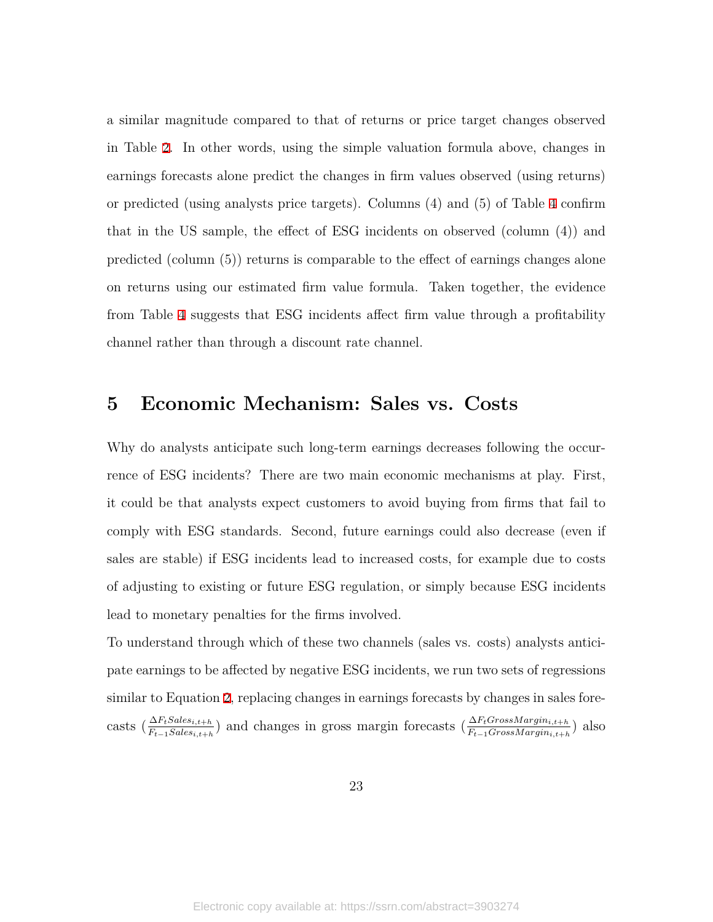a similar magnitude compared to that of returns or price target changes observed in Table 2. In other words, using the simple valuation formula above, changes in earnings forecasts alone predict the changes in firm values observed (using returns) or predicted (using analysts price targets). Columns (4) and (5) of Table 4 confirm that in the US sample, the effect of ESG incidents on observed (column (4)) and predicted (column (5)) returns is comparable to the effect of earnings changes alone on returns using our estimated firm value formula. Taken together, the evidence from Table 4 suggests that ESG incidents affect firm value through a profitability channel rather than through a discount rate channel.

# 5 Economic Mechanism: Sales vs. Costs

Why do analysts anticipate such long-term earnings decreases following the occurrence of ESG incidents? There are two main economic mechanisms at play. First, it could be that analysts expect customers to avoid buying from firms that fail to comply with ESG standards. Second, future earnings could also decrease (even if sales are stable) if ESG incidents lead to increased costs, for example due to costs of adjusting to existing or future ESG regulation, or simply because ESG incidents lead to monetary penalties for the firms involved.

To understand through which of these two channels (sales vs. costs) analysts anticipate earnings to be affected by negative ESG incidents, we run two sets of regressions similar to Equation 2, replacing changes in earnings forecasts by changes in sales forecasts ($\frac{\Delta F_t Sales_{i,t+h}}{F_{t-1} Sales_{i,t+h}}$) and changes in gross margin forecasts ($\frac{\Delta F_t GrossMargin_{i,t+h}}{F_{t-1} GrossMargin_{i,t+h}}$) also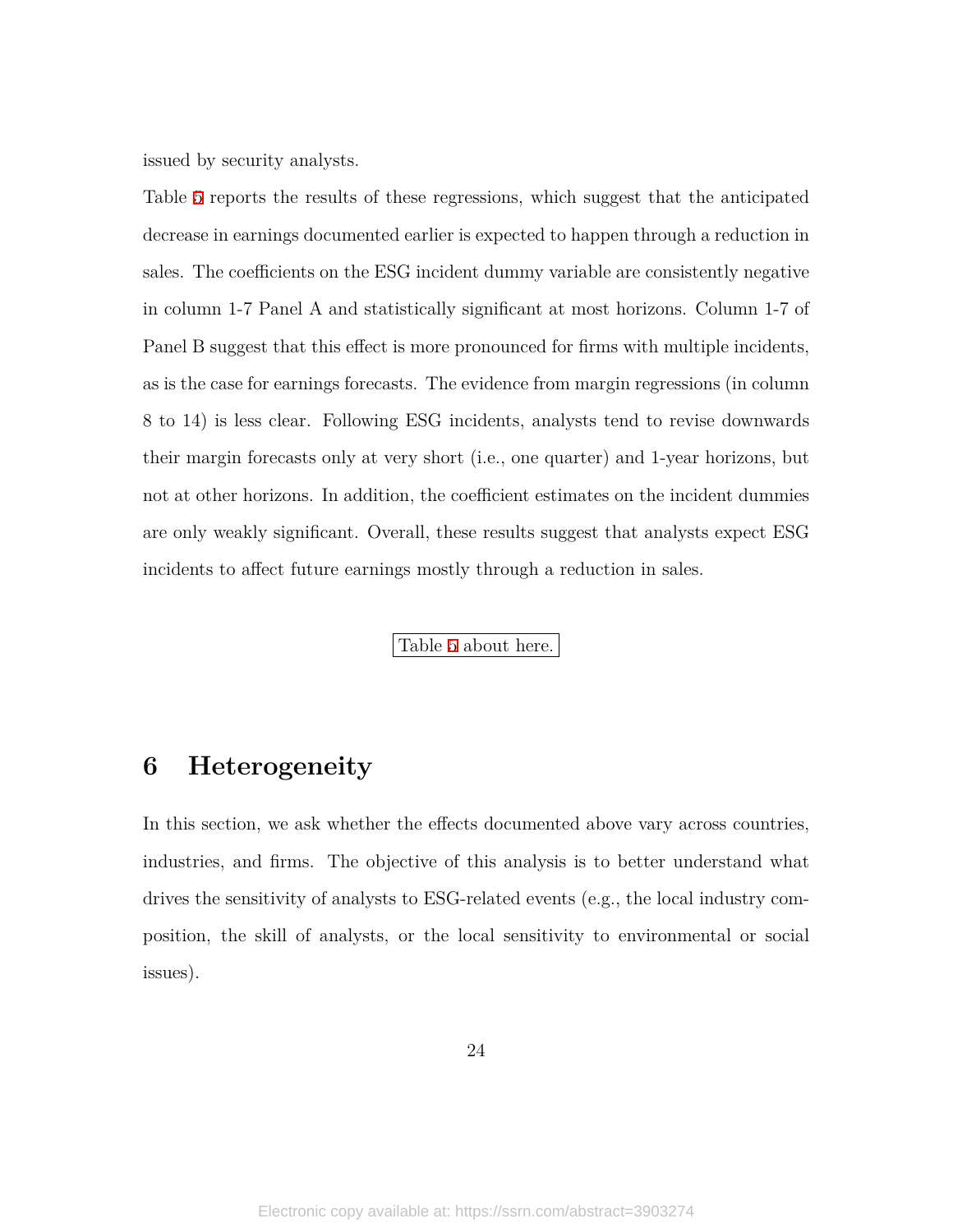issued by security analysts.

Table 5 reports the results of these regressions, which suggest that the anticipated decrease in earnings documented earlier is expected to happen through a reduction in sales. The coefficients on the ESG incident dummy variable are consistently negative in column 1-7 Panel A and statistically significant at most horizons. Column 1-7 of Panel B suggest that this effect is more pronounced for firms with multiple incidents, as is the case for earnings forecasts. The evidence from margin regressions (in column 8 to 14) is less clear. Following ESG incidents, analysts tend to revise downwards their margin forecasts only at very short (i.e., one quarter) and 1-year horizons, but not at other horizons. In addition, the coefficient estimates on the incident dummies are only weakly significant. Overall, these results suggest that analysts expect ESG incidents to affect future earnings mostly through a reduction in sales.

Table 5 about here.

## 6 Heterogeneity

In this section, we ask whether the effects documented above vary across countries, industries, and firms. The objective of this analysis is to better understand what drives the sensitivity of analysts to ESG-related events (e.g., the local industry composition, the skill of analysts, or the local sensitivity to environmental or social issues).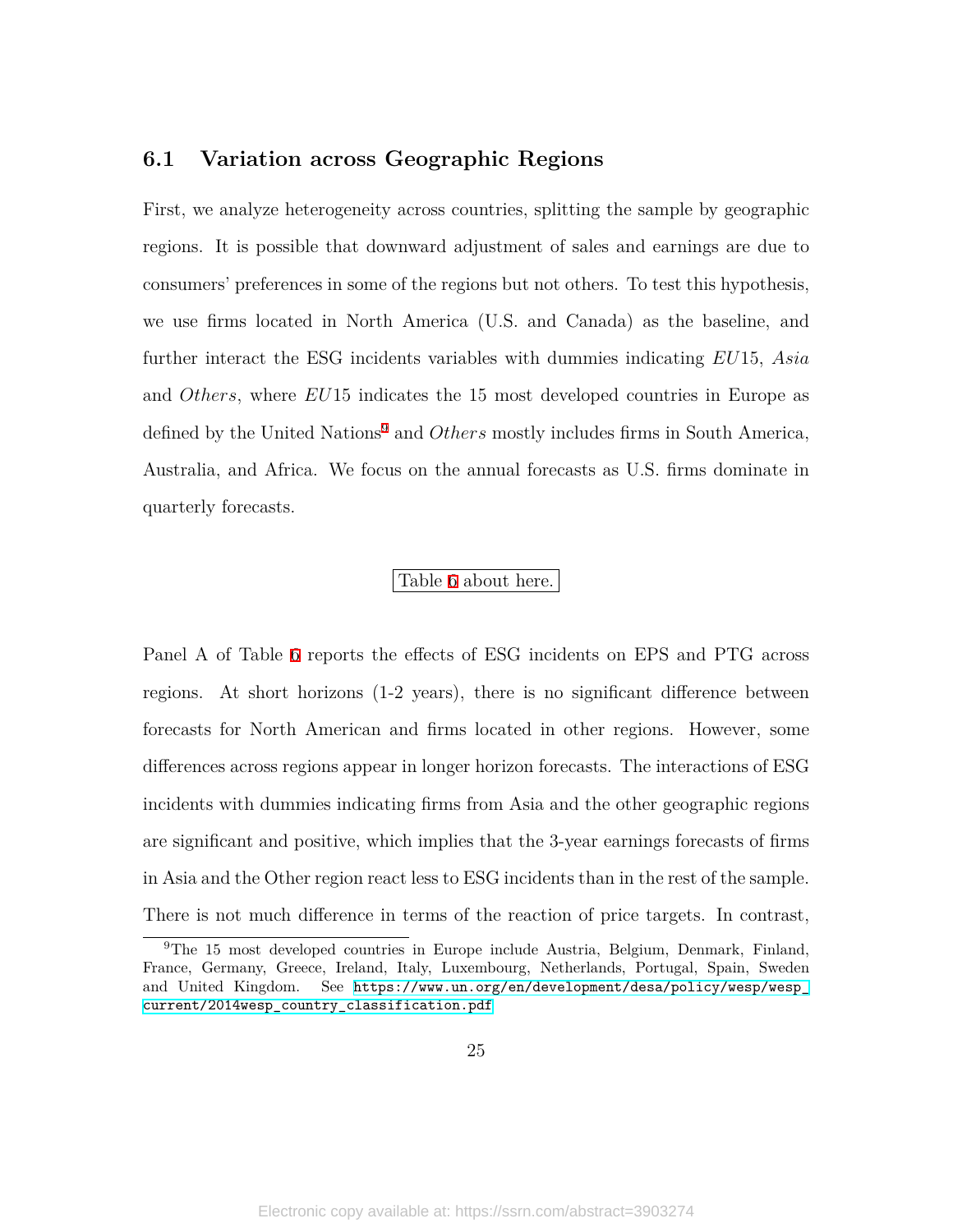## 6.1 Variation across Geographic Regions

First, we analyze heterogeneity across countries, splitting the sample by geographic regions. It is possible that downward adjustment of sales and earnings are due to consumers' preferences in some of the regions but not others. To test this hypothesis, we use firms located in North America (U.S. and Canada) as the baseline, and further interact the ESG incidents variables with dummies indicating $EU15$, $Asia$ and $Others$, where $EU15$ indicates the 15 most developed countries in Europe as defined by the United Nations[9] and $Others$ mostly includes firms in South America, Australia, and Africa. We focus on the annual forecasts as U.S. firms dominate in quarterly forecasts.

Table 6 about here.

Panel A of Table 6 reports the effects of ESG incidents on EPS and PTG across regions. At short horizons (1-2 years), there is no significant difference between forecasts for North American and firms located in other regions. However, some differences across regions appear in longer horizon forecasts. The interactions of ESG incidents with dummies indicating firms from Asia and the other geographic regions are significant and positive, which implies that the 3-year earnings forecasts of firms in Asia and the Other region react less to ESG incidents than in the rest of the sample. There is not much difference in terms of the reaction of price targets. In contrast,

[9] The 15 most developed countries in Europe include Austria, Belgium, Denmark, Finland, France, Germany, Greece, Ireland, Italy, Luxembourg, Netherlands, Portugal, Spain, Sweden and United Kingdom. See https://www.un.org/en/development/desa/policy/wesp/wesp_current/2014wesp_country_classification.pdf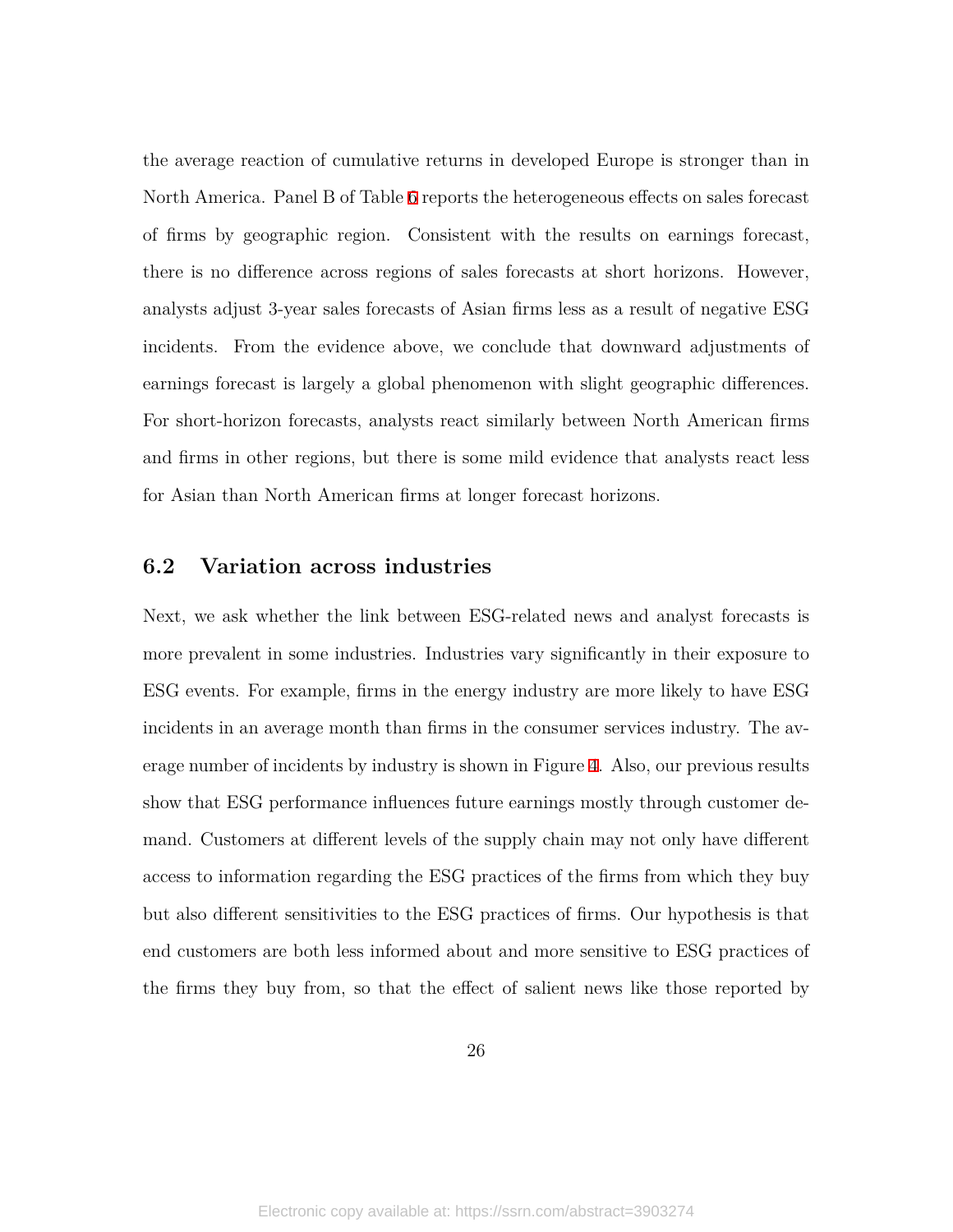the average reaction of cumulative returns in developed Europe is stronger than in North America. Panel B of Table 6 reports the heterogeneous effects on sales forecast of firms by geographic region. Consistent with the results on earnings forecast, there is no difference across regions of sales forecasts at short horizons. However, analysts adjust 3-year sales forecasts of Asian firms less as a result of negative ESG incidents. From the evidence above, we conclude that downward adjustments of earnings forecast is largely a global phenomenon with slight geographic differences. For short-horizon forecasts, analysts react similarly between North American firms and firms in other regions, but there is some mild evidence that analysts react less for Asian than North American firms at longer forecast horizons.

## 6.2 Variation across industries

Next, we ask whether the link between ESG-related news and analyst forecasts is more prevalent in some industries. Industries vary significantly in their exposure to ESG events. For example, firms in the energy industry are more likely to have ESG incidents in an average month than firms in the consumer services industry. The average number of incidents by industry is shown in Figure 4. Also, our previous results show that ESG performance influences future earnings mostly through customer demand. Customers at different levels of the supply chain may not only have different access to information regarding the ESG practices of the firms from which they buy but also different sensitivities to the ESG practices of firms. Our hypothesis is that end customers are both less informed about and more sensitive to ESG practices of the firms they buy from, so that the effect of salient news like those reported by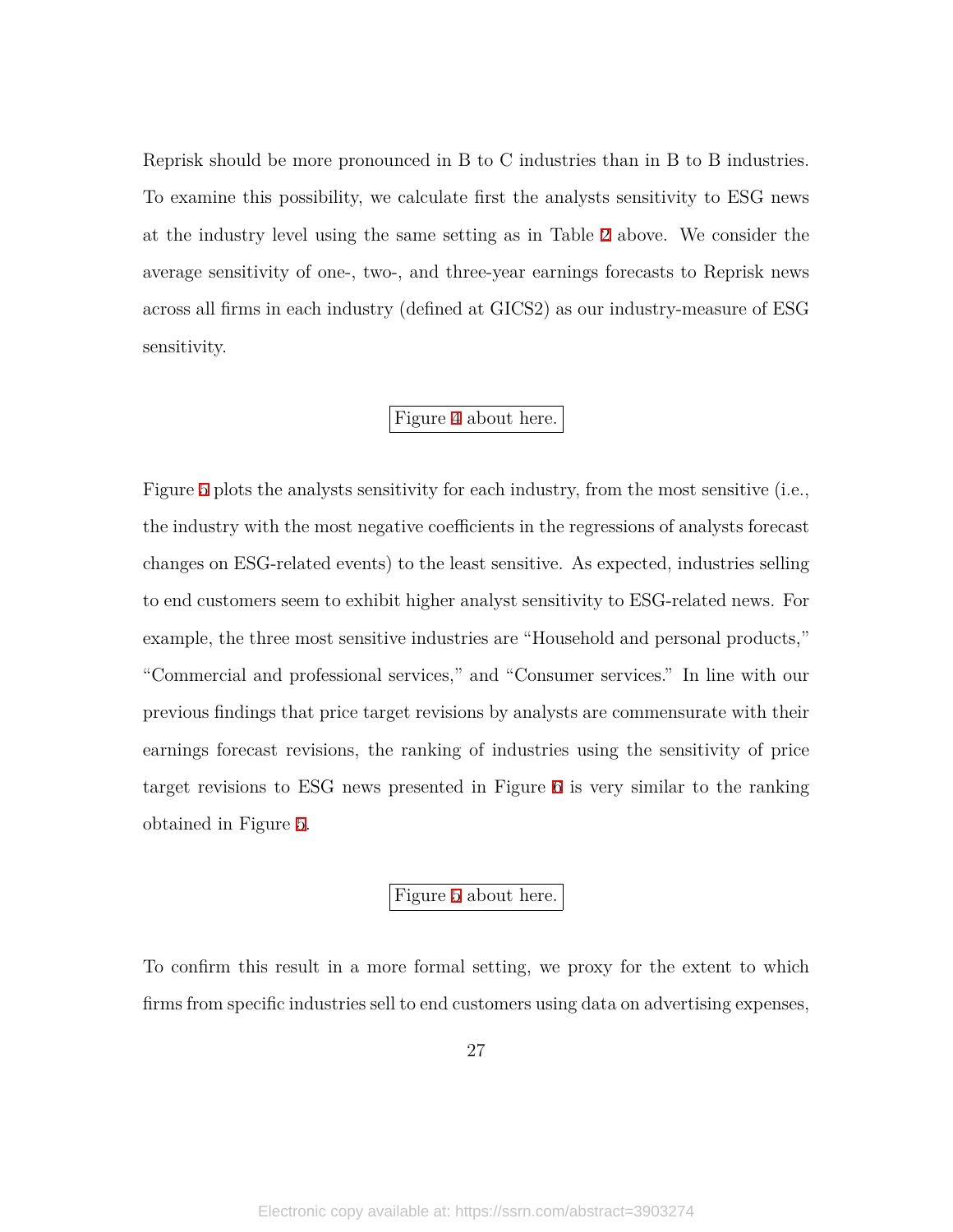Reprisk should be more pronounced in B to C industries than in B to B industries. To examine this possibility, we calculate first the analysts sensitivity to ESG news at the industry level using the same setting as in Table 2 above. We consider the average sensitivity of one-, two-, and three-year earnings forecasts to Reprisk news across all firms in each industry (defined at GICS2) as our industry-measure of ESG sensitivity.

Figure 4 about here.

Figure 5 plots the analysts sensitivity for each industry, from the most sensitive (i.e., the industry with the most negative coefficients in the regressions of analysts forecast changes on ESG-related events) to the least sensitive. As expected, industries selling to end customers seem to exhibit higher analyst sensitivity to ESG-related news. For example, the three most sensitive industries are "Household and personal products," "Commercial and professional services," and "Consumer services." In line with our previous findings that price target revisions by analysts are commensurate with their earnings forecast revisions, the ranking of industries using the sensitivity of price target revisions to ESG news presented in Figure 6 is very similar to the ranking obtained in Figure 5.

Figure 5 about here.

To confirm this result in a more formal setting, we proxy for the extent to which firms from specific industries sell to end customers using data on advertising expenses,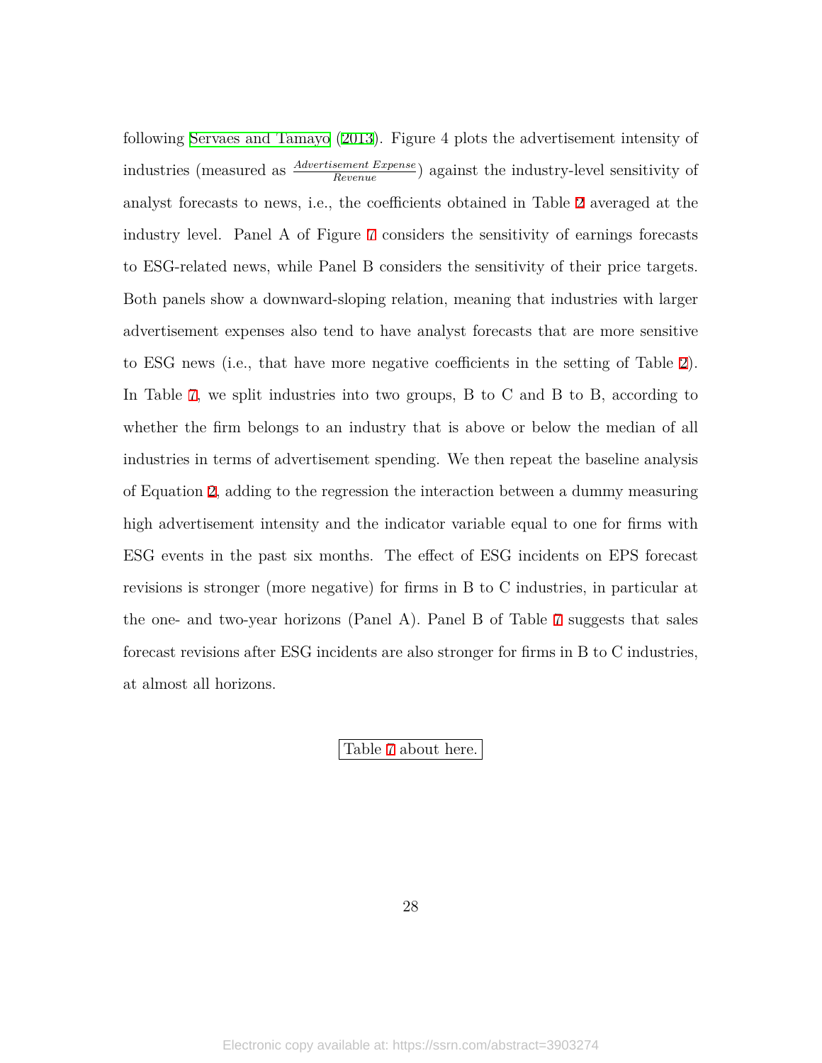following Servaes and Tamayo (2013). Figure 4 plots the advertisement intensity of industries (measured as $\frac{Advertisement\ Expense}{Revenue}$) against the industry-level sensitivity of analyst forecasts to news, i.e., the coefficients obtained in Table 2 averaged at the industry level. Panel A of Figure 7 considers the sensitivity of earnings forecasts to ESG-related news, while Panel B considers the sensitivity of their price targets. Both panels show a downward-sloping relation, meaning that industries with larger advertisement expenses also tend to have analyst forecasts that are more sensitive to ESG news (i.e., that have more negative coefficients in the setting of Table 2). In Table 7, we split industries into two groups, B to C and B to B, according to whether the firm belongs to an industry that is above or below the median of all industries in terms of advertisement spending. We then repeat the baseline analysis of Equation 2, adding to the regression the interaction between a dummy measuring high advertisement intensity and the indicator variable equal to one for firms with ESG events in the past six months. The effect of ESG incidents on EPS forecast revisions is stronger (more negative) for firms in B to C industries, in particular at the one- and two-year horizons (Panel A). Panel B of Table 7 suggests that sales forecast revisions after ESG incidents are also stronger for firms in B to C industries, at almost all horizons.

Table 7 about here.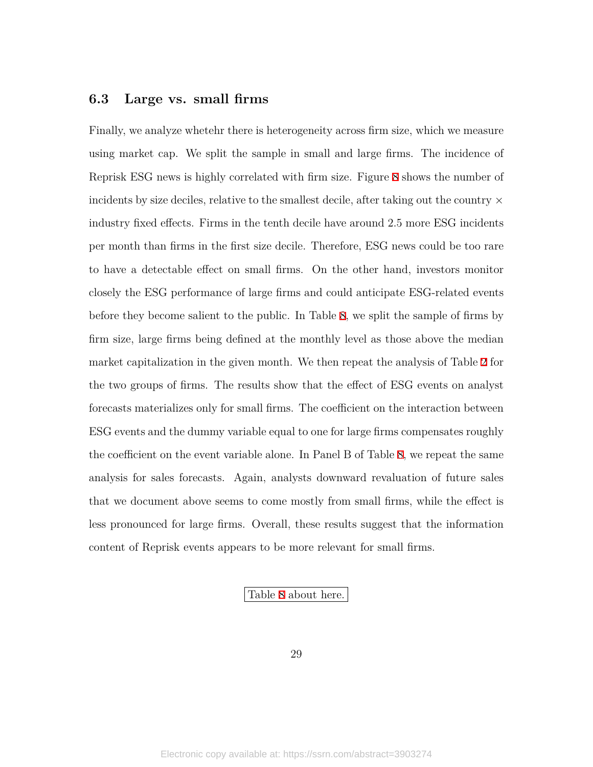### 6.3 Large vs. small firms

Finally, we analyze whetehr there is heterogeneity across firm size, which we measure using market cap. We split the sample in small and large firms. The incidence of Reprisk ESG news is highly correlated with firm size. Figure 8 shows the number of incidents by size deciles, relative to the smallest decile, after taking out the country $\times$ industry fixed effects. Firms in the tenth decile have around 2.5 more ESG incidents per month than firms in the first size decile. Therefore, ESG news could be too rare to have a detectable effect on small firms. On the other hand, investors monitor closely the ESG performance of large firms and could anticipate ESG-related events before they become salient to the public. In Table 8, we split the sample of firms by firm size, large firms being defined at the monthly level as those above the median market capitalization in the given month. We then repeat the analysis of Table 2 for the two groups of firms. The results show that the effect of ESG events on analyst forecasts materializes only for small firms. The coefficient on the interaction between ESG events and the dummy variable equal to one for large firms compensates roughly the coefficient on the event variable alone. In Panel B of Table 8, we repeat the same analysis for sales forecasts. Again, analysts downward revaluation of future sales that we document above seems to come mostly from small firms, while the effect is less pronounced for large firms. Overall, these results suggest that the information content of Reprisk events appears to be more relevant for small firms.

Table 8 about here.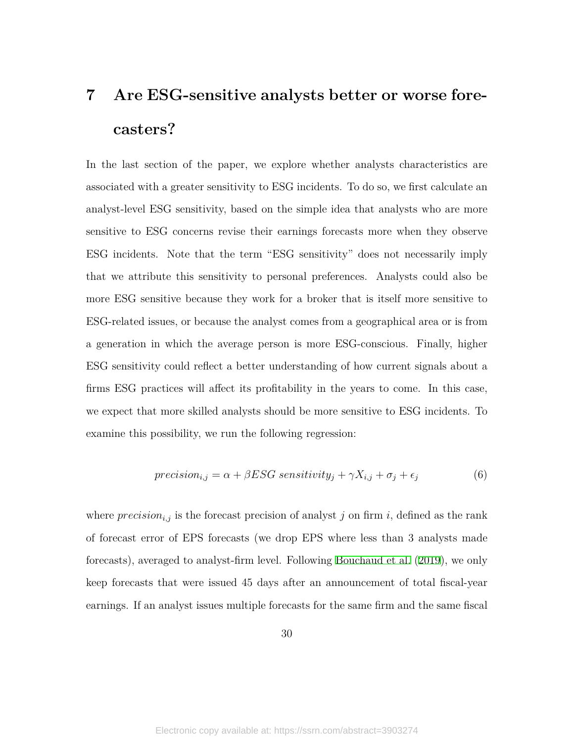# 7 Are ESG-sensitive analysts better or worse forecasters?

In the last section of the paper, we explore whether analysts characteristics are associated with a greater sensitivity to ESG incidents. To do so, we first calculate an analyst-level ESG sensitivity, based on the simple idea that analysts who are more sensitive to ESG concerns revise their earnings forecasts more when they observe ESG incidents. Note that the term "ESG sensitivity" does not necessarily imply that we attribute this sensitivity to personal preferences. Analysts could also be more ESG sensitive because they work for a broker that is itself more sensitive to ESG-related issues, or because the analyst comes from a geographical area or is from a generation in which the average person is more ESG-conscious. Finally, higher ESG sensitivity could reflect a better understanding of how current signals about a firms ESG practices will affect its profitability in the years to come. In this case, we expect that more skilled analysts should be more sensitive to ESG incidents. To examine this possibility, we run the following regression:

$$precision_{i,j} = \alpha + \beta ESG\ sensitivity_j + \gamma X_{i,j} + \sigma_j + \epsilon_j \tag{6}$$

where $precision_{i,j}$ is the forecast precision of analyst $j$ on firm $i$, defined as the rank of forecast error of EPS forecasts (we drop EPS where less than 3 analysts made forecasts), averaged to analyst-firm level. Following Bouchaud et al. (2019), we only keep forecasts that were issued 45 days after an announcement of total fiscal-year earnings. If an analyst issues multiple forecasts for the same firm and the same fiscal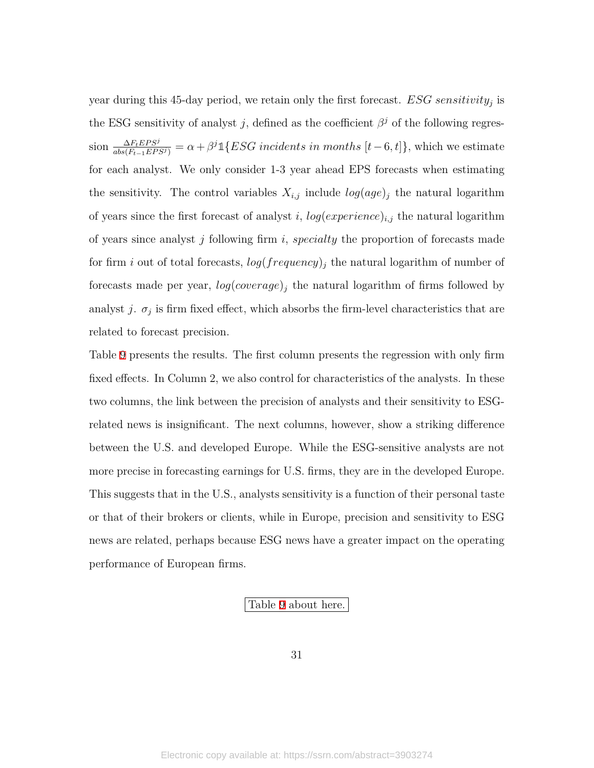year during this 45-day period, we retain only the first forecast. $ESG\ sensitivity_j$ is the ESG sensitivity of analyst $j$, defined as the coefficient $\beta^j$ of the following regression $\frac{\Delta F_t EPS^j}{abs(F_{t-1} EPS^j)} = \alpha + \beta^j \mathbb{1}\{ESG\ incidents\ in\ months\ [t-6, t]\}$, which we estimate for each analyst. We only consider 1-3 year ahead EPS forecasts when estimating the sensitivity. The control variables $X_{i,j}$ include $log(age)_j$ the natural logarithm of years since the first forecast of analyst $i$, $log(experience)_{i,j}$ the natural logarithm of years since analyst $j$ following firm $i$, *specialty* the proportion of forecasts made for firm $i$ out of total forecasts, $log(frequency)_j$ the natural logarithm of number of forecasts made per year, $log(coverage)_j$ the natural logarithm of firms followed by analyst $j$. $\sigma_j$ is firm fixed effect, which absorbs the firm-level characteristics that are related to forecast precision.

Table 9 presents the results. The first column presents the regression with only firm fixed effects. In Column 2, we also control for characteristics of the analysts. In these two columns, the link between the precision of analysts and their sensitivity to ESG-related news is insignificant. The next columns, however, show a striking difference between the U.S. and developed Europe. While the ESG-sensitive analysts are not more precise in forecasting earnings for U.S. firms, they are in the developed Europe. This suggests that in the U.S., analysts sensitivity is a function of their personal taste or that of their brokers or clients, while in Europe, precision and sensitivity to ESG news are related, perhaps because ESG news have a greater impact on the operating performance of European firms.

Table 9 about here.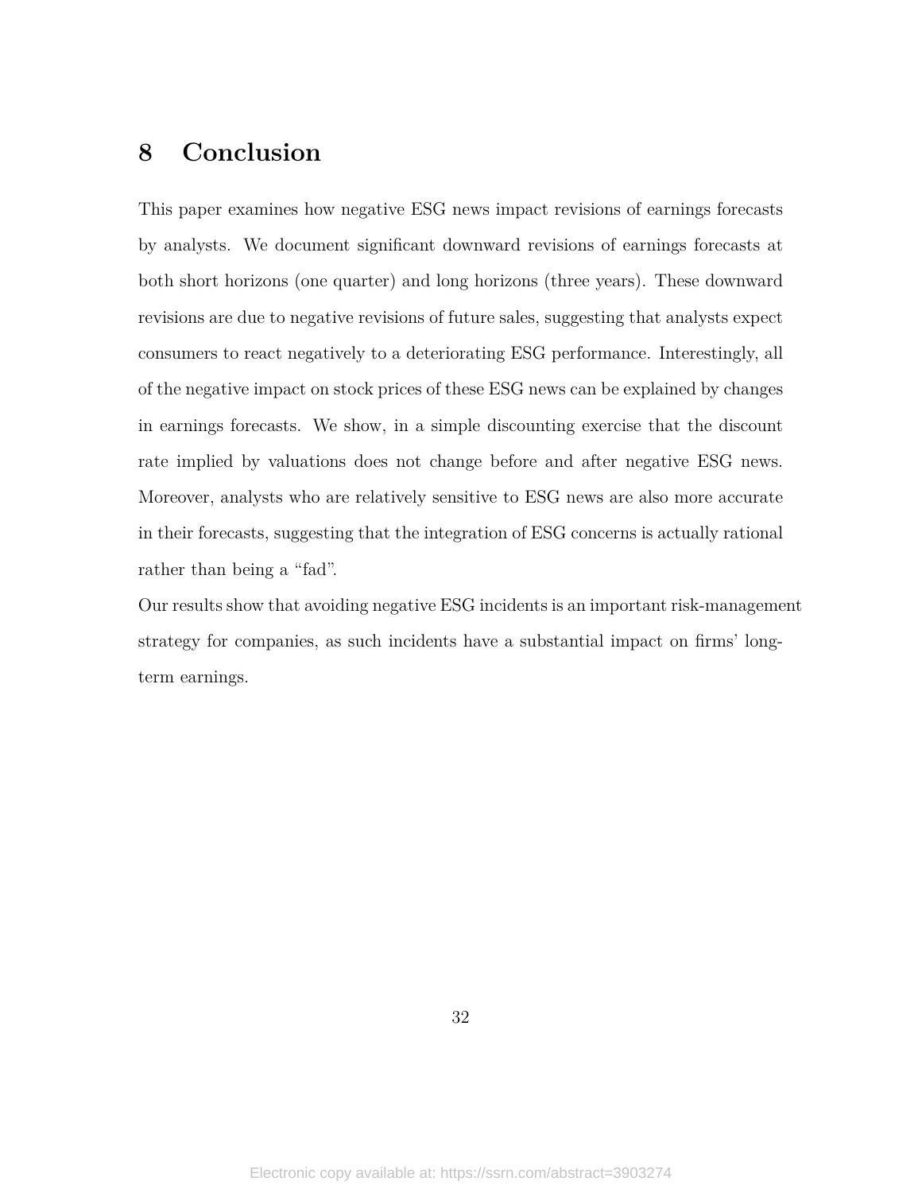# 8 Conclusion

This paper examines how negative ESG news impact revisions of earnings forecasts by analysts. We document significant downward revisions of earnings forecasts at both short horizons (one quarter) and long horizons (three years). These downward revisions are due to negative revisions of future sales, suggesting that analysts expect consumers to react negatively to a deteriorating ESG performance. Interestingly, all of the negative impact on stock prices of these ESG news can be explained by changes in earnings forecasts. We show, in a simple discounting exercise that the discount rate implied by valuations does not change before and after negative ESG news. Moreover, analysts who are relatively sensitive to ESG news are also more accurate in their forecasts, suggesting that the integration of ESG concerns is actually rational rather than being a "fad".

Our results show that avoiding negative ESG incidents is an important risk-management strategy for companies, as such incidents have a substantial impact on firms' long-term earnings.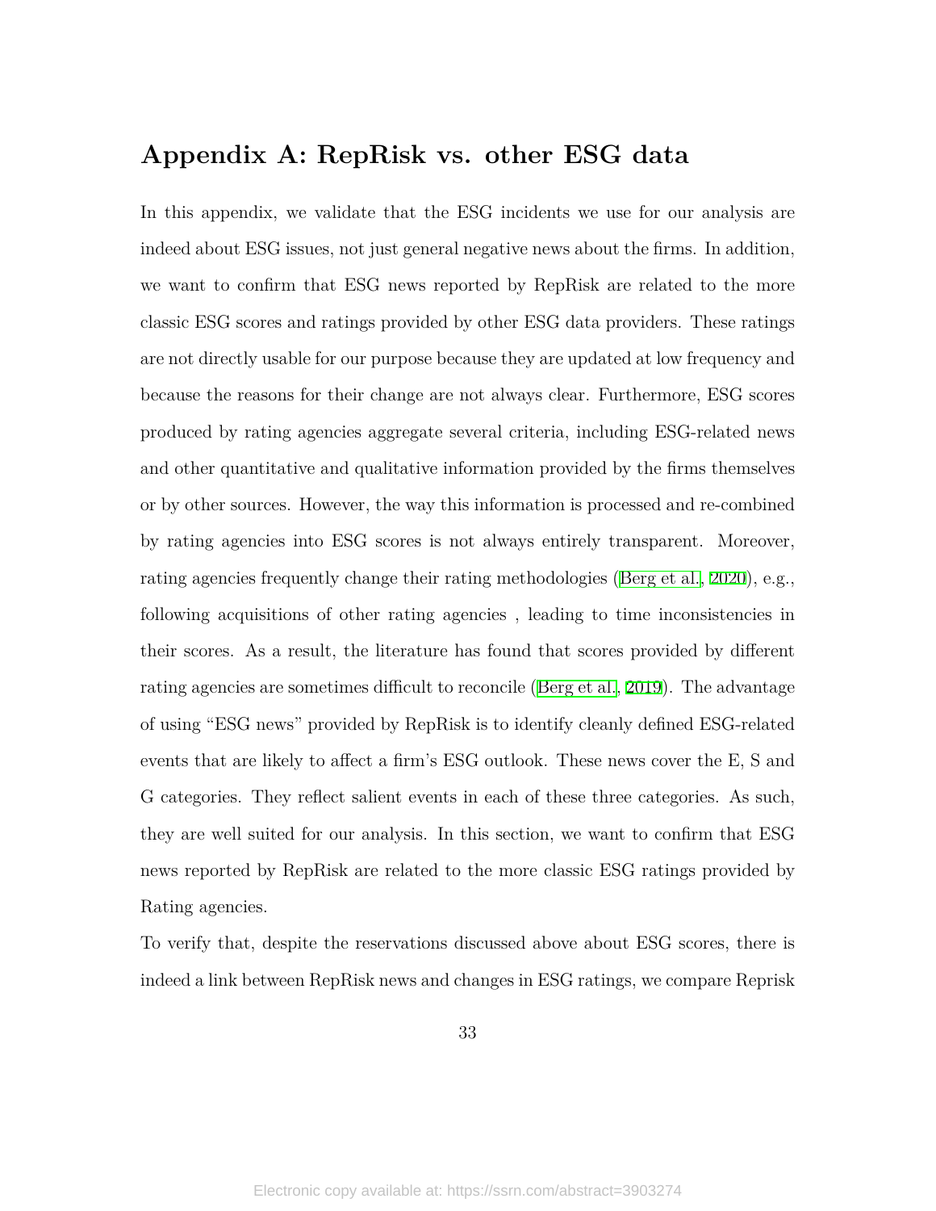# Appendix A: RepRisk vs. other ESG data

In this appendix, we validate that the ESG incidents we use for our analysis are indeed about ESG issues, not just general negative news about the firms. In addition, we want to confirm that ESG news reported by RepRisk are related to the more classic ESG scores and ratings provided by other ESG data providers. These ratings are not directly usable for our purpose because they are updated at low frequency and because the reasons for their change are not always clear. Furthermore, ESG scores produced by rating agencies aggregate several criteria, including ESG-related news and other quantitative and qualitative information provided by the firms themselves or by other sources. However, the way this information is processed and re-combined by rating agencies into ESG scores is not always entirely transparent. Moreover, rating agencies frequently change their rating methodologies (Berg et al., 2020), e.g., following acquisitions of other rating agencies , leading to time inconsistencies in their scores. As a result, the literature has found that scores provided by different rating agencies are sometimes difficult to reconcile (Berg et al., 2019). The advantage of using "ESG news" provided by RepRisk is to identify cleanly defined ESG-related events that are likely to affect a firm's ESG outlook. These news cover the E, S and G categories. They reflect salient events in each of these three categories. As such, they are well suited for our analysis. In this section, we want to confirm that ESG news reported by RepRisk are related to the more classic ESG ratings provided by Rating agencies.

To verify that, despite the reservations discussed above about ESG scores, there is indeed a link between RepRisk news and changes in ESG ratings, we compare Reprisk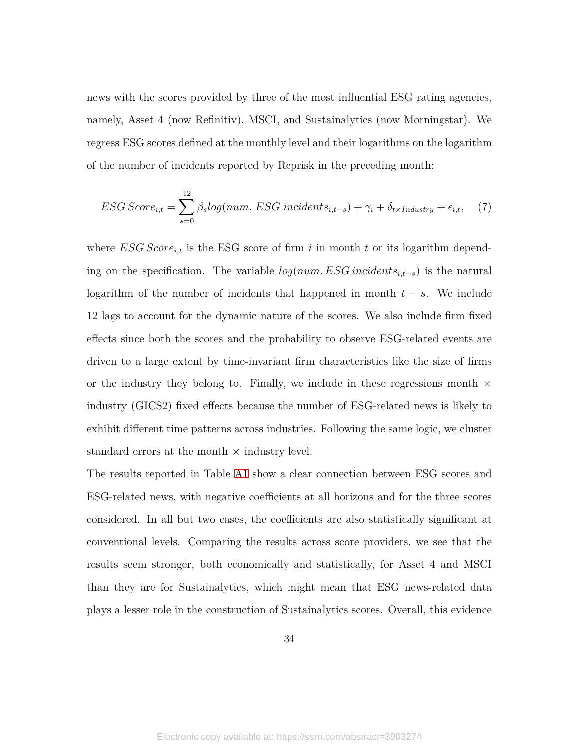news with the scores provided by three of the most influential ESG rating agencies, namely, Asset 4 (now Refinitiv), MSCI, and Sustainalytics (now Morningstar). We regress ESG scores defined at the monthly level and their logarithms on the logarithm of the number of incidents reported by Reprisk in the preceding month:

$$ESG\,Score_{i,t} = \sum_{s=0}^{12} \beta_s log(num.\ ESG\ incidents_{i,t-s}) + \gamma_i + \delta_{t \times Industry} + \epsilon_{i,t}, \quad (7)$$

where $ESG\,Score_{i,t}$ is the ESG score of firm $i$ in month $t$ or its logarithm depending on the specification. The variable $log(num.\,ESG\,incidents_{i,t-s})$ is the natural logarithm of the number of incidents that happened in month $t-s$. We include 12 lags to account for the dynamic nature of the scores. We also include firm fixed effects since both the scores and the probability to observe ESG-related events are driven to a large extent by time-invariant firm characteristics like the size of firms or the industry they belong to. Finally, we include in these regressions month $\times$ industry (GICS2) fixed effects because the number of ESG-related news is likely to exhibit different time patterns across industries. Following the same logic, we cluster standard errors at the month $\times$ industry level.

The results reported in Table A1 show a clear connection between ESG scores and ESG-related news, with negative coefficients at all horizons and for the three scores considered. In all but two cases, the coefficients are also statistically significant at conventional levels. Comparing the results across score providers, we see that the results seem stronger, both economically and statistically, for Asset 4 and MSCI than they are for Sustainalytics, which might mean that ESG news-related data plays a lesser role in the construction of Sustainalytics scores. Overall, this evidence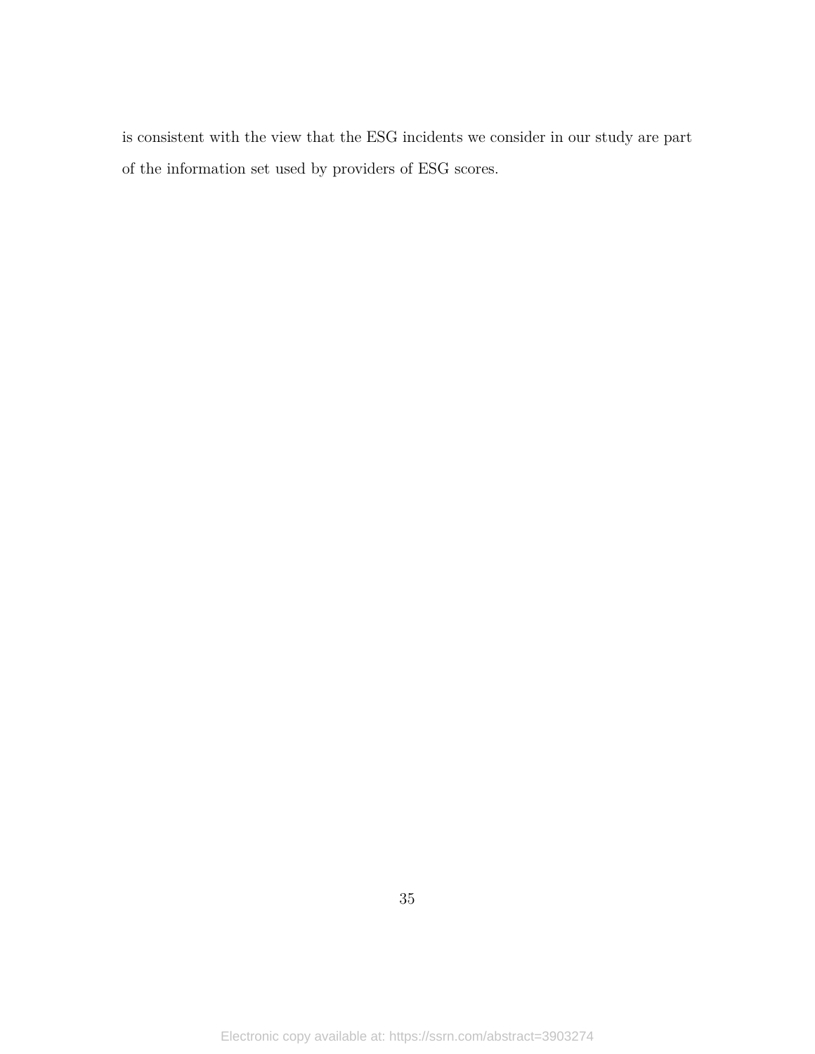is consistent with the view that the ESG incidents we consider in our study are part of the information set used by providers of ESG scores.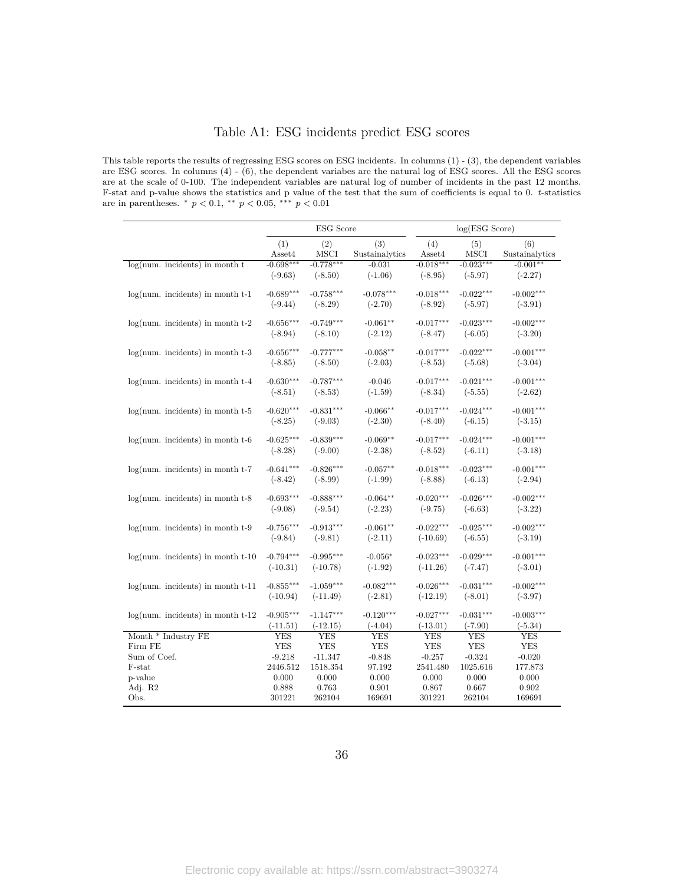# Table A1: ESG incidents predict ESG scores

This table reports the results of regressing ESG scores on ESG incidents. In columns (1) - (3), the dependent variables are ESG scores. In columns (4) - (6), the dependent variabes are the natural log of ESG scores. All the ESG scores are at the scale of 0-100. The independent variables are natural log of number of incidents in the past 12 months. F-stat and p-value shows the statistics and p value of the test that the sum of coefficients is equal to 0. *t*-statistics are in parentheses. * $p < 0.1$, ** $p < 0.05$, *** $p < 0.01$

| | ESG Score | | | log(ESG Score) | | |
|---|---|---|---|---|---|---|
| | (1) Asset4 | (2) MSCI | (3) Sustainalytics | (4) Asset4 | (5) MSCI | (6) Sustainalytics |
| log(num. incidents) in month t | -0.698*** | -0.778*** | -0.031 | -0.018*** | -0.023*** | -0.001** |
| | (-9.63) | (-8.50) | (-1.06) | (-8.95) | (-5.97) | (-2.27) |
| log(num. incidents) in month t-1 | -0.689*** | -0.758*** | -0.078*** | -0.018*** | -0.022*** | -0.002*** |
| | (-9.44) | (-8.29) | (-2.70) | (-8.92) | (-5.97) | (-3.91) |
| log(num. incidents) in month t-2 | -0.656*** | -0.749*** | -0.061** | -0.017*** | -0.023*** | -0.002*** |
| | (-8.94) | (-8.10) | (-2.12) | (-8.47) | (-6.05) | (-3.20) |
| log(num. incidents) in month t-3 | -0.656*** | -0.777*** | -0.058** | -0.017*** | -0.022*** | -0.001*** |
| | (-8.85) | (-8.50) | (-2.03) | (-8.53) | (-5.68) | (-3.04) |
| log(num. incidents) in month t-4 | -0.630*** | -0.787*** | -0.046 | -0.017*** | -0.021*** | -0.001*** |
| | (-8.51) | (-8.53) | (-1.59) | (-8.34) | (-5.55) | (-2.62) |
| log(num. incidents) in month t-5 | -0.620*** | -0.831*** | -0.066** | -0.017*** | -0.024*** | -0.001*** |
| | (-8.25) | (-9.03) | (-2.30) | (-8.40) | (-6.15) | (-3.15) |
| log(num. incidents) in month t-6 | -0.625*** | -0.839*** | -0.069** | -0.017*** | -0.024*** | -0.001*** |
| | (-8.28) | (-9.00) | (-2.38) | (-8.52) | (-6.11) | (-3.18) |
| log(num. incidents) in month t-7 | -0.641*** | -0.826*** | -0.057** | -0.018*** | -0.023*** | -0.001*** |
| | (-8.42) | (-8.99) | (-1.99) | (-8.88) | (-6.13) | (-2.94) |
| log(num. incidents) in month t-8 | -0.693*** | -0.888*** | -0.064** | -0.020*** | -0.026*** | -0.002*** |
| | (-9.08) | (-9.54) | (-2.23) | (-9.75) | (-6.63) | (-3.22) |
| log(num. incidents) in month t-9 | -0.756*** | -0.913*** | -0.061** | -0.022*** | -0.025*** | -0.002*** |
| | (-9.84) | (-9.81) | (-2.11) | (-10.69) | (-6.55) | (-3.19) |
| log(num. incidents) in month t-10 | -0.794*** | -0.995*** | -0.056* | -0.023*** | -0.029*** | -0.001*** |
| | (-10.31) | (-10.78) | (-1.92) | (-11.26) | (-7.47) | (-3.01) |
| log(num. incidents) in month t-11 | -0.855*** | -1.059*** | -0.082*** | -0.026*** | -0.031*** | -0.002*** |
| | (-10.94) | (-11.49) | (-2.81) | (-12.19) | (-8.01) | (-3.97) |
| log(num. incidents) in month t-12 | -0.905*** | -1.147*** | -0.120*** | -0.027*** | -0.031*** | -0.003*** |
| | (-11.51) | (-12.15) | (-4.04) | (-13.01) | (-7.90) | (-5.34) |
| Month * Industry FE | YES | YES | YES | YES | YES | YES |
| Firm FE | YES | YES | YES | YES | YES | YES |
| Sum of Coef. | -9.218 | -11.347 | -0.848 | -0.257 | -0.324 | -0.020 |
| F-stat | 2446.512 | 1518.354 | 97.192 | 2541.480 | 1025.616 | 177.873 |
| p-value | 0.000 | 0.000 | 0.000 | 0.000 | 0.000 | 0.000 |
| Adj. R2 | 0.888 | 0.763 | 0.901 | 0.867 | 0.667 | 0.902 |
| Obs. | 301221 | 262104 | 169691 | 301221 | 262104 | 169691 |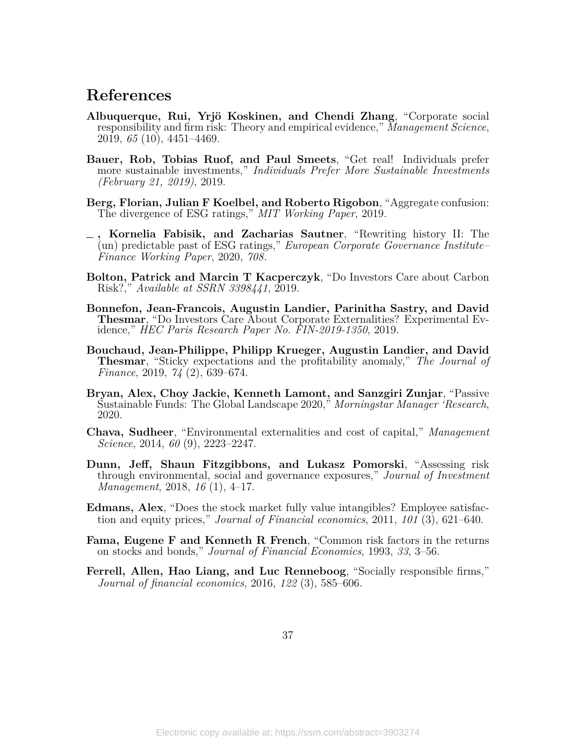# References

**Albuquerque, Rui, Yrjö Koskinen, and Chendi Zhang**, "Corporate social responsibility and firm risk: Theory and empirical evidence," *Management Science*, 2019, *65* (10), 4451–4469.

**Bauer, Rob, Tobias Ruof, and Paul Smeets**, "Get real! Individuals prefer more sustainable investments," *Individuals Prefer More Sustainable Investments (February 21, 2019)*, 2019.

**Berg, Florian, Julian F Koelbel, and Roberto Rigobon**, "Aggregate confusion: The divergence of ESG ratings," *MIT Working Paper*, 2019.

**_ , Kornelia Fabisik, and Zacharias Sautner**, "Rewriting history II: The (un) predictable past of ESG ratings," *European Corporate Governance Institute–Finance Working Paper*, 2020, *708.*

**Bolton, Patrick and Marcin T Kacperczyk**, "Do Investors Care about Carbon Risk?," *Available at SSRN 3398441*, 2019.

**Bonnefon, Jean-Francois, Augustin Landier, Parinitha Sastry, and David Thesmar**, "Do Investors Care About Corporate Externalities? Experimental Evidence," *HEC Paris Research Paper No. FIN-2019-1350*, 2019.

**Bouchaud, Jean-Philippe, Philipp Krueger, Augustin Landier, and David Thesmar**, "Sticky expectations and the profitability anomaly," *The Journal of Finance*, 2019, *74* (2), 639–674.

**Bryan, Alex, Choy Jackie, Kenneth Lamont, and Sanzgiri Zunjar**, "Passive Sustainable Funds: The Global Landscape 2020," *Morningstar Manager 'Research*, 2020.

**Chava, Sudheer**, "Environmental externalities and cost of capital," *Management Science*, 2014, *60* (9), 2223–2247.

**Dunn, Jeff, Shaun Fitzgibbons, and Lukasz Pomorski**, "Assessing risk through environmental, social and governance exposures," *Journal of Investment Management*, 2018, *16* (1), 4–17.

**Edmans, Alex**, "Does the stock market fully value intangibles? Employee satisfaction and equity prices," *Journal of Financial economics*, 2011, *101* (3), 621–640.

**Fama, Eugene F and Kenneth R French**, "Common risk factors in the returns on stocks and bonds," *Journal of Financial Economics*, 1993, *33*, 3–56.

**Ferrell, Allen, Hao Liang, and Luc Renneboog**, "Socially responsible firms," *Journal of financial economics*, 2016, *122* (3), 585–606.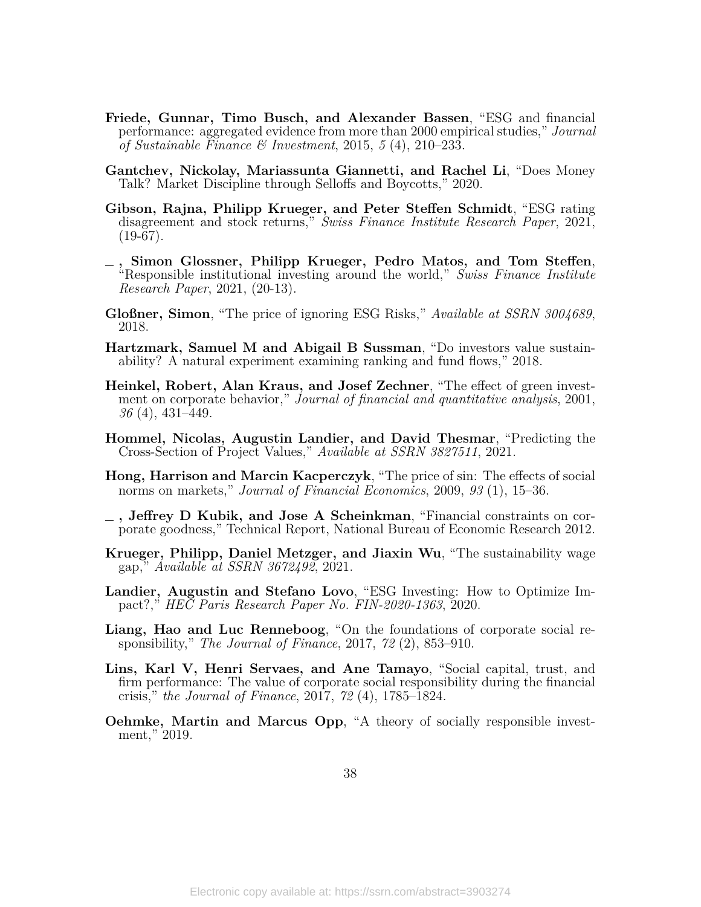**Friede, Gunnar, Timo Busch, and Alexander Bassen**, "ESG and financial performance: aggregated evidence from more than 2000 empirical studies," *Journal of Sustainable Finance & Investment*, 2015, *5* (4), 210–233.

**Gantchev, Nickolay, Mariassunta Giannetti, and Rachel Li**, "Does Money Talk? Market Discipline through Selloffs and Boycotts," 2020.

**Gibson, Rajna, Philipp Krueger, and Peter Steffen Schmidt**, "ESG rating disagreement and stock returns," *Swiss Finance Institute Research Paper*, 2021, (19-67).

**_ , Simon Glossner, Philipp Krueger, Pedro Matos, and Tom Steffen**, "Responsible institutional investing around the world," *Swiss Finance Institute Research Paper*, 2021, (20-13).

**Gloßner, Simon**, "The price of ignoring ESG Risks," *Available at SSRN 3004689*, 2018.

**Hartzmark, Samuel M and Abigail B Sussman**, "Do investors value sustainability? A natural experiment examining ranking and fund flows," 2018.

**Heinkel, Robert, Alan Kraus, and Josef Zechner**, "The effect of green investment on corporate behavior," *Journal of financial and quantitative analysis*, 2001, *36* (4), 431–449.

**Hommel, Nicolas, Augustin Landier, and David Thesmar**, "Predicting the Cross-Section of Project Values," *Available at SSRN 3827511*, 2021.

**Hong, Harrison and Marcin Kacperczyk**, "The price of sin: The effects of social norms on markets," *Journal of Financial Economics*, 2009, *93* (1), 15–36.

**_ , Jeffrey D Kubik, and Jose A Scheinkman**, "Financial constraints on corporate goodness," Technical Report, National Bureau of Economic Research 2012.

**Krueger, Philipp, Daniel Metzger, and Jiaxin Wu**, "The sustainability wage gap," *Available at SSRN 3672492*, 2021.

**Landier, Augustin and Stefano Lovo**, "ESG Investing: How to Optimize Impact?," *HEC Paris Research Paper No. FIN-2020-1363*, 2020.

**Liang, Hao and Luc Renneboog**, "On the foundations of corporate social responsibility," *The Journal of Finance*, 2017, *72* (2), 853–910.

**Lins, Karl V, Henri Servaes, and Ane Tamayo**, "Social capital, trust, and firm performance: The value of corporate social responsibility during the financial crisis," *the Journal of Finance*, 2017, *72* (4), 1785–1824.

**Oehmke, Martin and Marcus Opp**, "A theory of socially responsible investment," 2019.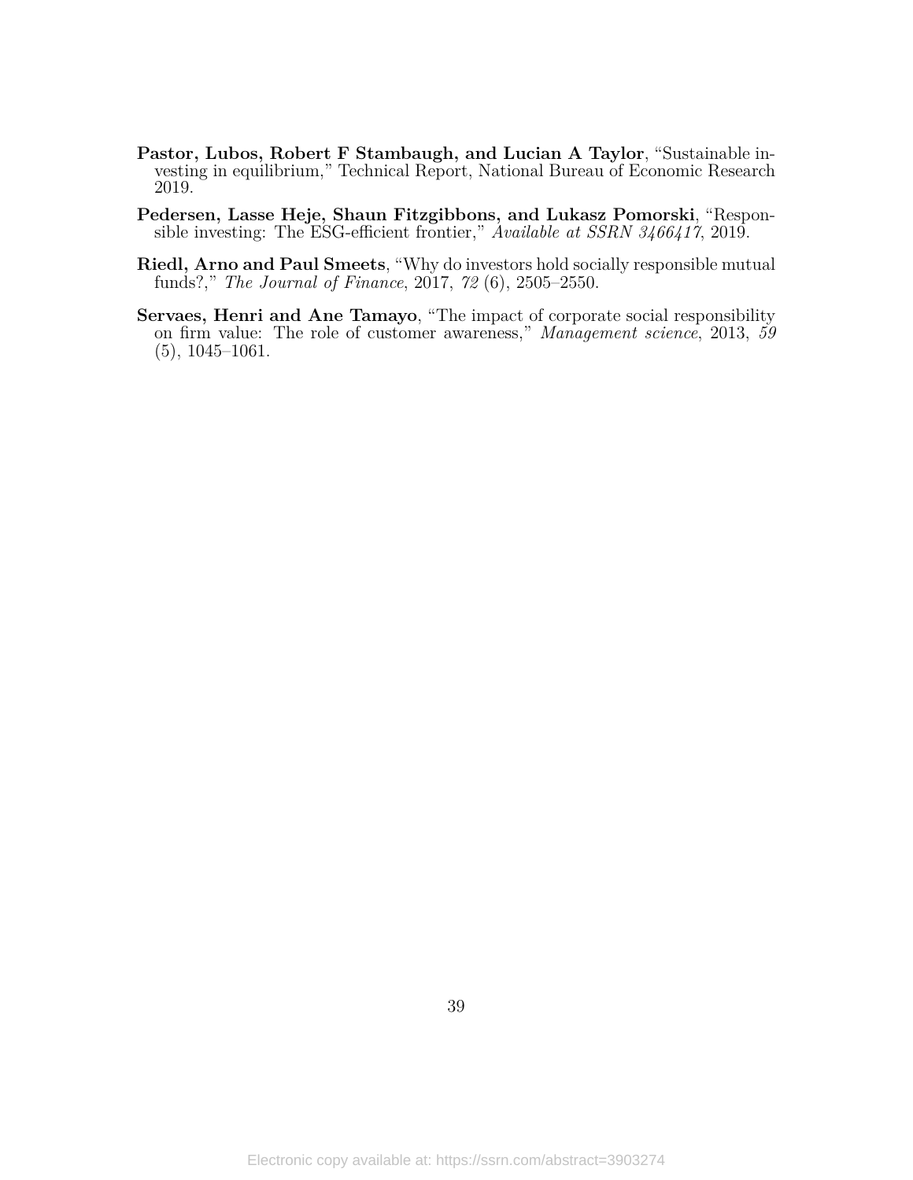**Pastor, Lubos, Robert F Stambaugh, and Lucian A Taylor**, "Sustainable investing in equilibrium," Technical Report, National Bureau of Economic Research 2019.

**Pedersen, Lasse Heje, Shaun Fitzgibbons, and Lukasz Pomorski**, "Responsible investing: The ESG-efficient frontier," *Available at SSRN 3466417*, 2019.

**Riedl, Arno and Paul Smeets**, "Why do investors hold socially responsible mutual funds?," *The Journal of Finance*, 2017, *72* (6), 2505–2550.

**Servaes, Henri and Ane Tamayo**, "The impact of corporate social responsibility on firm value: The role of customer awareness," *Management science*, 2013, *59* (5), 1045–1061.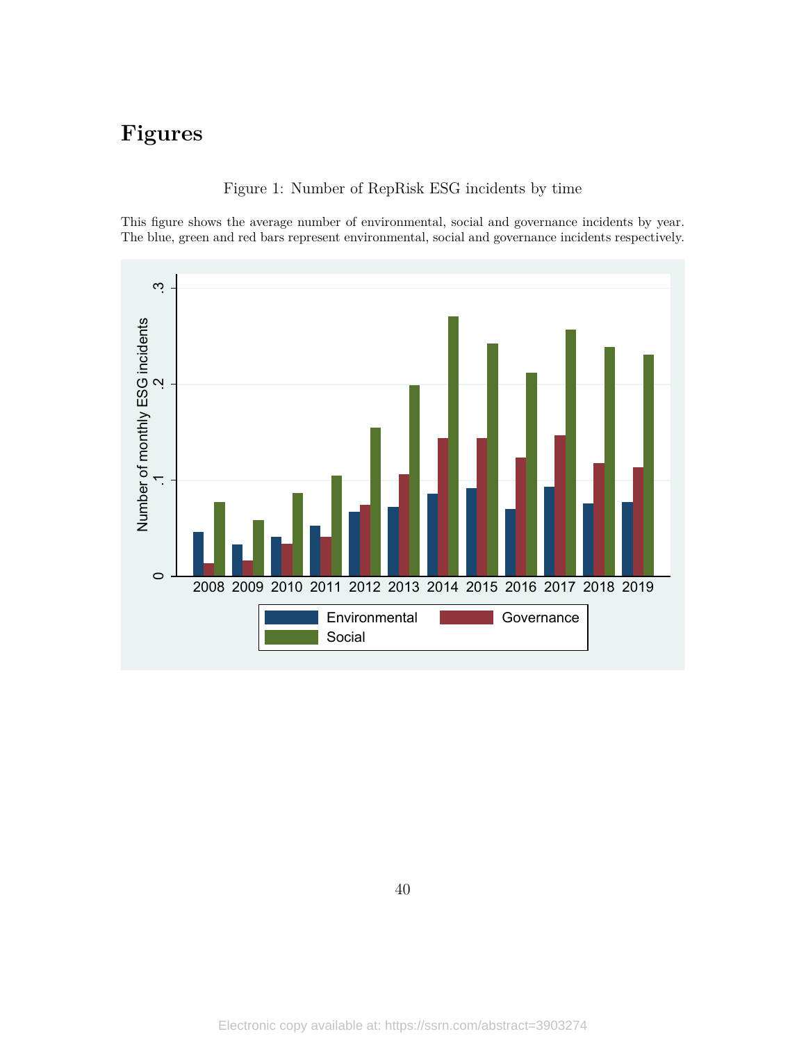# Figures

Figure 1: Number of RepRisk ESG incidents by time

This figure shows the average number of environmental, social and governance incidents by year. The blue, green and red bars represent environmental, social and governance incidents respectively.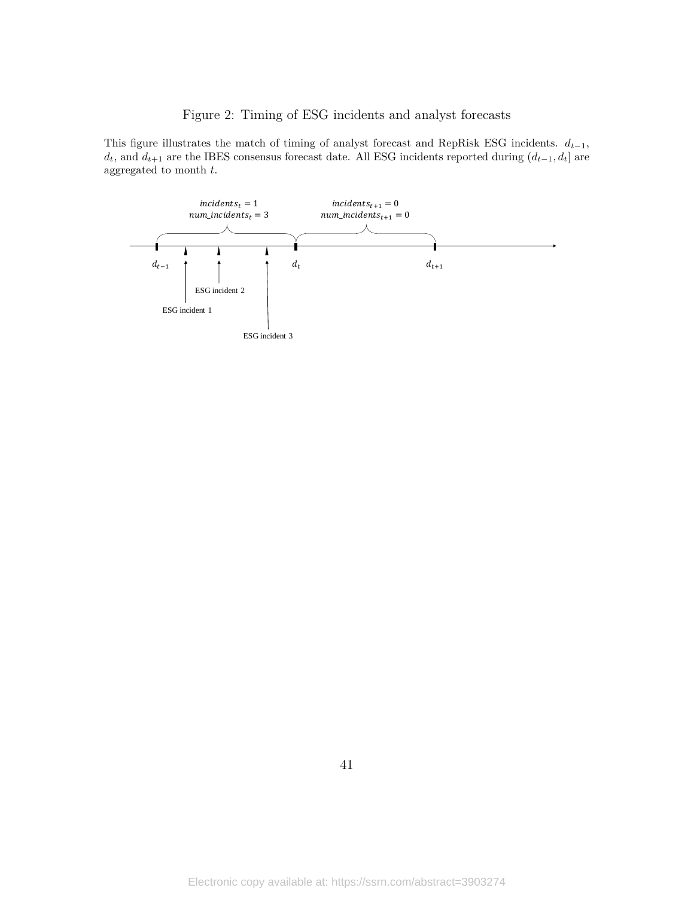Figure 2: Timing of ESG incidents and analyst forecasts

This figure illustrates the match of timing of analyst forecast and RepRisk ESG incidents. $d_{t-1}$, $d_t$, and $d_{t+1}$ are the IBES consensus forecast date. All ESG incidents reported during $(d_{t-1}, d_t]$ are aggregated to month $t$.

$incidents_t = 1$
$num\_incidents_t = 3$

$incidents_{t+1} = 0$
$num\_incidents_{t+1} = 0$

$d_{t-1}$ $d_t$ $d_{t+1}$

ESG incident 1

ESG incident 2

ESG incident 3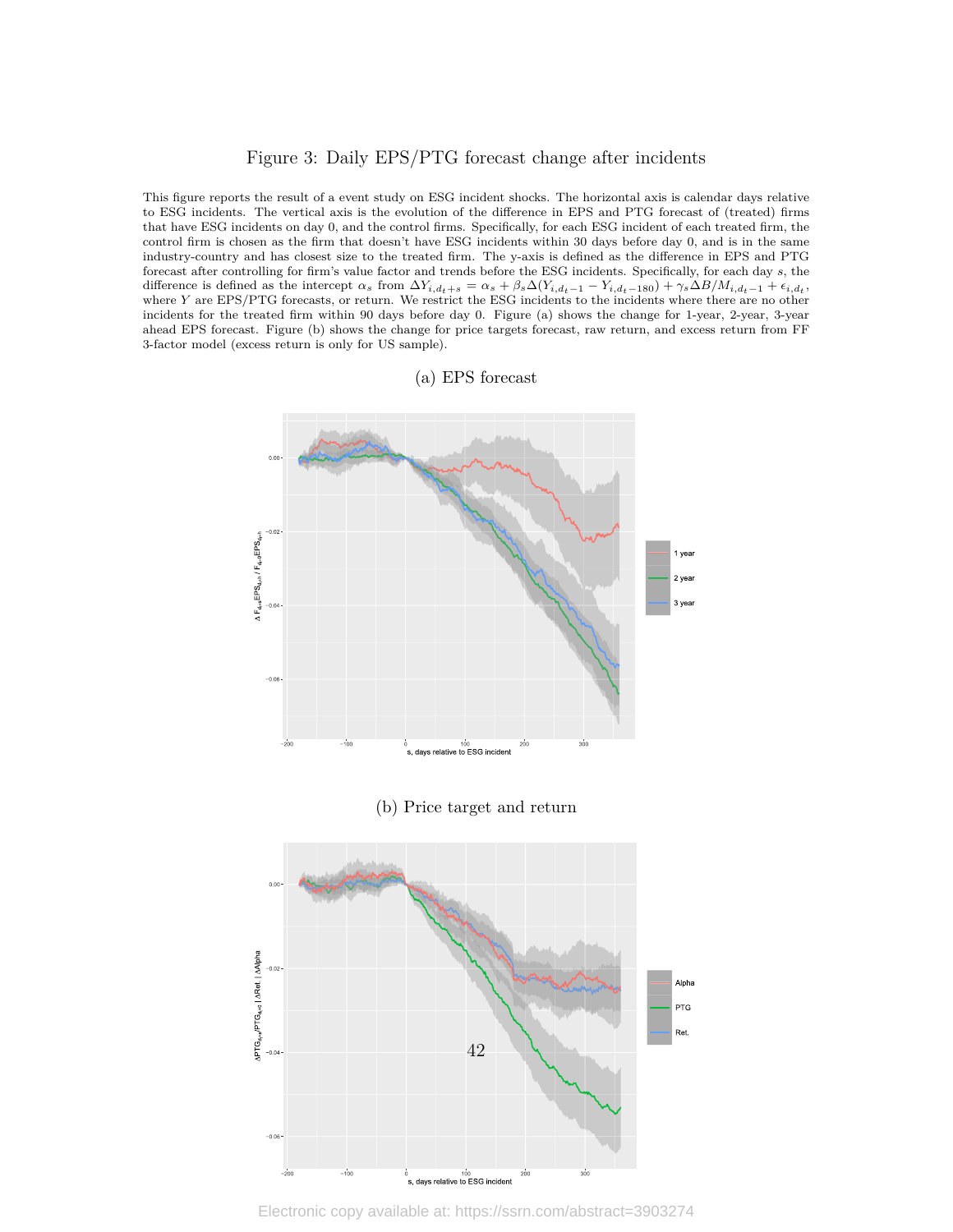# Figure 3: Daily EPS/PTG forecast change after incidents

This figure reports the result of a event study on ESG incident shocks. The horizontal axis is calendar days relative to ESG incidents. The vertical axis is the evolution of the difference in EPS and PTG forecast of (treated) firms that have ESG incidents on day 0, and the control firms. Specifically, for each ESG incident of each treated firm, the control firm is chosen as the firm that doesn't have ESG incidents within 30 days before day 0, and is in the same industry-country and has closest size to the treated firm. The y-axis is defined as the difference in EPS and PTG forecast after controlling for firm's value factor and trends before the ESG incidents. Specifically, for each day $s$, the difference is defined as the intercept $\alpha_s$ from $\Delta Y_{i,d_t+s} = \alpha_s + \beta_s \Delta(Y_{i,d_t-1} - Y_{i,d_t-180}) + \gamma_s \Delta B/M_{i,d_t-1} + \epsilon_{i,d_t}$, where $Y$ are EPS/PTG forecasts, or return. We restrict the ESG incidents to the incidents where there are no other incidents for the treated firm within 90 days before day 0. Figure (a) shows the change for 1-year, 2-year, 3-year ahead EPS forecast. Figure (b) shows the change for price targets forecast, raw return, and excess return from FF 3-factor model (excess return is only for US sample).

(a) EPS forecast

(b) Price target and return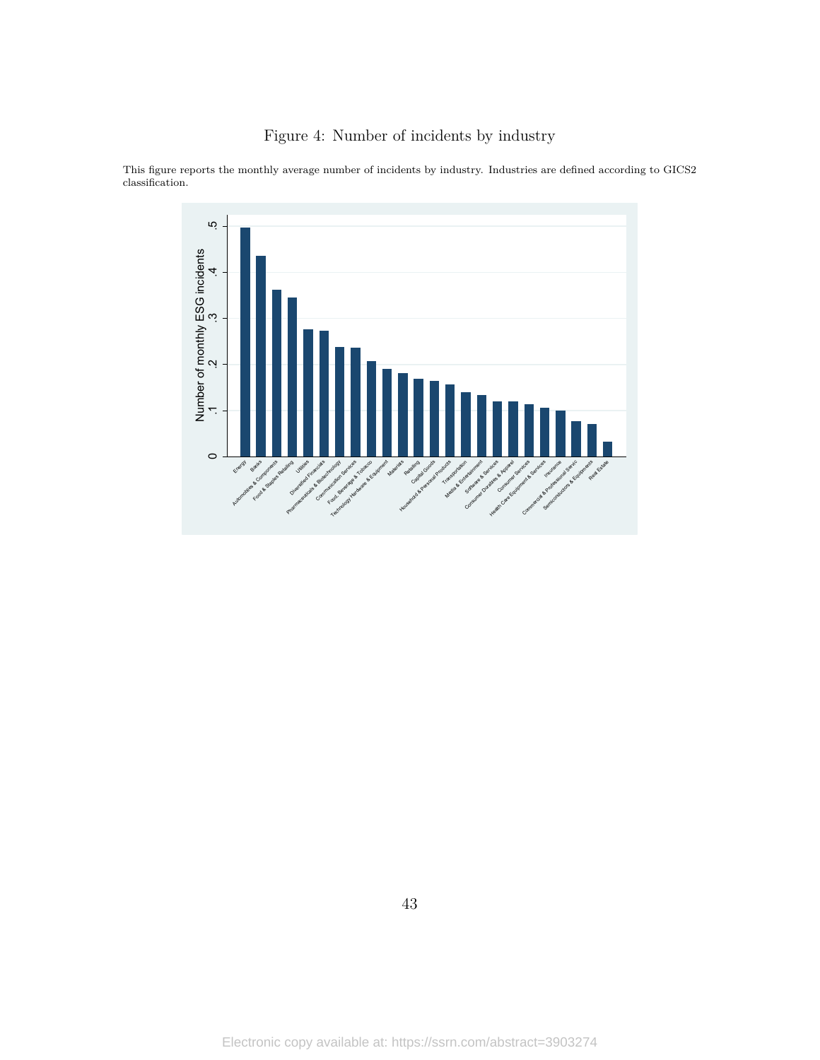# Figure 4: Number of incidents by industry

This figure reports the monthly average number of incidents by industry. Industries are defined according to GICS2 classification.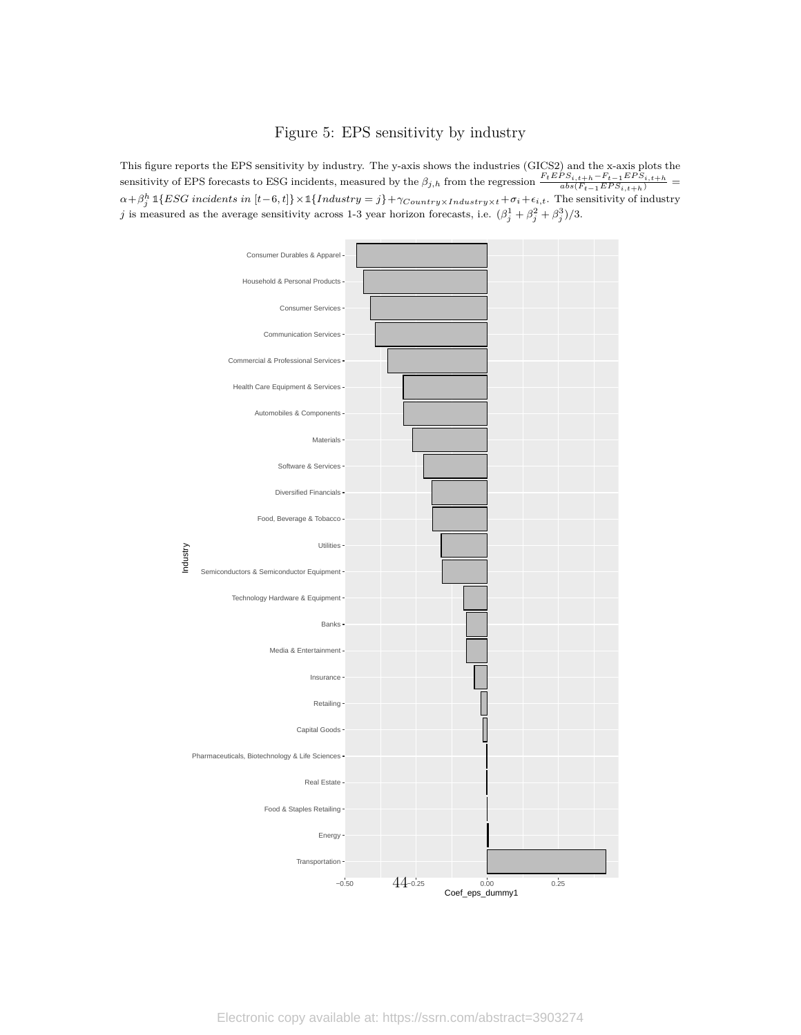# Figure 5: EPS sensitivity by industry

This figure reports the EPS sensitivity by industry. The y-axis shows the industries (GICS2) and the x-axis plots the sensitivity of EPS forecasts to ESG incidents, measured by the $\beta_{j,h}$ from the regression $\frac{F_t EPS_{i,t+h} - F_{t-1} EPS_{i,t+h}}{abs(F_{t-1} EPS_{i,t+h})} = \alpha + \beta_j^h \mathbb{1}\{ESG\ incidents\ in\ [t-6,t]\} \times \mathbb{1}\{Industry = j\} + \gamma_{Country \times Industry \times t} + \sigma_i + \epsilon_{i,t}$. The sensitivity of industry $j$ is measured as the average sensitivity across 1-3 year horizon forecasts, i.e. $(\beta_j^1 + \beta_j^2 + \beta_j^3)/3$.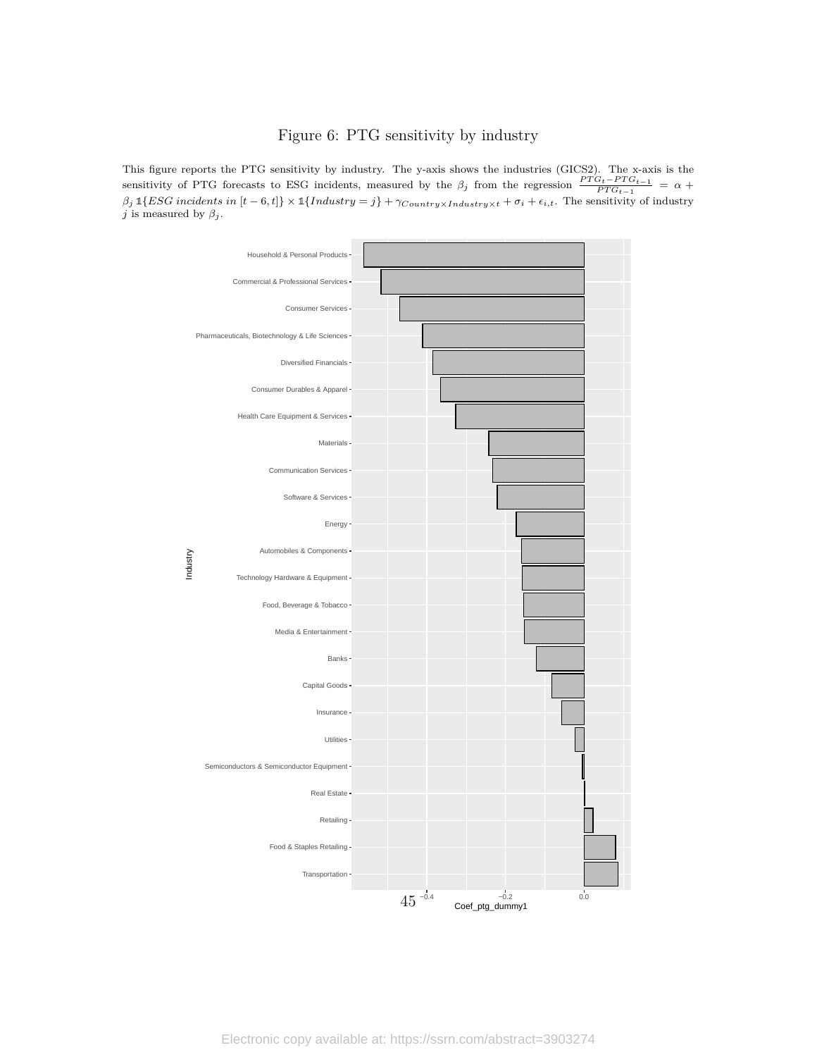# Figure 6: PTG sensitivity by industry

This figure reports the PTG sensitivity by industry. The y-axis shows the industries (GICS2). The x-axis is the sensitivity of PTG forecasts to ESG incidents, measured by the $\beta_j$ from the regression $\frac{PTG_t - PTG_{t-1}}{PTG_{t-1}} = \alpha + \beta_j \mathbb{1}\{ESG\ incidents\ in\ [t-6,t]\} \times \mathbb{1}\{Industry = j\} + \gamma_{Country \times Industry \times t} + \sigma_i + \epsilon_{i,t}$. The sensitivity of industry $j$ is measured by $\beta_j$.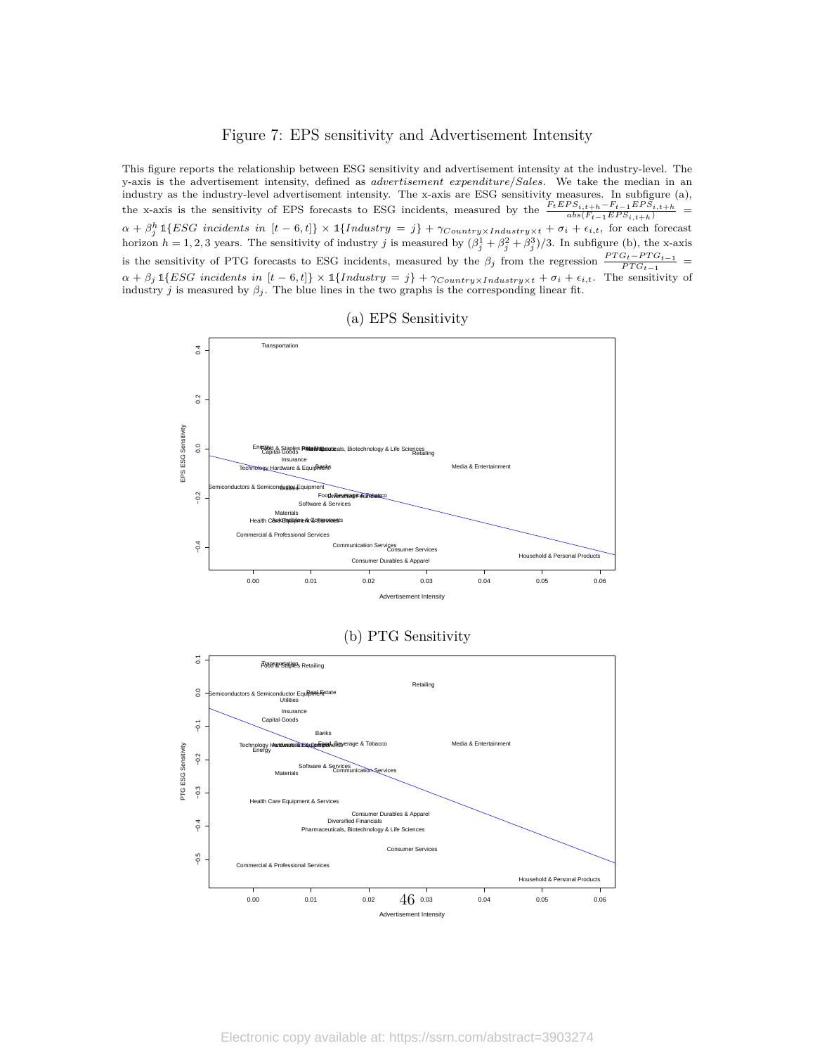# Figure 7: EPS sensitivity and Advertisement Intensity

This figure reports the relationship between ESG sensitivity and advertisement intensity at the industry-level. The y-axis is the advertisement intensity, defined as *advertisement expenditure/Sales*. We take the median in an industry as the industry-level advertisement intensity. The x-axis are ESG sensitivity measures. In subfigure (a), the x-axis is the sensitivity of EPS forecasts to ESG incidents, measured by the $\frac{F_t EPS_{i,t+h} - F_{t-1} EPS_{i,t+h}}{abs(F_{t-1} EPS_{i,t+h})} = \alpha + \beta_j^h \mathbb{1}\{ESG\ incidents\ in\ [t-6,t]\} \times \mathbb{1}\{Industry = j\} + \gamma_{Country \times Industry \times t} + \sigma_i + \epsilon_{i,t}$, for each forecast horizon $h = 1, 2, 3$ years. The sensitivity of industry $j$ is measured by $(\beta_j^1 + \beta_j^2 + \beta_j^3)/3$. In subfigure (b), the x-axis is the sensitivity of PTG forecasts to ESG incidents, measured by the $\beta_j$ from the regression $\frac{PTG_t - PTG_{t-1}}{PTG_{t-1}} = \alpha + \beta_j \mathbb{1}\{ESG\ incidents\ in\ [t-6,t]\} \times \mathbb{1}\{Industry = j\} + \gamma_{Country \times Industry \times t} + \sigma_i + \epsilon_{i,t}$. The sensitivity of industry $j$ is measured by $\beta_j$. The blue lines in the two graphs is the corresponding linear fit.

(a) EPS Sensitivity

(b) PTG Sensitivity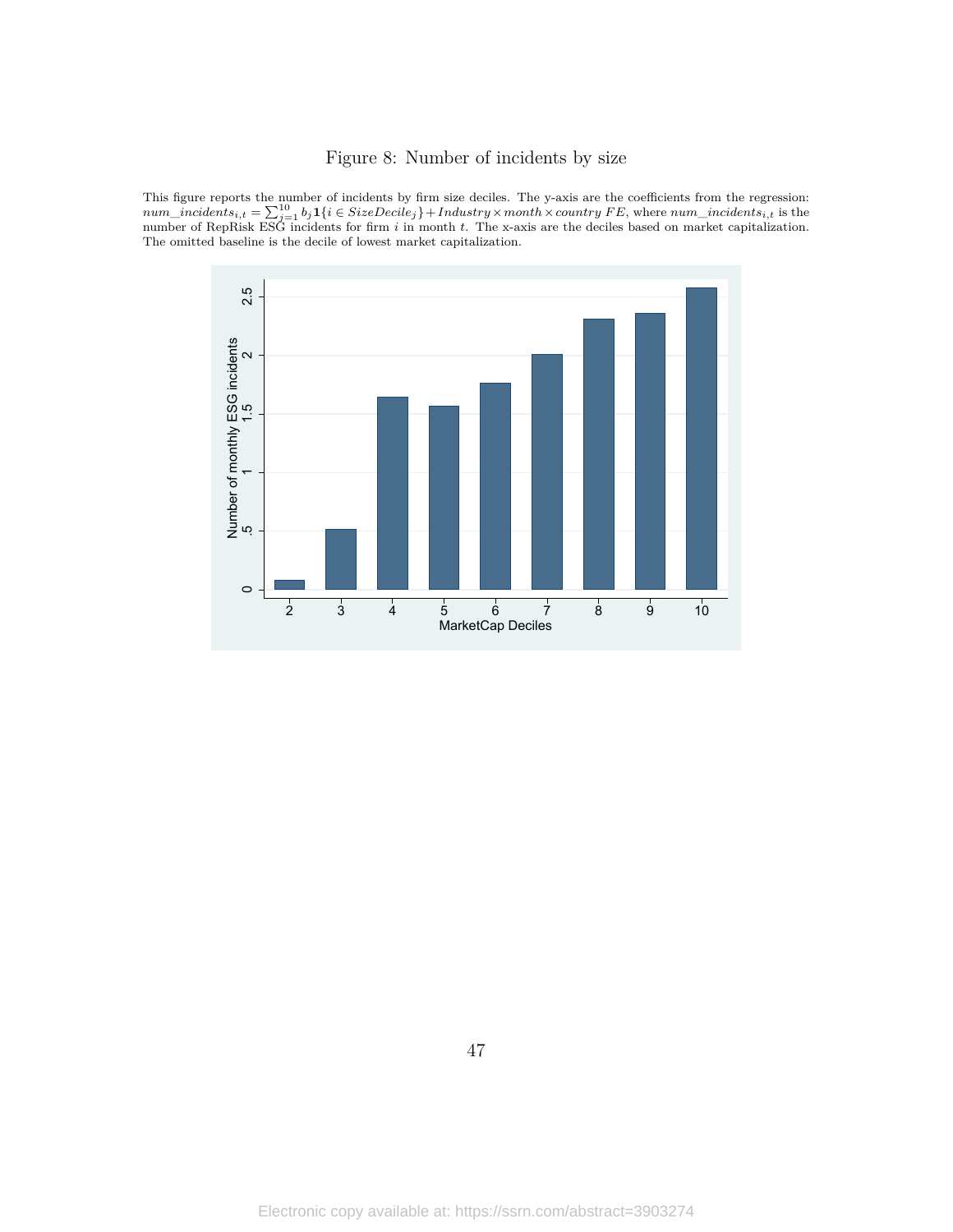# Figure 8: Number of incidents by size

This figure reports the number of incidents by firm size deciles. The y-axis are the coefficients from the regression: $num\_incidents_{i,t} = \sum_{j=1}^{10} b_j \mathbf{1}\{i \in SizeDecile_j\} + Industry \times month \times country\ FE$, where $num\_incidents_{i,t}$ is the number of RepRisk ESG incidents for firm $i$ in month $t$. The x-axis are the deciles based on market capitalization. The omitted baseline is the decile of lowest market capitalization.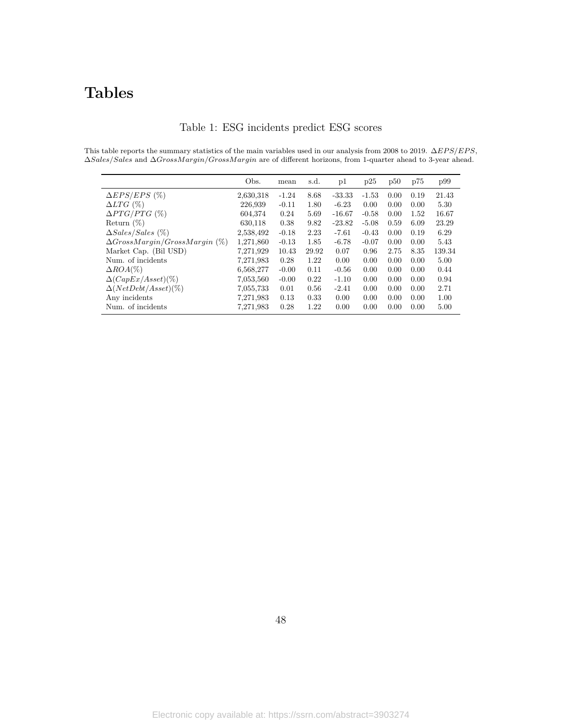# Tables

Table 1: ESG incidents predict ESG scores

This table reports the summary statistics of the main variables used in our analysis from 2008 to 2019. $\Delta EPS/EPS$, $\Delta Sales/Sales$ and $\Delta GrossMargin/GrossMargin$ are of different horizons, from 1-quarter ahead to 3-year ahead.

| | Obs. | mean | s.d. | p1 | p25 | p50 | p75 | p99 |
|---|---|---|---|---|---|---|---|---|
| $\Delta EPS/EPS$ (%) | 2,630,318 | -1.24 | 8.68 | -33.33 | -1.53 | 0.00 | 0.19 | 21.43 |
| $\Delta LTG$ (%) | 226,939 | -0.11 | 1.80 | -6.23 | 0.00 | 0.00 | 0.00 | 5.30 |
| $\Delta PTG/PTG$ (%) | 604,374 | 0.24 | 5.69 | -16.67 | -0.58 | 0.00 | 1.52 | 16.67 |
| Return (%) | 630,118 | 0.38 | 9.82 | -23.82 | -5.08 | 0.59 | 6.09 | 23.29 |
| $\Delta Sales/Sales$ (%) | 2,538,492 | -0.18 | 2.23 | -7.61 | -0.43 | 0.00 | 0.19 | 6.29 |
| $\Delta GrossMargin/GrossMargin$ (%) | 1,271,860 | -0.13 | 1.85 | -6.78 | -0.07 | 0.00 | 0.00 | 5.43 |
| Market Cap. (Bil USD) | 7,271,929 | 10.43 | 29.92 | 0.07 | 0.96 | 2.75 | 8.35 | 139.34 |
| Num. of incidents | 7,271,983 | 0.28 | 1.22 | 0.00 | 0.00 | 0.00 | 0.00 | 5.00 |
| $\Delta ROA$(%) | 6,568,277 | -0.00 | 0.11 | -0.56 | 0.00 | 0.00 | 0.00 | 0.44 |
| $\Delta(CapEx/Asset)$(%) | 7,053,560 | -0.00 | 0.22 | -1.10 | 0.00 | 0.00 | 0.00 | 0.94 |
| $\Delta(NetDebt/Asset)$(%) | 7,055,733 | 0.01 | 0.56 | -2.41 | 0.00 | 0.00 | 0.00 | 2.71 |
| Any incidents | 7,271,983 | 0.13 | 0.33 | 0.00 | 0.00 | 0.00 | 0.00 | 1.00 |
| Num. of incidents | 7,271,983 | 0.28 | 1.22 | 0.00 | 0.00 | 0.00 | 0.00 | 5.00 |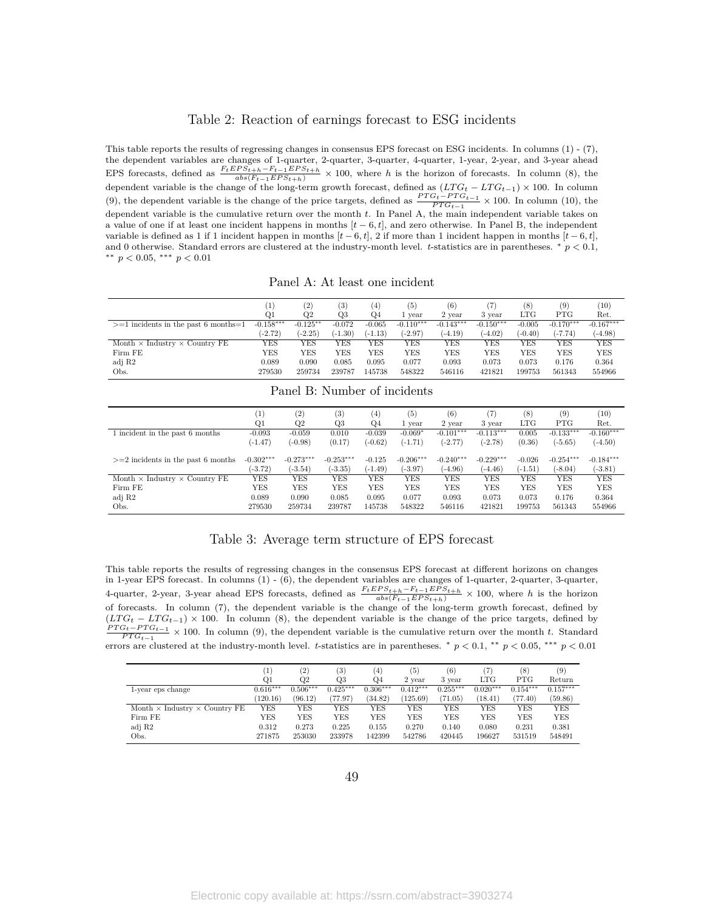## Table 2: Reaction of earnings forecast to ESG incidents

This table reports the results of regressing changes in consensus EPS forecast on ESG incidents. In columns (1) - (7), the dependent variables are changes of 1-quarter, 2-quarter, 3-quarter, 4-quarter, 1-year, 2-year, and 3-year ahead EPS forecasts, defined as $\frac{F_t EPS_{t+h} - F_{t-1} EPS_{t+h}}{abs(F_{t-1} EPS_{t+h})} \times 100$, where $h$ is the horizon of forecasts. In column (8), the dependent variable is the change of the long-term growth forecast, defined as $(LTG_t - LTG_{t-1}) \times 100$. In column (9), the dependent variable is the change of the price targets, defined as $\frac{PTG_t - PTG_{t-1}}{PTG_{t-1}} \times 100$. In column (10), the dependent variable is the cumulative return over the month $t$. In Panel A, the main independent variable takes on a value of one if at least one incident happens in months $[t-6, t]$, and zero otherwise. In Panel B, the independent variable is defined as 1 if 1 incident happen in months $[t-6, t]$, 2 if more than 1 incident happen in months $[t-6, t]$, and 0 otherwise. Standard errors are clustered at the industry-month level. $t$-statistics are in parentheses. $^{*}$ $p < 0.1$, $^{**}$ $p < 0.05$, $^{***}$ $p < 0.01$

### Panel A: At least one incident

| | (1) | (2) | (3) | (4) | (5) | (6) | (7) | (8) | (9) | (10) |
|---|---|---|---|---|---|---|---|---|---|---|
| | Q1 | Q2 | Q3 | Q4 | 1 year | 2 year | 3 year | LTG | PTG | Ret. |
| >=1 incidents in the past 6 months=1 | -0.158*** | -0.125** | -0.072 | -0.065 | -0.110*** | -0.143*** | -0.150*** | -0.005 | -0.170*** | -0.167*** |
| | (-2.72) | (-2.25) | (-1.30) | (-1.13) | (-2.97) | (-4.19) | (-4.02) | (-0.40) | (-7.74) | (-4.98) |
| Month × Industry × Country FE | YES | YES | YES | YES | YES | YES | YES | YES | YES | YES |
| Firm FE | YES | YES | YES | YES | YES | YES | YES | YES | YES | YES |
| adj R2 | 0.089 | 0.090 | 0.085 | 0.095 | 0.077 | 0.093 | 0.073 | 0.073 | 0.176 | 0.364 |
| Obs. | 279530 | 259734 | 239787 | 145738 | 548322 | 546116 | 421821 | 199753 | 561343 | 554966 |

### Panel B: Number of incidents

| | (1) | (2) | (3) | (4) | (5) | (6) | (7) | (8) | (9) | (10) |
|---|---|---|---|---|---|---|---|---|---|---|
| | Q1 | Q2 | Q3 | Q4 | 1 year | 2 year | 3 year | LTG | PTG | Ret. |
| 1 incident in the past 6 months | -0.093 | -0.059 | 0.010 | -0.039 | -0.069* | -0.101*** | -0.113*** | 0.005 | -0.133*** | -0.160*** |
| | (-1.47) | (-0.98) | (0.17) | (-0.62) | (-1.71) | (-2.77) | (-2.78) | (0.36) | (-5.65) | (-4.50) |
| >=2 incidents in the past 6 months | -0.302*** | -0.273*** | -0.253*** | -0.125 | -0.206*** | -0.240*** | -0.229*** | -0.026 | -0.254*** | -0.184*** |
| | (-3.72) | (-3.54) | (-3.35) | (-1.49) | (-3.97) | (-4.96) | (-4.46) | (-1.51) | (-8.04) | (-3.81) |
| Month × Industry × Country FE | YES | YES | YES | YES | YES | YES | YES | YES | YES | YES |
| Firm FE | YES | YES | YES | YES | YES | YES | YES | YES | YES | YES |
| adj R2 | 0.089 | 0.090 | 0.085 | 0.095 | 0.077 | 0.093 | 0.073 | 0.073 | 0.176 | 0.364 |
| Obs. | 279530 | 259734 | 239787 | 145738 | 548322 | 546116 | 421821 | 199753 | 561343 | 554966 |

## Table 3: Average term structure of EPS forecast

This table reports the results of regressing changes in the consensus EPS forecast at different horizons on changes in 1-year EPS forecast. In columns (1) - (6), the dependent variables are changes of 1-quarter, 2-quarter, 3-quarter, 4-quarter, 2-year, 3-year ahead EPS forecasts, defined as $\frac{F_t EPS_{t+h} - F_{t-1} EPS_{t+h}}{abs(F_{t-1} EPS_{t+h})} \times 100$, where $h$ is the horizon of forecasts. In column (7), the dependent variable is the change of the long-term growth forecast, defined by $(LTG_t - LTG_{t-1}) \times 100$. In column (8), the dependent variable is the change of the price targets, defined by $\frac{PTG_t - PTG_{t-1}}{PTG_{t-1}} \times 100$. In column (9), the dependent variable is the cumulative return over the month $t$. Standard errors are clustered at the industry-month level. $t$-statistics are in parentheses. $^{*}$ $p < 0.1$, $^{**}$ $p < 0.05$, $^{***}$ $p < 0.01$

| | (1) | (2) | (3) | (4) | (5) | (6) | (7) | (8) | (9) |
|---|---|---|---|---|---|---|---|---|---|
| | Q1 | Q2 | Q3 | Q4 | 2 year | 3 year | LTG | PTG | Return |
| 1-year eps change | 0.616*** | 0.506*** | 0.425*** | 0.306*** | 0.412*** | 0.255*** | 0.020*** | 0.154*** | 0.157*** |
| | (120.16) | (96.12) | (77.97) | (34.82) | (125.69) | (71.05) | (18.41) | (77.40) | (59.86) |
| Month × Industry × Country FE | YES | YES | YES | YES | YES | YES | YES | YES | YES |
| Firm FE | YES | YES | YES | YES | YES | YES | YES | YES | YES |
| adj R2 | 0.312 | 0.273 | 0.225 | 0.155 | 0.270 | 0.140 | 0.080 | 0.231 | 0.381 |
| Obs. | 271875 | 253030 | 233978 | 142399 | 542786 | 420445 | 196627 | 531519 | 548491 |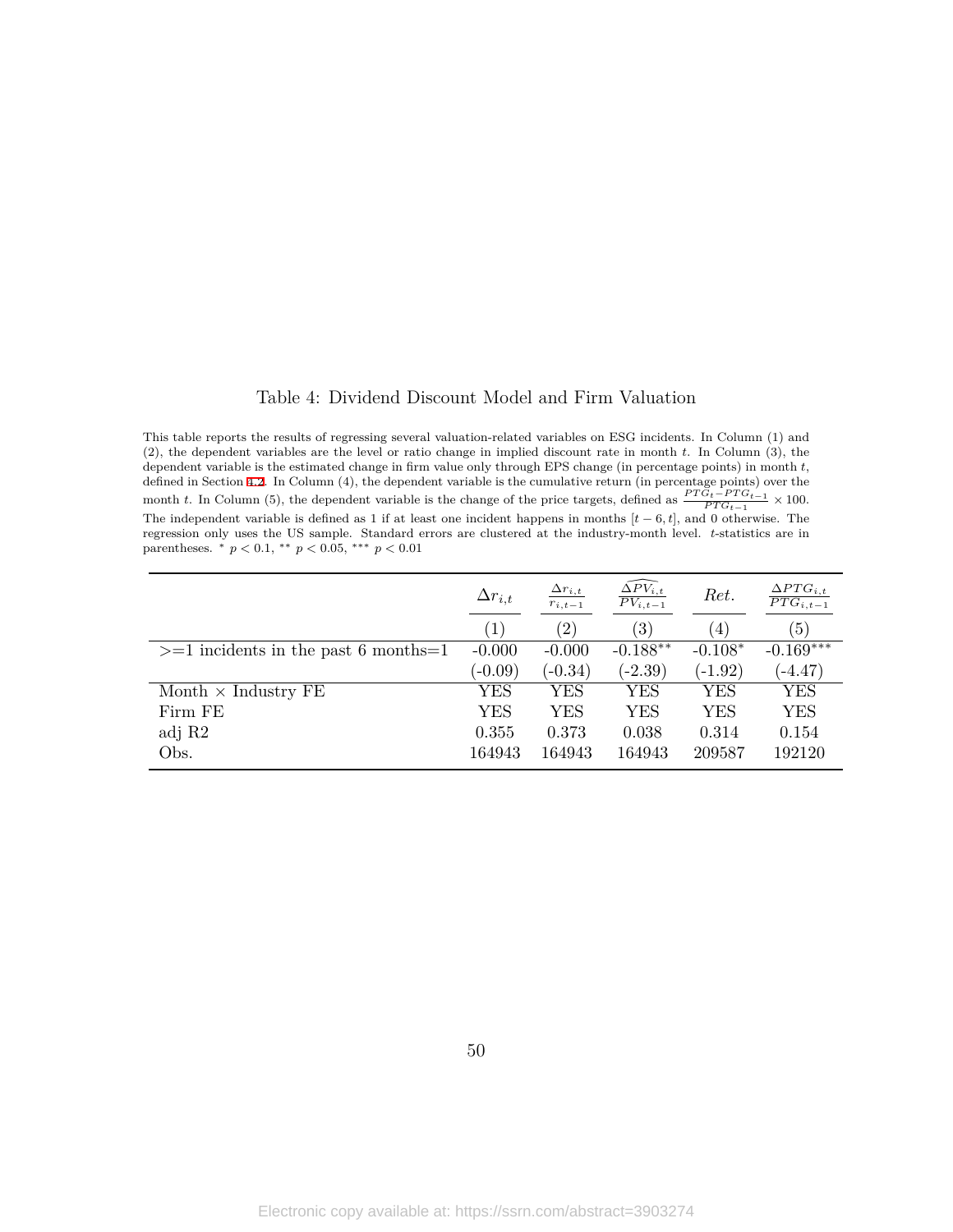## Table 4: Dividend Discount Model and Firm Valuation

This table reports the results of regressing several valuation-related variables on ESG incidents. In Column (1) and (2), the dependent variables are the level or ratio change in implied discount rate in month $t$. In Column (3), the dependent variable is the estimated change in firm value only through EPS change (in percentage points) in month $t$, defined in Section 4.2. In Column (4), the dependent variable is the cumulative return (in percentage points) over the month $t$. In Column (5), the dependent variable is the change of the price targets, defined as $\frac{PTG_t - PTG_{t-1}}{PTG_{t-1}} \times 100$. The independent variable is defined as 1 if at least one incident happens in months $[t-6, t]$, and 0 otherwise. The regression only uses the US sample. Standard errors are clustered at the industry-month level. $t$-statistics are in parentheses. $^{*}$ $p < 0.1$, $^{**}$ $p < 0.05$, $^{***}$ $p < 0.01$

| | $\Delta r_{i,t}$ | $\frac{\Delta r_{i,t}}{r_{i,t-1}}$ | $\frac{\widehat{\Delta PV_{i,t}}}{PV_{i,t-1}}$ | $Ret.$ | $\frac{\Delta PTG_{i,t}}{PTG_{i,t-1}}$ |
|---|---|---|---|---|---|
| | (1) | (2) | (3) | (4) | (5) |
| >=1 incidents in the past 6 months=1 | -0.000 | -0.000 | -0.188$^{**}$ | -0.108$^{*}$ | -0.169$^{***}$ |
| | (-0.09) | (-0.34) | (-2.39) | (-1.92) | (-4.47) |
| Month × Industry FE | YES | YES | YES | YES | YES |
| Firm FE | YES | YES | YES | YES | YES |
| adj R2 | 0.355 | 0.373 | 0.038 | 0.314 | 0.154 |
| Obs. | 164943 | 164943 | 164943 | 209587 | 192120 |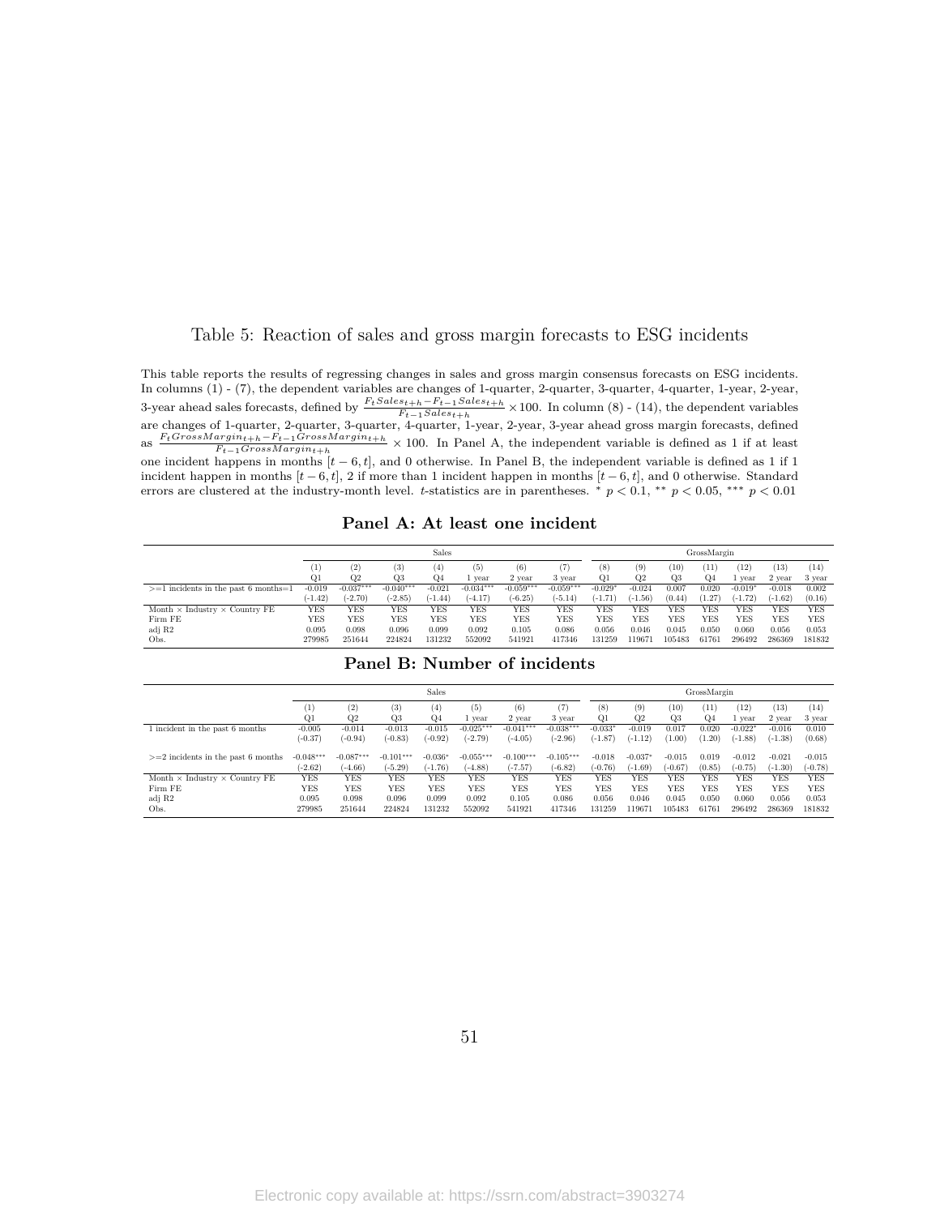# Table 5: Reaction of sales and gross margin forecasts to ESG incidents

This table reports the results of regressing changes in sales and gross margin consensus forecasts on ESG incidents. In columns (1) - (7), the dependent variables are changes of 1-quarter, 2-quarter, 3-quarter, 4-quarter, 1-year, 2-year, 3-year ahead sales forecasts, defined by $\frac{F_t Sales_{t+h} - F_{t-1} Sales_{t+h}}{F_{t-1} Sales_{t+h}} \times 100$. In column (8) - (14), the dependent variables are changes of 1-quarter, 2-quarter, 3-quarter, 4-quarter, 1-year, 2-year, 3-year ahead gross margin forecasts, defined as $\frac{F_t GrossMargin_{t+h} - F_{t-1} GrossMargin_{t+h}}{F_{t-1} GrossMargin_{t+h}} \times 100$. In Panel A, the independent variable is defined as 1 if at least one incident happens in months $[t-6, t]$, and 0 otherwise. In Panel B, the independent variable is defined as 1 if 1 incident happen in months $[t-6, t]$, 2 if more than 1 incident happen in months $[t-6, t]$, and 0 otherwise. Standard errors are clustered at the industry-month level. $t$-statistics are in parentheses. $^{*}$ $p < 0.1$, $^{**}$ $p < 0.05$, $^{***}$ $p < 0.01$

**Panel A: At least one incident**

| | Sales | | | | | | | GrossMargin | | | | | | |
|---|---|---|---|---|---|---|---|---|---|---|---|---|---|---|
| | (1) | (2) | (3) | (4) | (5) | (6) | (7) | (8) | (9) | (10) | (11) | (12) | (13) | (14) |
| | Q1 | Q2 | Q3 | Q4 | 1 year | 2 year | 3 year | Q1 | Q2 | Q3 | Q4 | 1 year | 2 year | 3 year |
| >=1 incidents in the past 6 months=1 | -0.019 | -0.037*** | -0.040*** | -0.021 | -0.034*** | -0.059*** | -0.059*** | -0.029* | -0.024 | 0.007 | 0.020 | -0.019* | -0.018 | 0.002 |
| | (-1.42) | (-2.70) | (-2.85) | (-1.44) | (-4.17) | (-6.25) | (-5.14) | (-1.71) | (-1.56) | (0.44) | (1.27) | (-1.72) | (-1.62) | (0.16) |
| Month × Industry × Country FE | YES | YES | YES | YES | YES | YES | YES | YES | YES | YES | YES | YES | YES | YES |
| Firm FE | YES | YES | YES | YES | YES | YES | YES | YES | YES | YES | YES | YES | YES | YES |
| adj R2 | 0.095 | 0.098 | 0.096 | 0.099 | 0.092 | 0.105 | 0.086 | 0.056 | 0.046 | 0.045 | 0.050 | 0.060 | 0.056 | 0.053 |
| Obs. | 279985 | 251644 | 224824 | 131232 | 552092 | 541921 | 417346 | 131259 | 119671 | 105483 | 61761 | 296492 | 286369 | 181832 |

**Panel B: Number of incidents**

| | Sales | | | | | | | GrossMargin | | | | | | |
|---|---|---|---|---|---|---|---|---|---|---|---|---|---|---|
| | (1) | (2) | (3) | (4) | (5) | (6) | (7) | (8) | (9) | (10) | (11) | (12) | (13) | (14) |
| | Q1 | Q2 | Q3 | Q4 | 1 year | 2 year | 3 year | Q1 | Q2 | Q3 | Q4 | 1 year | 2 year | 3 year |
| 1 incident in the past 6 months | -0.005 | -0.014 | -0.013 | -0.015 | -0.025*** | -0.041*** | -0.038*** | -0.033* | -0.019 | 0.017 | 0.020 | -0.022* | -0.016 | 0.010 |
| | (-0.37) | (-0.94) | (-0.83) | (-0.92) | (-2.79) | (-4.05) | (-2.96) | (-1.87) | (-1.12) | (1.00) | (1.20) | (-1.88) | (-1.38) | (0.68) |
| >=2 incidents in the past 6 months | -0.048*** | -0.087*** | -0.101*** | -0.036* | -0.055*** | -0.100*** | -0.105*** | -0.018 | -0.037* | -0.015 | 0.019 | -0.012 | -0.021 | -0.015 |
| | (-2.62) | (-4.66) | (-5.29) | (-1.76) | (-4.88) | (-7.57) | (-6.82) | (-0.76) | (-1.69) | (-0.67) | (0.85) | (-0.75) | (-1.30) | (-0.78) |
| Month × Industry × Country FE | YES | YES | YES | YES | YES | YES | YES | YES | YES | YES | YES | YES | YES | YES |
| Firm FE | YES | YES | YES | YES | YES | YES | YES | YES | YES | YES | YES | YES | YES | YES |
| adj R2 | 0.095 | 0.098 | 0.096 | 0.099 | 0.092 | 0.105 | 0.086 | 0.056 | 0.046 | 0.045 | 0.050 | 0.060 | 0.056 | 0.053 |
| Obs. | 279985 | 251644 | 224824 | 131232 | 552092 | 541921 | 417346 | 131259 | 119671 | 105483 | 61761 | 296492 | 286369 | 181832 |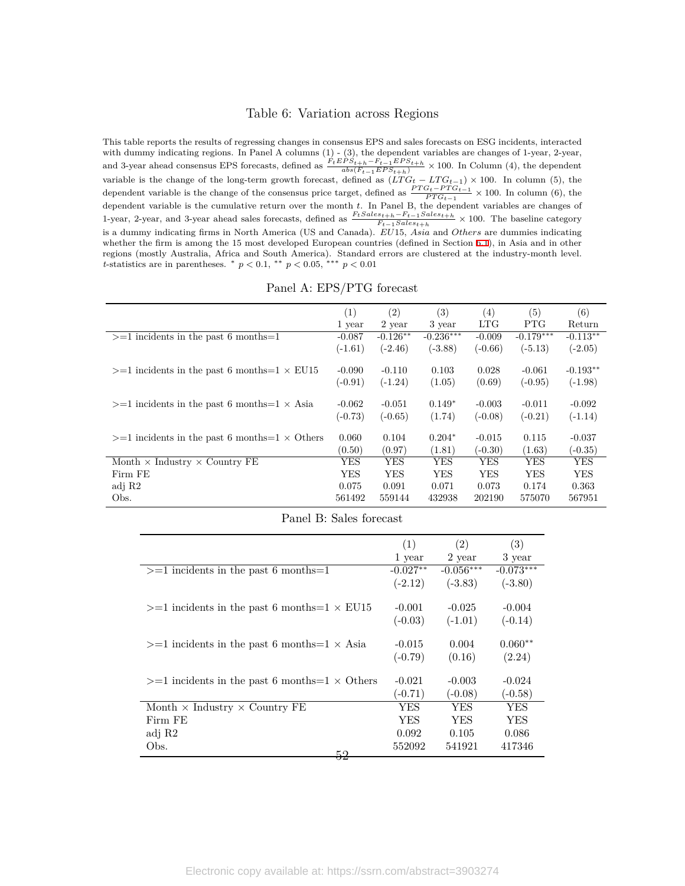# Table 6: Variation across Regions

This table reports the results of regressing changes in consensus EPS and sales forecasts on ESG incidents, interacted with dummy indicating regions. In Panel A columns (1) - (3), the dependent variables are changes of 1-year, 2-year, and 3-year ahead consensus EPS forecasts, defined as $\frac{F_t EPS_{t+h} - F_{t-1} EPS_{t+h}}{abs(F_{t-1} EPS_{t+h})} \times 100$. In Column (4), the dependent variable is the change of the long-term growth forecast, defined as $(LTG_t - LTG_{t-1}) \times 100$. In column (5), the dependent variable is the change of the consensus price target, defined as $\frac{PTG_t - PTG_{t-1}}{PTG_{t-1}} \times 100$. In column (6), the dependent variable is the cumulative return over the month $t$. In Panel B, the dependent variables are changes of 1-year, 2-year, and 3-year ahead sales forecasts, defined as $\frac{F_t Sales_{t+h} - F_{t-1} Sales_{t+h}}{F_{t-1} Sales_{t+h}} \times 100$. The baseline category is a dummy indicating firms in North America (US and Canada). *EU*15, *Asia* and *Others* are dummies indicating whether the firm is among the 15 most developed European countries (defined in Section 5.1), in Asia and in other regions (mostly Australia, Africa and South America). Standard errors are clustered at the industry-month level. $t$-statistics are in parentheses. $^{*}$ $p < 0.1$, $^{**}$ $p < 0.05$, $^{***}$ $p < 0.01$

Panel A: EPS/PTG forecast

| | (1) | (2) | (3) | (4) | (5) | (6) |
|---|---|---|---|---|---|---|
| | 1 year | 2 year | 3 year | LTG | PTG | Return |
| >=1 incidents in the past 6 months=1 | -0.087 | -0.126** | -0.236*** | -0.009 | -0.179*** | -0.113** |
| | (-1.61) | (-2.46) | (-3.88) | (-0.66) | (-5.13) | (-2.05) |
| >=1 incidents in the past 6 months=1 × EU15 | -0.090 | -0.110 | 0.103 | 0.028 | -0.061 | -0.193** |
| | (-0.91) | (-1.24) | (1.05) | (0.69) | (-0.95) | (-1.98) |
| >=1 incidents in the past 6 months=1 × Asia | -0.062 | -0.051 | 0.149* | -0.003 | -0.011 | -0.092 |
| | (-0.73) | (-0.65) | (1.74) | (-0.08) | (-0.21) | (-1.14) |
| >=1 incidents in the past 6 months=1 × Others | 0.060 | 0.104 | 0.204* | -0.015 | 0.115 | -0.037 |
| | (0.50) | (0.97) | (1.81) | (-0.30) | (1.63) | (-0.35) |
| Month × Industry × Country FE | YES | YES | YES | YES | YES | YES |
| Firm FE | YES | YES | YES | YES | YES | YES |
| adj R2 | 0.075 | 0.091 | 0.071 | 0.073 | 0.174 | 0.363 |
| Obs. | 561492 | 559144 | 432938 | 202190 | 575070 | 567951 |

Panel B: Sales forecast

| | (1) | (2) | (3) |
|---|---|---|---|
| | 1 year | 2 year | 3 year |
| >=1 incidents in the past 6 months=1 | -0.027** | -0.056*** | -0.073*** |
| | (-2.12) | (-3.83) | (-3.80) |
| >=1 incidents in the past 6 months=1 × EU15 | -0.001 | -0.025 | -0.004 |
| | (-0.03) | (-1.01) | (-0.14) |
| >=1 incidents in the past 6 months=1 × Asia | -0.015 | 0.004 | 0.060** |
| | (-0.79) | (0.16) | (2.24) |
| >=1 incidents in the past 6 months=1 × Others | -0.021 | -0.003 | -0.024 |
| | (-0.71) | (-0.08) | (-0.58) |
| Month × Industry × Country FE | YES | YES | YES |
| Firm FE | YES | YES | YES |
| adj R2 | 0.092 | 0.105 | 0.086 |
| Obs. | 552092 | 541921 | 417346 |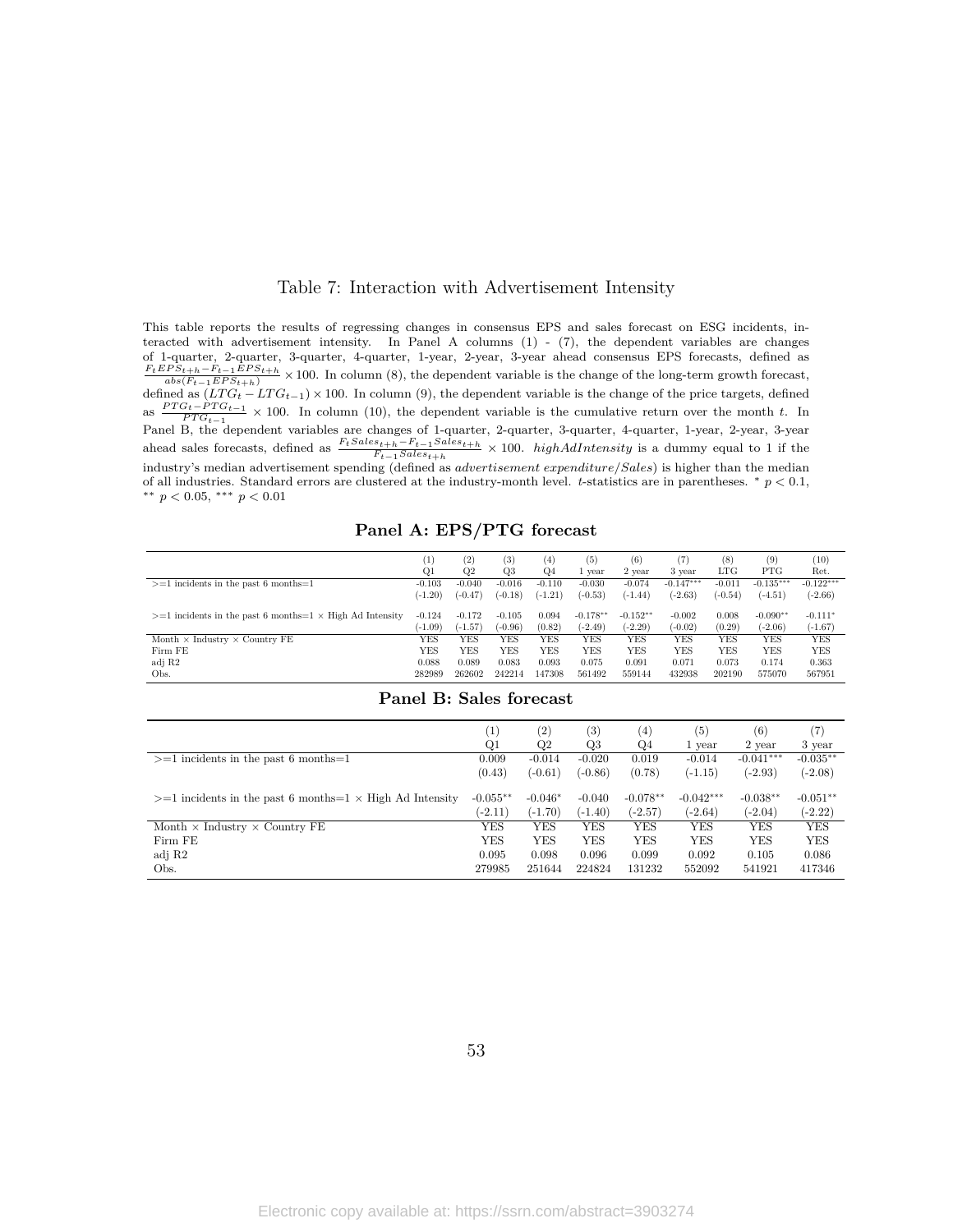# Table 7: Interaction with Advertisement Intensity

This table reports the results of regressing changes in consensus EPS and sales forecast on ESG incidents, interacted with advertisement intensity. In Panel A columns (1) - (7), the dependent variables are changes of 1-quarter, 2-quarter, 3-quarter, 4-quarter, 1-year, 2-year, 3-year ahead consensus EPS forecasts, defined as $\frac{F_t EPS_{t+h} - F_{t-1} EPS_{t+h}}{abs(F_{t-1} EPS_{t+h})} \times 100$. In column (8), the dependent variable is the change of the long-term growth forecast, defined as $(LTG_t - LTG_{t-1}) \times 100$. In column (9), the dependent variable is the change of the price targets, defined as $\frac{PTG_t - PTG_{t-1}}{PTG_{t-1}} \times 100$. In column (10), the dependent variable is the cumulative return over the month $t$. In Panel B, the dependent variables are changes of 1-quarter, 2-quarter, 3-quarter, 4-quarter, 1-year, 2-year, 3-year ahead sales forecasts, defined as $\frac{F_t Sales_{t+h} - F_{t-1} Sales_{t+h}}{F_{t-1} Sales_{t+h}} \times 100$. *highAdIntensity* is a dummy equal to 1 if the industry's median advertisement spending (defined as *advertisement expenditure/Sales*) is higher than the median of all industries. Standard errors are clustered at the industry-month level. $t$-statistics are in parentheses. $^{*}$ $p < 0.1$, $^{**}$ $p < 0.05$, $^{***}$ $p < 0.01$

## Panel A: EPS/PTG forecast

| | (1) | (2) | (3) | (4) | (5) | (6) | (7) | (8) | (9) | (10) |
|---|---|---|---|---|---|---|---|---|---|---|
| | Q1 | Q2 | Q3 | Q4 | 1 year | 2 year | 3 year | LTG | PTG | Ret. |
| >=1 incidents in the past 6 months=1 | -0.103 | -0.040 | -0.016 | -0.110 | -0.030 | -0.074 | -0.147*** | -0.011 | -0.135*** | -0.122*** |
| | (-1.20) | (-0.47) | (-0.18) | (-1.21) | (-0.53) | (-1.44) | (-2.63) | (-0.54) | (-4.51) | (-2.66) |
| >=1 incidents in the past 6 months=1 × High Ad Intensity | -0.124 | -0.172 | -0.105 | 0.094 | -0.178** | -0.152** | -0.002 | 0.008 | -0.090** | -0.111* |
| | (-1.09) | (-1.57) | (-0.96) | (0.82) | (-2.49) | (-2.29) | (-0.02) | (0.29) | (-2.06) | (-1.67) |
| Month × Industry × Country FE | YES | YES | YES | YES | YES | YES | YES | YES | YES | YES |
| Firm FE | YES | YES | YES | YES | YES | YES | YES | YES | YES | YES |
| adj R2 | 0.088 | 0.089 | 0.083 | 0.093 | 0.075 | 0.091 | 0.071 | 0.073 | 0.174 | 0.363 |
| Obs. | 282989 | 262602 | 242214 | 147308 | 561492 | 559144 | 432938 | 202190 | 575070 | 567951 |

## Panel B: Sales forecast

| | (1) | (2) | (3) | (4) | (5) | (6) | (7) |
|---|---|---|---|---|---|---|---|
| | Q1 | Q2 | Q3 | Q4 | 1 year | 2 year | 3 year |
| >=1 incidents in the past 6 months=1 | 0.009 | -0.014 | -0.020 | 0.019 | -0.014 | -0.041*** | -0.035** |
| | (0.43) | (-0.61) | (-0.86) | (0.78) | (-1.15) | (-2.93) | (-2.08) |
| >=1 incidents in the past 6 months=1 × High Ad Intensity | -0.055** | -0.046* | -0.040 | -0.078** | -0.042*** | -0.038** | -0.051** |
| | (-2.11) | (-1.70) | (-1.40) | (-2.57) | (-2.64) | (-2.04) | (-2.22) |
| Month × Industry × Country FE | YES | YES | YES | YES | YES | YES | YES |
| Firm FE | YES | YES | YES | YES | YES | YES | YES |
| adj R2 | 0.095 | 0.098 | 0.096 | 0.099 | 0.092 | 0.105 | 0.086 |
| Obs. | 279985 | 251644 | 224824 | 131232 | 552092 | 541921 | 417346 |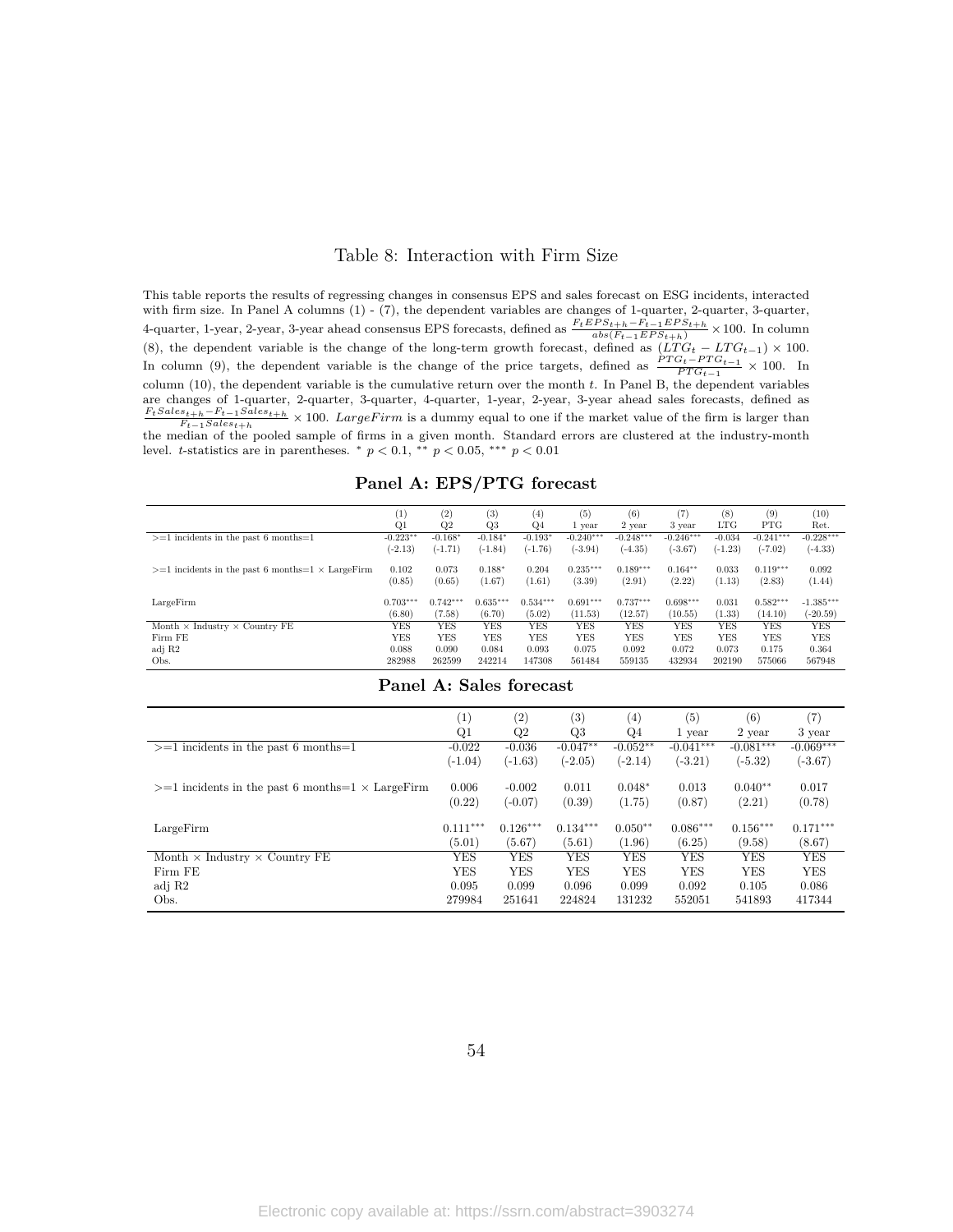## Table 8: Interaction with Firm Size

This table reports the results of regressing changes in consensus EPS and sales forecast on ESG incidents, interacted with firm size. In Panel A columns (1) - (7), the dependent variables are changes of 1-quarter, 2-quarter, 3-quarter, 4-quarter, 1-year, 2-year, 3-year ahead consensus EPS forecasts, defined as $\frac{F_t EPS_{t+h} - F_{t-1} EPS_{t+h}}{abs(F_{t-1} EPS_{t+h})} \times 100$. In column (8), the dependent variable is the change of the long-term growth forecast, defined as $(LTG_t - LTG_{t-1}) \times 100$. In column (9), the dependent variable is the change of the price targets, defined as $\frac{PTG_t - PTG_{t-1}}{PTG_{t-1}} \times 100$. In column (10), the dependent variable is the cumulative return over the month $t$. In Panel B, the dependent variables are changes of 1-quarter, 2-quarter, 3-quarter, 4-quarter, 1-year, 2-year, 3-year ahead sales forecasts, defined as $\frac{F_t Sales_{t+h} - F_{t-1} Sales_{t+h}}{F_{t-1} Sales_{t+h}} \times 100$. $LargeFirm$ is a dummy equal to one if the market value of the firm is larger than the median of the pooled sample of firms in a given month. Standard errors are clustered at the industry-month level. $t$-statistics are in parentheses. $^{*}$ $p < 0.1$, $^{**}$ $p < 0.05$, $^{***}$ $p < 0.01$

### Panel A: EPS/PTG forecast

| | (1) | (2) | (3) | (4) | (5) | (6) | (7) | (8) | (9) | (10) |
|---|---|---|---|---|---|---|---|---|---|---|
| | Q1 | Q2 | Q3 | Q4 | 1 year | 2 year | 3 year | LTG | PTG | Ret. |
| >=1 incidents in the past 6 months=1 | -0.223** | -0.168* | -0.184* | -0.193* | -0.240*** | -0.248*** | -0.246*** | -0.034 | -0.241*** | -0.228*** |
| | (-2.13) | (-1.71) | (-1.84) | (-1.76) | (-3.94) | (-4.35) | (-3.67) | (-1.23) | (-7.02) | (-4.33) |
| >=1 incidents in the past 6 months=1 × LargeFirm | 0.102 | 0.073 | 0.188* | 0.204 | 0.235*** | 0.189*** | 0.164** | 0.033 | 0.119*** | 0.092 |
| | (0.85) | (0.65) | (1.67) | (1.61) | (3.39) | (2.91) | (2.22) | (1.13) | (2.83) | (1.44) |
| LargeFirm | 0.703*** | 0.742*** | 0.635*** | 0.534*** | 0.691*** | 0.737*** | 0.698*** | 0.031 | 0.582*** | -1.385*** |
| | (6.80) | (7.58) | (6.70) | (5.02) | (11.53) | (12.57) | (10.55) | (1.33) | (14.10) | (-20.59) |
| Month × Industry × Country FE | YES | YES | YES | YES | YES | YES | YES | YES | YES | YES |
| Firm FE | YES | YES | YES | YES | YES | YES | YES | YES | YES | YES |
| adj R2 | 0.088 | 0.090 | 0.084 | 0.093 | 0.075 | 0.092 | 0.072 | 0.073 | 0.175 | 0.364 |
| Obs. | 282988 | 262599 | 242214 | 147308 | 561484 | 559135 | 432934 | 202190 | 575066 | 567948 |

### Panel A: Sales forecast

| | (1) | (2) | (3) | (4) | (5) | (6) | (7) |
|---|---|---|---|---|---|---|---|
| | Q1 | Q2 | Q3 | Q4 | 1 year | 2 year | 3 year |
| >=1 incidents in the past 6 months=1 | -0.022 | -0.036 | -0.047** | -0.052** | -0.041*** | -0.081*** | -0.069*** |
| | (-1.04) | (-1.63) | (-2.05) | (-2.14) | (-3.21) | (-5.32) | (-3.67) |
| >=1 incidents in the past 6 months=1 × LargeFirm | 0.006 | -0.002 | 0.011 | 0.048* | 0.013 | 0.040** | 0.017 |
| | (0.22) | (-0.07) | (0.39) | (1.75) | (0.87) | (2.21) | (0.78) |
| LargeFirm | 0.111*** | 0.126*** | 0.134*** | 0.050** | 0.086*** | 0.156*** | 0.171*** |
| | (5.01) | (5.67) | (5.61) | (1.96) | (6.25) | (9.58) | (8.67) |
| Month × Industry × Country FE | YES | YES | YES | YES | YES | YES | YES |
| Firm FE | YES | YES | YES | YES | YES | YES | YES |
| adj R2 | 0.095 | 0.099 | 0.096 | 0.099 | 0.092 | 0.105 | 0.086 |
| Obs. | 279984 | 251641 | 224824 | 131232 | 552051 | 541893 | 417344 |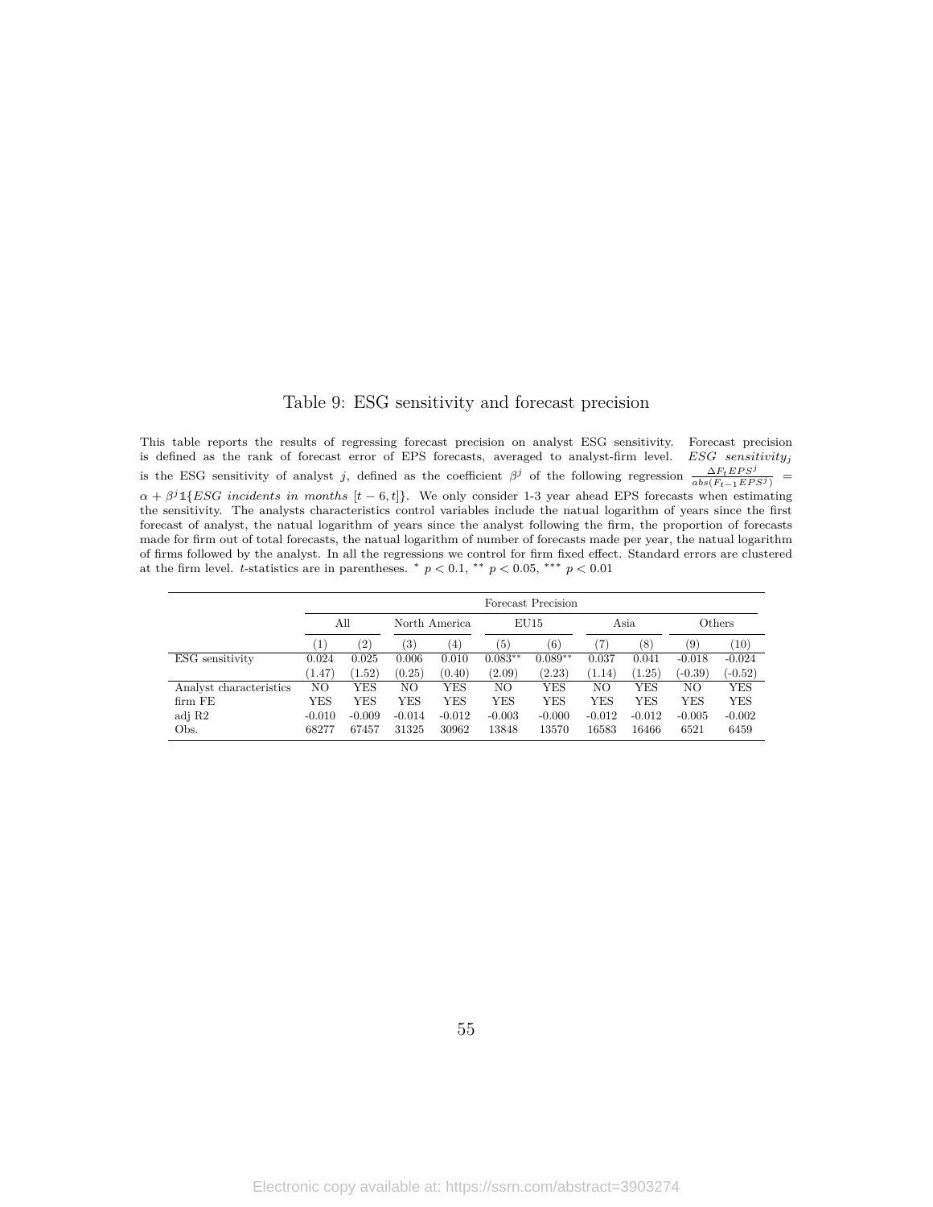# Table 9: ESG sensitivity and forecast precision

This table reports the results of regressing forecast precision on analyst ESG sensitivity. Forecast precision is defined as the rank of forecast error of EPS forecasts, averaged to analyst-firm level. *ESG sensitivity$_j$* is the ESG sensitivity of analyst $j$, defined as the coefficient $\beta^j$ of the following regression $\frac{\Delta F_t EPS^j}{abs(F_{t-1} EPS^j)} = \alpha + \beta^j \mathbb{1}\{ESG\ incidents\ in\ months\ [t-6,t]\}$. We only consider 1-3 year ahead EPS forecasts when estimating the sensitivity. The analysts characteristics control variables include the natual logarithm of years since the first forecast of analyst, the natual logarithm of years since the analyst following the firm, the proportion of forecasts made for firm out of total forecasts, the natual logarithm of number of forecasts made per year, the natual logarithm of firms followed by the analyst. In all the regressions we control for firm fixed effect. Standard errors are clustered at the firm level. $t$-statistics are in parentheses. $^{*}$ $p < 0.1$, $^{**}$ $p < 0.05$, $^{***}$ $p < 0.01$

| | Forecast Precision | | | | | | | | | |
|---|---|---|---|---|---|---|---|---|---|---|
| | All | | North America | | EU15 | | Asia | | Others | |
| | (1) | (2) | (3) | (4) | (5) | (6) | (7) | (8) | (9) | (10) |
| ESG sensitivity | 0.024 | 0.025 | 0.006 | 0.010 | 0.083** | 0.089** | 0.037 | 0.041 | -0.018 | -0.024 |
| | (1.47) | (1.52) | (0.25) | (0.40) | (2.09) | (2.23) | (1.14) | (1.25) | (-0.39) | (-0.52) |
| Analyst characteristics | NO | YES | NO | YES | NO | YES | NO | YES | NO | YES |
| firm FE | YES | YES | YES | YES | YES | YES | YES | YES | YES | YES |
| adj R2 | -0.010 | -0.009 | -0.014 | -0.012 | -0.003 | -0.000 | -0.012 | -0.012 | -0.005 | -0.002 |
| Obs. | 68277 | 67457 | 31325 | 30962 | 13848 | 13570 | 16583 | 16466 | 6521 | 6459 |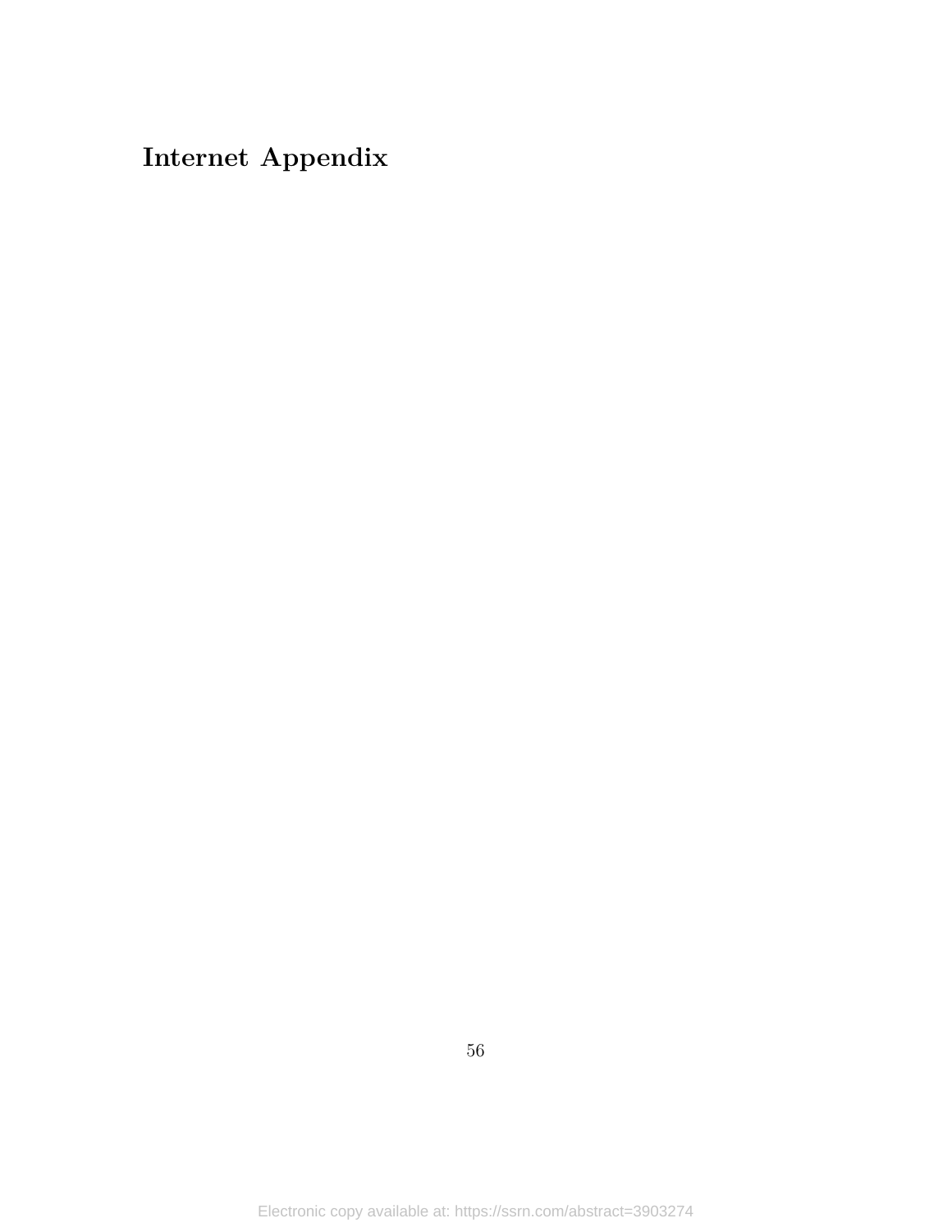# Internet Appendix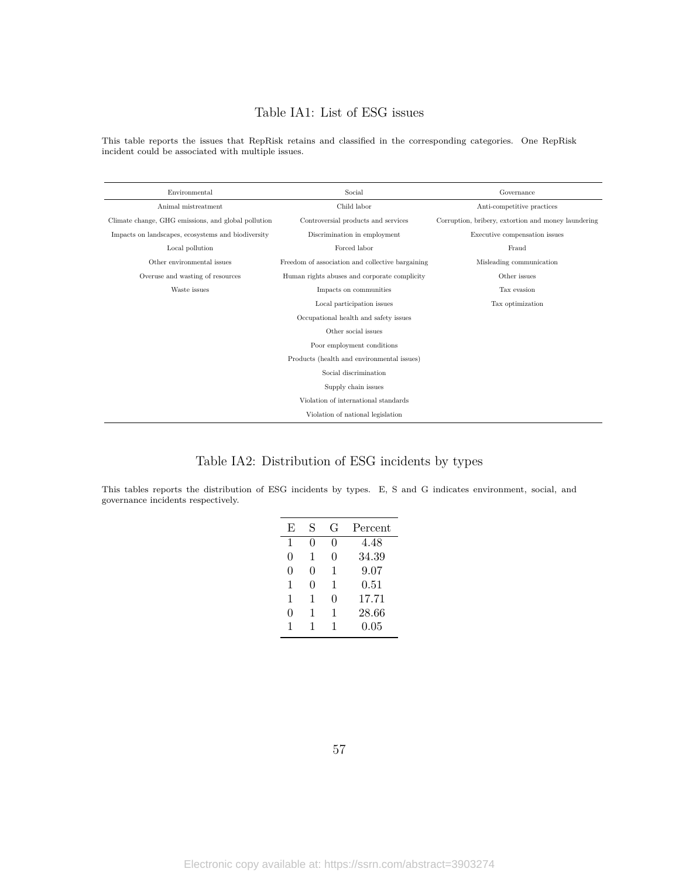# Table IA1: List of ESG issues

This table reports the issues that RepRisk retains and classified in the corresponding categories. One RepRisk incident could be associated with multiple issues.

| Environmental | Social | Governance |
|---|---|---|
| Animal mistreatment | Child labor | Anti-competitive practices |
| Climate change, GHG emissions, and global pollution | Controversial products and services | Corruption, bribery, extortion and money laundering |
| Impacts on landscapes, ecosystems and biodiversity | Discrimination in employment | Executive compensation issues |
| Local pollution | Forced labor | Fraud |
| Other environmental issues | Freedom of association and collective bargaining | Misleading communication |
| Overuse and wasting of resources | Human rights abuses and corporate complicity | Other issues |
| Waste issues | Impacts on communities | Tax evasion |
| | Local participation issues | Tax optimization |
| | Occupational health and safety issues | |
| | Other social issues | |
| | Poor employment conditions | |
| | Products (health and environmental issues) | |
| | Social discrimination | |
| | Supply chain issues | |
| | Violation of international standards | |
| | Violation of national legislation | |

# Table IA2: Distribution of ESG incidents by types

This tables reports the distribution of ESG incidents by types. E, S and G indicates environment, social, and governance incidents respectively.

| E | S | G | Percent |
|---|---|---|---|
| 1 | 0 | 0 | 4.48 |
| 0 | 1 | 0 | 34.39 |
| 0 | 0 | 1 | 9.07 |
| 1 | 0 | 1 | 0.51 |
| 1 | 1 | 0 | 17.71 |
| 0 | 1 | 1 | 28.66 |
| 1 | 1 | 1 | 0.05 |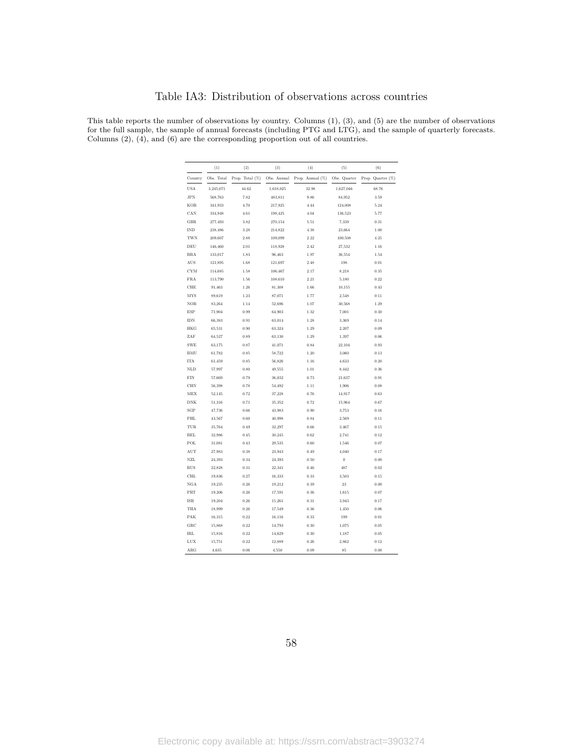# Table IA3: Distribution of observations across countries

This table reports the number of observations by country. Columns (1), (3), and (5) are the number of observations for the full sample, the sample of annual forecasts (including PTG and LTG), and the sample of quarterly forecasts. Columns (2), (4), and (6) are the corresponding proportion out of all countries.

| | (1) | (2) | (3) | (4) | (5) | (6) |
|---|---|---|---|---|---|---|
| Country | Obs. Total | Prop. Total (%) | Obs. Annual | Prop. Annual (%) | Obs. Quarter | Prop. Quarter (%) |
| USA | 3,245,071 | 44.62 | 1,618,025 | 32.98 | 1,627,046 | 68.76 |
| JPN | 568,763 | 7.82 | 483,811 | 9.86 | 84,952 | 3.59 |
| KOR | 341,933 | 4.70 | 217,925 | 4.44 | 124,008 | 5.24 |
| CAN | 334,948 | 4.61 | 198,425 | 4.04 | 136,523 | 5.77 |
| GBR | 277,493 | 3.82 | 270,154 | 5.51 | 7,339 | 0.31 |
| IND | 238,486 | 3.28 | 214,822 | 4.38 | 23,664 | 1.00 |
| TWN | 209,607 | 2.88 | 109,099 | 2.22 | 100,508 | 4.25 |
| DEU | 146,460 | 2.01 | 118,928 | 2.42 | 27,532 | 1.16 |
| BRA | 133,017 | 1.83 | 96,463 | 1.97 | 36,554 | 1.54 |
| AUS | 121,895 | 1.68 | 121,697 | 2.48 | 198 | 0.01 |
| CYM | 114,685 | 1.58 | 106,467 | 2.17 | 8,218 | 0.35 |
| FRA | 113,790 | 1.56 | 108,610 | 2.21 | 5,180 | 0.22 |
| CHE | 91,463 | 1.26 | 81,308 | 1.66 | 10,155 | 0.43 |
| MYS | 89,619 | 1.23 | 87,071 | 1.77 | 2,548 | 0.11 |
| NOR | 83,264 | 1.14 | 52,696 | 1.07 | 30,568 | 1.29 |
| ESP | 71,904 | 0.99 | 64,903 | 1.32 | 7,001 | 0.30 |
| IDN | 66,383 | 0.91 | 63,014 | 1.28 | 3,369 | 0.14 |
| HKG | 65,531 | 0.90 | 63,324 | 1.29 | 2,207 | 0.09 |
| ZAF | 64,527 | 0.89 | 63,130 | 1.29 | 1,397 | 0.06 |
| SWE | 63,175 | 0.87 | 41,071 | 0.84 | 22,104 | 0.93 |
| BMU | 61,782 | 0.85 | 58,722 | 1.20 | 3,060 | 0.13 |
| ITA | 61,459 | 0.85 | 56,826 | 1.16 | 4,633 | 0.20 |
| NLD | 57,997 | 0.80 | 49,555 | 1.01 | 8,442 | 0.36 |
| FIN | 57,669 | 0.79 | 36,032 | 0.73 | 21,637 | 0.91 |
| CHN | 56,398 | 0.78 | 54,492 | 1.11 | 1,906 | 0.08 |
| MEX | 52,145 | 0.72 | 37,228 | 0.76 | 14,917 | 0.63 |
| DNK | 51,316 | 0.71 | 35,352 | 0.72 | 15,964 | 0.67 |
| SGP | 47,736 | 0.66 | 43,983 | 0.90 | 3,753 | 0.16 |
| PHL | 43,567 | 0.60 | 40,998 | 0.84 | 2,569 | 0.11 |
| TUR | 35,764 | 0.49 | 32,297 | 0.66 | 3,467 | 0.15 |
| BEL | 32,986 | 0.45 | 30,245 | 0.62 | 2,741 | 0.12 |
| POL | 31,081 | 0.43 | 29,535 | 0.60 | 1,546 | 0.07 |
| AUT | 27,983 | 0.38 | 23,943 | 0.49 | 4,040 | 0.17 |
| NZL | 24,393 | 0.34 | 24,393 | 0.50 | 0 | 0.00 |
| RUS | 22,828 | 0.31 | 22,341 | 0.46 | 487 | 0.02 |
| CHL | 19,836 | 0.27 | 16,333 | 0.33 | 3,503 | 0.15 |
| NGA | 19,235 | 0.26 | 19,212 | 0.39 | 23 | 0.00 |
| PRT | 19,206 | 0.26 | 17,591 | 0.36 | 1,615 | 0.07 |
| ISR | 19,204 | 0.26 | 15,261 | 0.31 | 3,943 | 0.17 |
| THA | 18,999 | 0.26 | 17,549 | 0.36 | 1,450 | 0.06 |
| PAK | 16,315 | 0.22 | 16,116 | 0.33 | 199 | 0.01 |
| GRC | 15,868 | 0.22 | 14,793 | 0.30 | 1,075 | 0.05 |
| IRL | 15,816 | 0.22 | 14,629 | 0.30 | 1,187 | 0.05 |
| LUX | 15,751 | 0.22 | 12,889 | 0.26 | 2,862 | 0.12 |
| ARG | 4,635 | 0.06 | 4,550 | 0.09 | 85 | 0.00 |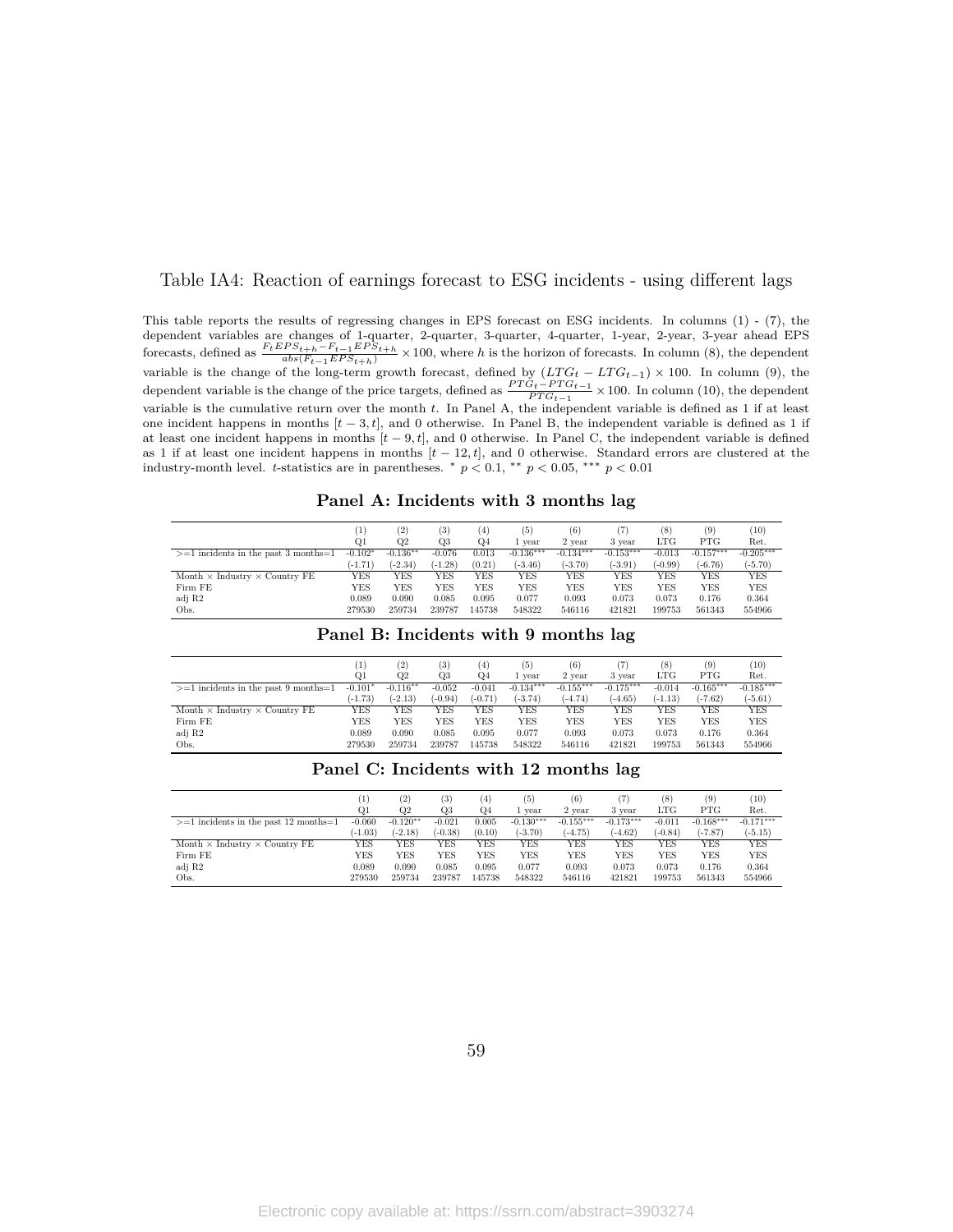# Table IA4: Reaction of earnings forecast to ESG incidents - using different lags

This table reports the results of regressing changes in EPS forecast on ESG incidents. In columns (1) - (7), the dependent variables are changes of 1-quarter, 2-quarter, 3-quarter, 4-quarter, 1-year, 2-year, 3-year ahead EPS forecasts, defined as $\frac{F_t EPS_{t+h} - F_{t-1} EPS_{t+h}}{abs(F_{t-1} EPS_{t+h})} \times 100$, where $h$ is the horizon of forecasts. In column (8), the dependent variable is the change of the long-term growth forecast, defined by $(LTG_t - LTG_{t-1}) \times 100$. In column (9), the dependent variable is the change of the price targets, defined as $\frac{PTG_t - PTG_{t-1}}{PTG_{t-1}} \times 100$. In column (10), the dependent variable is the cumulative return over the month $t$. In Panel A, the independent variable is defined as 1 if at least one incident happens in months $[t-3, t]$, and 0 otherwise. In Panel B, the independent variable is defined as 1 if at least one incident happens in months $[t-9, t]$, and 0 otherwise. In Panel C, the independent variable is defined as 1 if at least one incident happens in months $[t-12, t]$, and 0 otherwise. Standard errors are clustered at the industry-month level. $t$-statistics are in parentheses. $^{*}$ $p < 0.1$, $^{**}$ $p < 0.05$, $^{***}$ $p < 0.01$

**Panel A: Incidents with 3 months lag**

| | (1) | (2) | (3) | (4) | (5) | (6) | (7) | (8) | (9) | (10) |
|---|---|---|---|---|---|---|---|---|---|---|
| | Q1 | Q2 | Q3 | Q4 | 1 year | 2 year | 3 year | LTG | PTG | Ret. |
| >=1 incidents in the past 3 months=1 | -0.102* | -0.136** | -0.076 | 0.013 | -0.136*** | -0.134*** | -0.153*** | -0.013 | -0.157*** | -0.205*** |
| | (-1.71) | (-2.34) | (-1.28) | (0.21) | (-3.46) | (-3.70) | (-3.91) | (-0.99) | (-6.76) | (-5.70) |
| Month × Industry × Country FE | YES | YES | YES | YES | YES | YES | YES | YES | YES | YES |
| Firm FE | YES | YES | YES | YES | YES | YES | YES | YES | YES | YES |
| adj R2 | 0.089 | 0.090 | 0.085 | 0.095 | 0.077 | 0.093 | 0.073 | 0.073 | 0.176 | 0.364 |
| Obs. | 279530 | 259734 | 239787 | 145738 | 548322 | 546116 | 421821 | 199753 | 561343 | 554966 |

**Panel B: Incidents with 9 months lag**

| | (1) | (2) | (3) | (4) | (5) | (6) | (7) | (8) | (9) | (10) |
|---|---|---|---|---|---|---|---|---|---|---|
| | Q1 | Q2 | Q3 | Q4 | 1 year | 2 year | 3 year | LTG | PTG | Ret. |
| >=1 incidents in the past 9 months=1 | -0.101* | -0.116** | -0.052 | -0.041 | -0.134*** | -0.155*** | -0.175*** | -0.014 | -0.165*** | -0.185*** |
| | (-1.73) | (-2.13) | (-0.94) | (-0.71) | (-3.74) | (-4.74) | (-4.65) | (-1.13) | (-7.62) | (-5.61) |
| Month × Industry × Country FE | YES | YES | YES | YES | YES | YES | YES | YES | YES | YES |
| Firm FE | YES | YES | YES | YES | YES | YES | YES | YES | YES | YES |
| adj R2 | 0.089 | 0.090 | 0.085 | 0.095 | 0.077 | 0.093 | 0.073 | 0.073 | 0.176 | 0.364 |
| Obs. | 279530 | 259734 | 239787 | 145738 | 548322 | 546116 | 421821 | 199753 | 561343 | 554966 |

**Panel C: Incidents with 12 months lag**

| | (1) | (2) | (3) | (4) | (5) | (6) | (7) | (8) | (9) | (10) |
|---|---|---|---|---|---|---|---|---|---|---|
| | Q1 | Q2 | Q3 | Q4 | 1 year | 2 year | 3 year | LTG | PTG | Ret. |
| >=1 incidents in the past 12 months=1 | -0.060 | -0.120** | -0.021 | 0.005 | -0.130*** | -0.155*** | -0.173*** | -0.011 | -0.168*** | -0.171*** |
| | (-1.03) | (-2.18) | (-0.38) | (0.10) | (-3.70) | (-4.75) | (-4.62) | (-0.84) | (-7.87) | (-5.15) |
| Month × Industry × Country FE | YES | YES | YES | YES | YES | YES | YES | YES | YES | YES |
| Firm FE | YES | YES | YES | YES | YES | YES | YES | YES | YES | YES |
| adj R2 | 0.089 | 0.090 | 0.085 | 0.095 | 0.077 | 0.093 | 0.073 | 0.073 | 0.176 | 0.364 |
| Obs. | 279530 | 259734 | 239787 | 145738 | 548322 | 546116 | 421821 | 199753 | 561343 | 554966 |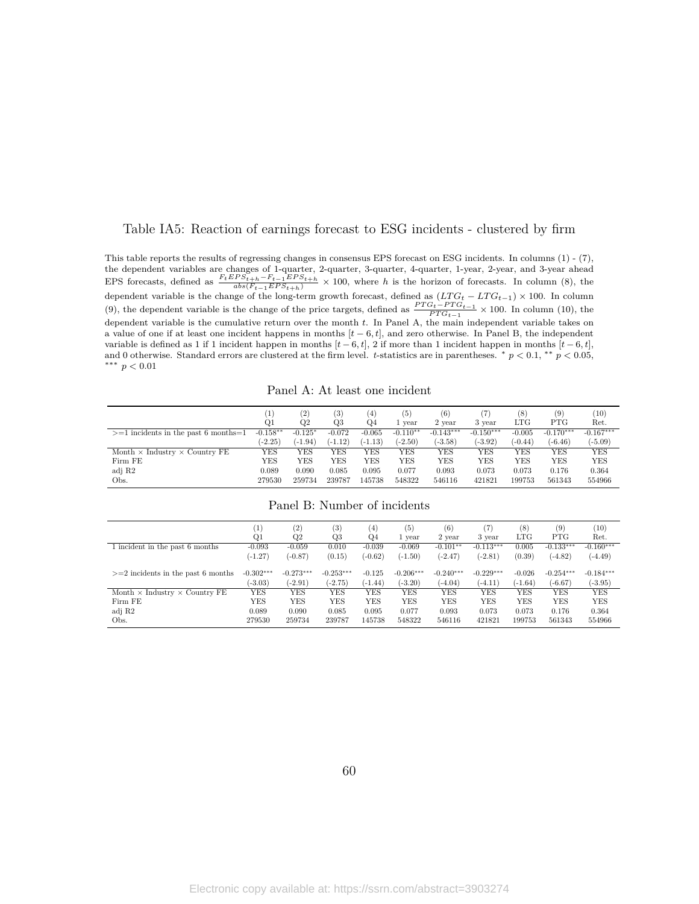Table IA5: Reaction of earnings forecast to ESG incidents - clustered by firm

This table reports the results of regressing changes in consensus EPS forecast on ESG incidents. In columns (1) - (7), the dependent variables are changes of 1-quarter, 2-quarter, 3-quarter, 4-quarter, 1-year, 2-year, and 3-year ahead EPS forecasts, defined as $\frac{F_t EPS_{t+h} - F_{t-1} EPS_{t+h}}{abs(F_{t-1} EPS_{t+h})} \times 100$, where $h$ is the horizon of forecasts. In column (8), the dependent variable is the change of the long-term growth forecast, defined as $(LTG_t - LTG_{t-1}) \times 100$. In column (9), the dependent variable is the change of the price targets, defined as $\frac{PTG_t - PTG_{t-1}}{PTG_{t-1}} \times 100$. In column (10), the dependent variable is the cumulative return over the month $t$. In Panel A, the main independent variable takes on a value of one if at least one incident happens in months $[t-6, t]$, and zero otherwise. In Panel B, the independent variable is defined as 1 if 1 incident happen in months $[t-6, t]$, 2 if more than 1 incident happen in months $[t-6, t]$, and 0 otherwise. Standard errors are clustered at the firm level. $t$-statistics are in parentheses. $^{*}$ $p < 0.1$, $^{**}$ $p < 0.05$, $^{***}$ $p < 0.01$

Panel A: At least one incident

| | (1) Q1 | (2) Q2 | (3) Q3 | (4) Q4 | (5) 1 year | (6) 2 year | (7) 3 year | (8) LTG | (9) PTG | (10) Ret. |
|---|---|---|---|---|---|---|---|---|---|---|
| >=1 incidents in the past 6 months=1 | -0.158** | -0.125* | -0.072 | -0.065 | -0.110** | -0.143*** | -0.150*** | -0.005 | -0.170*** | -0.167*** |
| | (-2.25) | (-1.94) | (-1.12) | (-1.13) | (-2.50) | (-3.58) | (-3.92) | (-0.44) | (-6.46) | (-5.09) |
| Month × Industry × Country FE | YES | YES | YES | YES | YES | YES | YES | YES | YES | YES |
| Firm FE | YES | YES | YES | YES | YES | YES | YES | YES | YES | YES |
| adj R2 | 0.089 | 0.090 | 0.085 | 0.095 | 0.077 | 0.093 | 0.073 | 0.073 | 0.176 | 0.364 |
| Obs. | 279530 | 259734 | 239787 | 145738 | 548322 | 546116 | 421821 | 199753 | 561343 | 554966 |

Panel B: Number of incidents

| | (1) Q1 | (2) Q2 | (3) Q3 | (4) Q4 | (5) 1 year | (6) 2 year | (7) 3 year | (8) LTG | (9) PTG | (10) Ret. |
|---|---|---|---|---|---|---|---|---|---|---|
| 1 incident in the past 6 months | -0.093 | -0.059 | 0.010 | -0.039 | -0.069 | -0.101** | -0.113*** | 0.005 | -0.133*** | -0.160*** |
| | (-1.27) | (-0.87) | (0.15) | (-0.62) | (-1.50) | (-2.47) | (-2.81) | (0.39) | (-4.82) | (-4.49) |
| >=2 incidents in the past 6 months | -0.302*** | -0.273*** | -0.253*** | -0.125 | -0.206*** | -0.240*** | -0.229*** | -0.026 | -0.254*** | -0.184*** |
| | (-3.03) | (-2.91) | (-2.75) | (-1.44) | (-3.20) | (-4.04) | (-4.11) | (-1.64) | (-6.67) | (-3.95) |
| Month × Industry × Country FE | YES | YES | YES | YES | YES | YES | YES | YES | YES | YES |
| Firm FE | YES | YES | YES | YES | YES | YES | YES | YES | YES | YES |
| adj R2 | 0.089 | 0.090 | 0.085 | 0.095 | 0.077 | 0.093 | 0.073 | 0.073 | 0.176 | 0.364 |
| Obs. | 279530 | 259734 | 239787 | 145738 | 548322 | 546116 | 421821 | 199753 | 561343 | 554966 |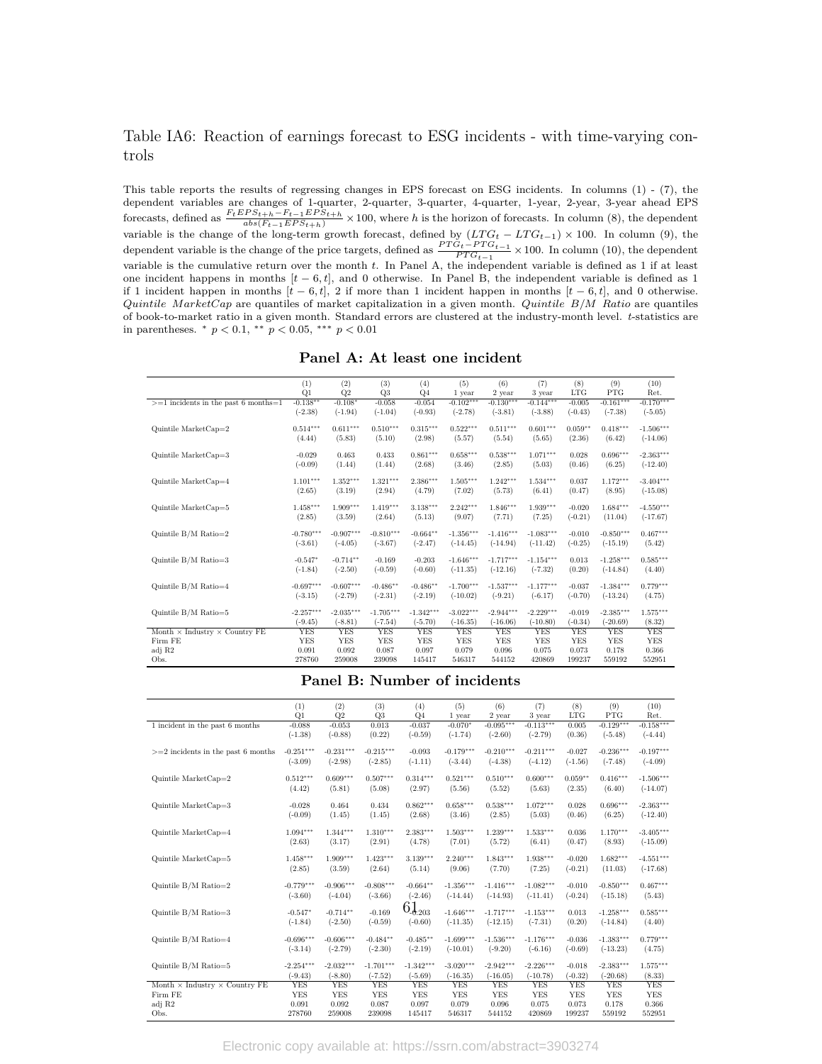# Table IA6: Reaction of earnings forecast to ESG incidents - with time-varying controls

This table reports the results of regressing changes in EPS forecast on ESG incidents. In columns (1) - (7), the dependent variables are changes of 1-quarter, 2-quarter, 3-quarter, 4-quarter, 1-year, 2-year, 3-year ahead EPS forecasts, defined as $\frac{F_t EPS_{t+h} - F_{t-1} EPS_{t+h}}{abs(F_{t-1} EPS_{t+h})} \times 100$, where $h$ is the horizon of forecasts. In column (8), the dependent variable is the change of the long-term growth forecast, defined by $(LTG_t - LTG_{t-1}) \times 100$. In column (9), the dependent variable is the change of the price targets, defined as $\frac{PTG_t - PTG_{t-1}}{PTG_{t-1}} \times 100$. In column (10), the dependent variable is the cumulative return over the month $t$. In Panel A, the independent variable is defined as 1 if at least one incident happens in months $[t-6, t]$, and 0 otherwise. In Panel B, the independent variable is defined as 1 if 1 incident happen in months $[t-6, t]$, 2 if more than 1 incident happen in months $[t-6, t]$, and 0 otherwise. *Quintile MarketCap* are quantiles of market capitalization in a given month. *Quintile B/M Ratio* are quantiles of book-to-market ratio in a given month. Standard errors are clustered at the industry-month level. $t$-statistics are in parentheses. $^{*}$ $p < 0.1$, $^{**}$ $p < 0.05$, $^{***}$ $p < 0.01$

## Panel A: At least one incident

| | (1) Q1 | (2) Q2 | (3) Q3 | (4) Q4 | (5) 1 year | (6) 2 year | (7) 3 year | (8) LTG | (9) PTG | (10) Ret. |
|---|---|---|---|---|---|---|---|---|---|---|
| >=1 incidents in the past 6 months=1 | -0.138** | -0.108* | -0.058 | -0.054 | -0.102*** | -0.130*** | -0.144*** | -0.005 | -0.161*** | -0.170*** |
| | (-2.38) | (-1.94) | (-1.04) | (-0.93) | (-2.78) | (-3.81) | (-3.88) | (-0.43) | (-7.38) | (-5.05) |
| Quintile MarketCap=2 | 0.514*** | 0.611*** | 0.510*** | 0.315*** | 0.522*** | 0.511*** | 0.601*** | 0.059** | 0.418*** | -1.506*** |
| | (4.44) | (5.83) | (5.10) | (2.98) | (5.57) | (5.54) | (5.65) | (2.36) | (6.42) | (-14.06) |
| Quintile MarketCap=3 | -0.029 | 0.463 | 0.433 | 0.861*** | 0.658*** | 0.538*** | 1.071*** | 0.028 | 0.696*** | -2.363*** |
| | (-0.09) | (1.44) | (1.44) | (2.68) | (3.46) | (2.85) | (5.03) | (0.46) | (6.25) | (-12.40) |
| Quintile MarketCap=4 | 1.101*** | 1.352*** | 1.321*** | 2.386*** | 1.505*** | 1.242*** | 1.534*** | 0.037 | 1.172*** | -3.404*** |
| | (2.65) | (3.19) | (2.94) | (4.79) | (7.02) | (5.73) | (6.41) | (0.47) | (8.95) | (-15.08) |
| Quintile MarketCap=5 | 1.458*** | 1.909*** | 1.419*** | 3.138*** | 2.242*** | 1.846*** | 1.939*** | -0.020 | 1.684*** | -4.550*** |
| | (2.85) | (3.59) | (2.64) | (5.13) | (9.07) | (7.71) | (7.25) | (-0.21) | (11.04) | (-17.67) |
| Quintile B/M Ratio=2 | -0.780*** | -0.907*** | -0.810*** | -0.664** | -1.356*** | -1.416*** | -1.083*** | -0.010 | -0.850*** | 0.467*** |
| | (-3.61) | (-4.05) | (-3.67) | (-2.47) | (-14.45) | (-14.94) | (-11.42) | (-0.25) | (-15.19) | (5.42) |
| Quintile B/M Ratio=3 | -0.547* | -0.714** | -0.169 | -0.203 | -1.646*** | -1.717*** | -1.154*** | 0.013 | -1.258*** | 0.585*** |
| | (-1.84) | (-2.50) | (-0.59) | (-0.60) | (-11.35) | (-12.16) | (-7.32) | (0.20) | (-14.84) | (4.40) |
| Quintile B/M Ratio=4 | -0.697*** | -0.607*** | -0.486** | -0.486** | -1.700*** | -1.537*** | -1.177*** | -0.037 | -1.384*** | 0.779*** |
| | (-3.15) | (-2.79) | (-2.31) | (-2.19) | (-10.02) | (-9.21) | (-6.17) | (-0.70) | (-13.24) | (4.75) |
| Quintile B/M Ratio=5 | -2.257*** | -2.035*** | -1.705*** | -1.342*** | -3.022*** | -2.944*** | -2.229*** | -0.019 | -2.385*** | 1.575*** |
| | (-9.45) | (-8.81) | (-7.54) | (-5.70) | (-16.35) | (-16.06) | (-10.80) | (-0.34) | (-20.69) | (8.32) |
| Month × Industry × Country FE | YES | YES | YES | YES | YES | YES | YES | YES | YES | YES |
| Firm FE | YES | YES | YES | YES | YES | YES | YES | YES | YES | YES |
| adj R2 | 0.091 | 0.092 | 0.087 | 0.097 | 0.079 | 0.096 | 0.075 | 0.073 | 0.178 | 0.366 |
| Obs. | 278760 | 259008 | 239098 | 145417 | 546317 | 544152 | 420869 | 199237 | 559192 | 552951 |

## Panel B: Number of incidents

| | (1) Q1 | (2) Q2 | (3) Q3 | (4) Q4 | (5) 1 year | (6) 2 year | (7) 3 year | (8) LTG | (9) PTG | (10) Ret. |
|---|---|---|---|---|---|---|---|---|---|---|
| 1 incident in the past 6 months | -0.088 | -0.053 | 0.013 | -0.037 | -0.070* | -0.095*** | -0.113*** | 0.005 | -0.129*** | -0.158*** |
| | (-1.38) | (-0.88) | (0.22) | (-0.59) | (-1.74) | (-2.60) | (-2.79) | (0.36) | (-5.48) | (-4.44) |
| >=2 incidents in the past 6 months | -0.251*** | -0.231*** | -0.215*** | -0.093 | -0.179*** | -0.210*** | -0.211*** | -0.027 | -0.236*** | -0.197*** |
| | (-3.09) | (-2.98) | (-2.85) | (-1.11) | (-3.44) | (-4.38) | (-4.12) | (-1.56) | (-7.48) | (-4.09) |
| Quintile MarketCap=2 | 0.512*** | 0.609*** | 0.507*** | 0.314*** | 0.521*** | 0.510*** | 0.600*** | 0.059** | 0.416*** | -1.506*** |
| | (4.42) | (5.81) | (5.08) | (2.97) | (5.56) | (5.52) | (5.63) | (2.35) | (6.40) | (-14.07) |
| Quintile MarketCap=3 | -0.028 | 0.464 | 0.434 | 0.862*** | 0.658*** | 0.538*** | 1.072*** | 0.028 | 0.696*** | -2.363*** |
| | (-0.09) | (1.45) | (1.45) | (2.68) | (3.46) | (2.85) | (5.03) | (0.46) | (6.25) | (-12.40) |
| Quintile MarketCap=4 | 1.094*** | 1.344*** | 1.310*** | 2.383*** | 1.503*** | 1.239*** | 1.533*** | 0.036 | 1.170*** | -3.405*** |
| | (2.63) | (3.17) | (2.91) | (4.78) | (7.01) | (5.72) | (6.41) | (0.47) | (8.93) | (-15.09) |
| Quintile MarketCap=5 | 1.458*** | 1.909*** | 1.423*** | 3.139*** | 2.240*** | 1.843*** | 1.938*** | -0.020 | 1.682*** | -4.551*** |
| | (2.85) | (3.59) | (2.64) | (5.14) | (9.06) | (7.70) | (7.25) | (-0.21) | (11.03) | (-17.68) |
| Quintile B/M Ratio=2 | -0.779*** | -0.906*** | -0.808*** | -0.664** | -1.356*** | -1.416*** | -1.082*** | -0.010 | -0.850*** | 0.467*** |
| | (-3.60) | (-4.04) | (-3.66) | (-2.46) | (-14.44) | (-14.93) | (-11.41) | (-0.24) | (-15.18) | (5.43) |
| Quintile B/M Ratio=3 | -0.547* | -0.714** | -0.169 | -0.203 | -1.646*** | -1.717*** | -1.153*** | 0.013 | -1.258*** | 0.585*** |
| | (-1.84) | (-2.50) | (-0.59) | (-0.60) | (-11.35) | (-12.15) | (-7.31) | (0.20) | (-14.84) | (4.40) |
| Quintile B/M Ratio=4 | -0.696*** | -0.606*** | -0.484** | -0.485** | -1.699*** | -1.536*** | -1.176*** | -0.036 | -1.383*** | 0.779*** |
| | (-3.14) | (-2.79) | (-2.30) | (-2.19) | (-10.01) | (-9.20) | (-6.16) | (-0.69) | (-13.23) | (4.75) |
| Quintile B/M Ratio=5 | -2.254*** | -2.032*** | -1.701*** | -1.342*** | -3.020*** | -2.942*** | -2.226*** | -0.018 | -2.383*** | 1.575*** |
| | (-9.43) | (-8.80) | (-7.52) | (-5.69) | (-16.35) | (-16.05) | (-10.78) | (-0.32) | (-20.68) | (8.33) |
| Month × Industry × Country FE | YES | YES | YES | YES | YES | YES | YES | YES | YES | YES |
| Firm FE | YES | YES | YES | YES | YES | YES | YES | YES | YES | YES |
| adj R2 | 0.091 | 0.092 | 0.087 | 0.097 | 0.079 | 0.096 | 0.075 | 0.073 | 0.178 | 0.366 |
| Obs. | 278760 | 259008 | 239098 | 145417 | 546317 | 544152 | 420869 | 199237 | 559192 | 552951 |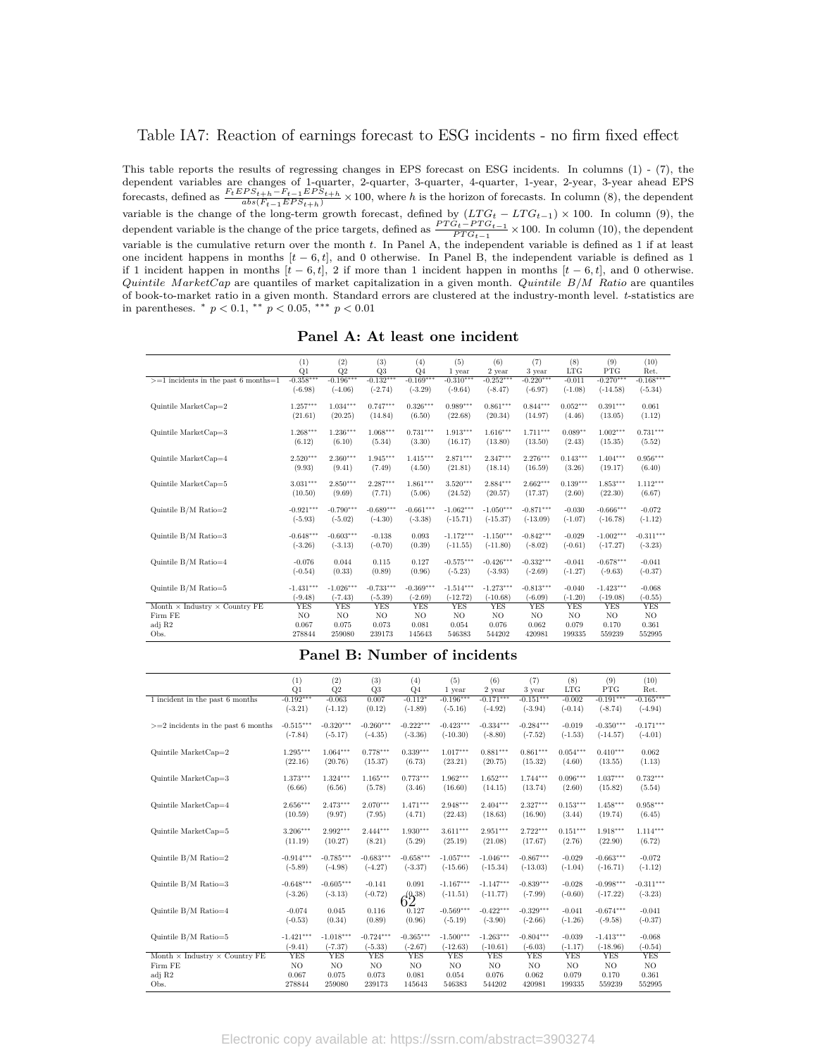# Table IA7: Reaction of earnings forecast to ESG incidents - no firm fixed effect

This table reports the results of regressing changes in EPS forecast on ESG incidents. In columns (1) - (7), the dependent variables are changes of 1-quarter, 2-quarter, 3-quarter, 4-quarter, 1-year, 2-year, 3-year ahead EPS forecasts, defined as $\frac{F_t EPS_{t+h} - F_{t-1} EPS_{t+h}}{abs(F_{t-1} EPS_{t+h})} \times 100$, where $h$ is the horizon of forecasts. In column (8), the dependent variable is the change of the long-term growth forecast, defined by $(LTG_t - LTG_{t-1}) \times 100$. In column (9), the dependent variable is the change of the price targets, defined as $\frac{PTG_t - PTG_{t-1}}{PTG_{t-1}} \times 100$. In column (10), the dependent variable is the cumulative return over the month $t$. In Panel A, the independent variable is defined as 1 if at least one incident happens in months $[t-6, t]$, and 0 otherwise. In Panel B, the independent variable is defined as 1 if 1 incident happen in months $[t-6, t]$, 2 if more than 1 incident happen in months $[t-6, t]$, and 0 otherwise. *Quintile MarketCap* are quantiles of market capitalization in a given month. *Industry B/M Ratio* are quantiles of book-to-market ratio in a given month. Standard errors are clustered at the industry-month level. $t$-statistics are in parentheses. $^{*}$ $p < 0.1$, $^{**}$ $p < 0.05$, $^{***}$ $p < 0.01$

**Panel A: At least one incident**

| | (1) Q1 | (2) Q2 | (3) Q3 | (4) Q4 | (5) 1 year | (6) 2 year | (7) 3 year | (8) LTG | (9) PTG | (10) Ret. |
|---|---|---|---|---|---|---|---|---|---|---|
| >=1 incidents in the past 6 months=1 | -0.358*** | -0.196*** | -0.132*** | -0.169*** | -0.310*** | -0.252*** | -0.220*** | -0.011 | -0.270*** | -0.168*** |
| | (-6.98) | (-4.06) | (-2.74) | (-3.29) | (-9.64) | (-8.47) | (-6.97) | (-1.08) | (-14.58) | (-5.34) |
| Quintile MarketCap=2 | 1.257*** | 1.034*** | 0.747*** | 0.326*** | 0.989*** | 0.861*** | 0.844*** | 0.052*** | 0.391*** | 0.061 |
| | (21.61) | (20.25) | (14.84) | (6.50) | (22.68) | (20.34) | (14.97) | (4.46) | (13.05) | (1.12) |
| Quintile MarketCap=3 | 1.268*** | 1.236*** | 1.068*** | 0.731*** | 1.913*** | 1.616*** | 1.711*** | 0.089** | 1.002*** | 0.731*** |
| | (6.12) | (6.10) | (5.34) | (3.30) | (16.17) | (13.80) | (13.50) | (2.43) | (15.35) | (5.52) |
| Quintile MarketCap=4 | 2.520*** | 2.360*** | 1.945*** | 1.415*** | 2.871*** | 2.347*** | 2.276*** | 0.143*** | 1.404*** | 0.956*** |
| | (9.93) | (9.41) | (7.49) | (4.50) | (21.81) | (18.14) | (16.59) | (3.26) | (19.17) | (6.40) |
| Quintile MarketCap=5 | 3.031*** | 2.850*** | 2.287*** | 1.861*** | 3.520*** | 2.884*** | 2.662*** | 0.139*** | 1.853*** | 1.112*** |
| | (10.50) | (9.69) | (7.71) | (5.06) | (24.52) | (20.57) | (17.37) | (2.60) | (22.30) | (6.67) |
| Quintile B/M Ratio=2 | -0.921*** | -0.790*** | -0.689*** | -0.661*** | -1.062*** | -1.050*** | -0.871*** | -0.030 | -0.666*** | -0.072 |
| | (-5.93) | (-5.02) | (-4.30) | (-3.38) | (-15.71) | (-15.37) | (-13.09) | (-1.07) | (-16.78) | (-1.12) |
| Quintile B/M Ratio=3 | -0.648*** | -0.603*** | -0.138 | 0.093 | -1.172*** | -1.150*** | -0.842*** | -0.029 | -1.002*** | -0.311*** |
| | (-3.26) | (-3.13) | (-0.70) | (0.39) | (-11.55) | (-11.80) | (-8.02) | (-0.61) | (-17.27) | (-3.23) |
| Quintile B/M Ratio=4 | -0.076 | 0.044 | 0.115 | 0.127 | -0.575*** | -0.426*** | -0.332*** | -0.041 | -0.678*** | -0.041 |
| | (-0.54) | (0.33) | (0.89) | (0.96) | (-5.23) | (-3.93) | (-2.69) | (-1.27) | (-9.63) | (-0.37) |
| Quintile B/M Ratio=5 | -1.431*** | -1.026*** | -0.733*** | -0.369*** | -1.514*** | -1.273*** | -0.813*** | -0.040 | -1.423*** | -0.068 |
| | (-9.48) | (-7.43) | (-5.39) | (-2.69) | (-12.72) | (-10.68) | (-6.09) | (-1.20) | (-19.08) | (-0.55) |
| Month × Industry × Country FE | YES | YES | YES | YES | YES | YES | YES | YES | YES | YES |
| Firm FE | NO | NO | NO | NO | NO | NO | NO | NO | NO | NO |
| adj R2 | 0.067 | 0.075 | 0.073 | 0.081 | 0.054 | 0.076 | 0.062 | 0.079 | 0.170 | 0.361 |
| Obs. | 278844 | 259080 | 239173 | 145643 | 546383 | 544202 | 420981 | 199335 | 559239 | 552995 |

**Panel B: Number of incidents**

| | (1) Q1 | (2) Q2 | (3) Q3 | (4) Q4 | (5) 1 year | (6) 2 year | (7) 3 year | (8) LTG | (9) PTG | (10) Ret. |
|---|---|---|---|---|---|---|---|---|---|---|
| 1 incident in the past 6 months | -0.192*** | -0.063 | 0.007 | -0.112* | -0.196*** | -0.171*** | -0.151*** | -0.002 | -0.191*** | -0.165*** |
| | (-3.21) | (-1.12) | (0.12) | (-1.89) | (-5.16) | (-4.92) | (-3.94) | (-0.14) | (-8.74) | (-4.94) |
| >=2 incidents in the past 6 months | -0.515*** | -0.320*** | -0.260*** | -0.222*** | -0.423*** | -0.334*** | -0.284*** | -0.019 | -0.350*** | -0.171*** |
| | (-7.84) | (-5.17) | (-4.35) | (-3.36) | (-10.30) | (-8.80) | (-7.52) | (-1.53) | (-14.57) | (-4.01) |
| Quintile MarketCap=2 | 1.295*** | 1.064*** | 0.778*** | 0.339*** | 1.017*** | 0.881*** | 0.861*** | 0.054*** | 0.410*** | 0.062 |
| | (22.16) | (20.76) | (15.37) | (6.73) | (23.21) | (20.75) | (15.32) | (4.60) | (13.55) | (1.13) |
| Quintile MarketCap=3 | 1.373*** | 1.324*** | 1.165*** | 0.773*** | 1.962*** | 1.652*** | 1.744*** | 0.096*** | 1.037*** | 0.732*** |
| | (6.66) | (6.56) | (5.78) | (3.46) | (16.60) | (14.15) | (13.74) | (2.60) | (15.82) | (5.54) |
| Quintile MarketCap=4 | 2.656*** | 2.473*** | 2.070*** | 1.471*** | 2.948*** | 2.404*** | 2.327*** | 0.153*** | 1.458*** | 0.958*** |
| | (10.59) | (9.97) | (7.95) | (4.71) | (22.43) | (18.63) | (16.90) | (3.44) | (19.74) | (6.45) |
| Quintile MarketCap=5 | 3.206*** | 2.992*** | 2.444*** | 1.930*** | 3.611*** | 2.951*** | 2.722*** | 0.151*** | 1.918*** | 1.114*** |
| | (11.19) | (10.27) | (8.21) | (5.29) | (25.19) | (21.08) | (17.67) | (2.76) | (22.90) | (6.72) |
| Quintile B/M Ratio=2 | -0.914*** | -0.785*** | -0.683*** | -0.658*** | -1.057*** | -1.046*** | -0.867*** | -0.029 | -0.663*** | -0.072 |
| | (-5.89) | (-4.98) | (-4.27) | (-3.37) | (-15.66) | (-15.34) | (-13.03) | (-1.04) | (-16.71) | (-1.12) |
| Quintile B/M Ratio=3 | -0.648*** | -0.605*** | -0.141 | 0.091 | -1.167*** | -1.147*** | -0.839*** | -0.028 | -0.998*** | -0.311*** |
| | (-3.26) | (-3.13) | (-0.72) | (0.38) | (-11.51) | (-11.77) | (-7.99) | (-0.60) | (-17.22) | (-3.23) |
| Quintile B/M Ratio=4 | -0.074 | 0.045 | 0.116 | 0.127 | -0.569*** | -0.422*** | -0.329*** | -0.041 | -0.674*** | -0.041 |
| | (-0.53) | (0.34) | (0.89) | (0.96) | (-5.19) | (-3.90) | (-2.66) | (-1.26) | (-9.58) | (-0.37) |
| Quintile B/M Ratio=5 | -1.421*** | -1.018*** | -0.724*** | -0.365*** | -1.500*** | -1.263*** | -0.804*** | -0.039 | -1.413*** | -0.068 |
| | (-9.41) | (-7.37) | (-5.33) | (-2.67) | (-12.63) | (-10.61) | (-6.03) | (-1.17) | (-18.96) | (-0.54) |
| Month × Industry × Country FE | YES | YES | YES | YES | YES | YES | YES | YES | YES | YES |
| Firm FE | NO | NO | NO | NO | NO | NO | NO | NO | NO | NO |
| adj R2 | 0.067 | 0.075 | 0.073 | 0.081 | 0.054 | 0.076 | 0.062 | 0.079 | 0.170 | 0.361 |
| Obs. | 278844 | 259080 | 239173 | 145643 | 546383 | 544202 | 420981 | 199335 | 559239 | 552995 |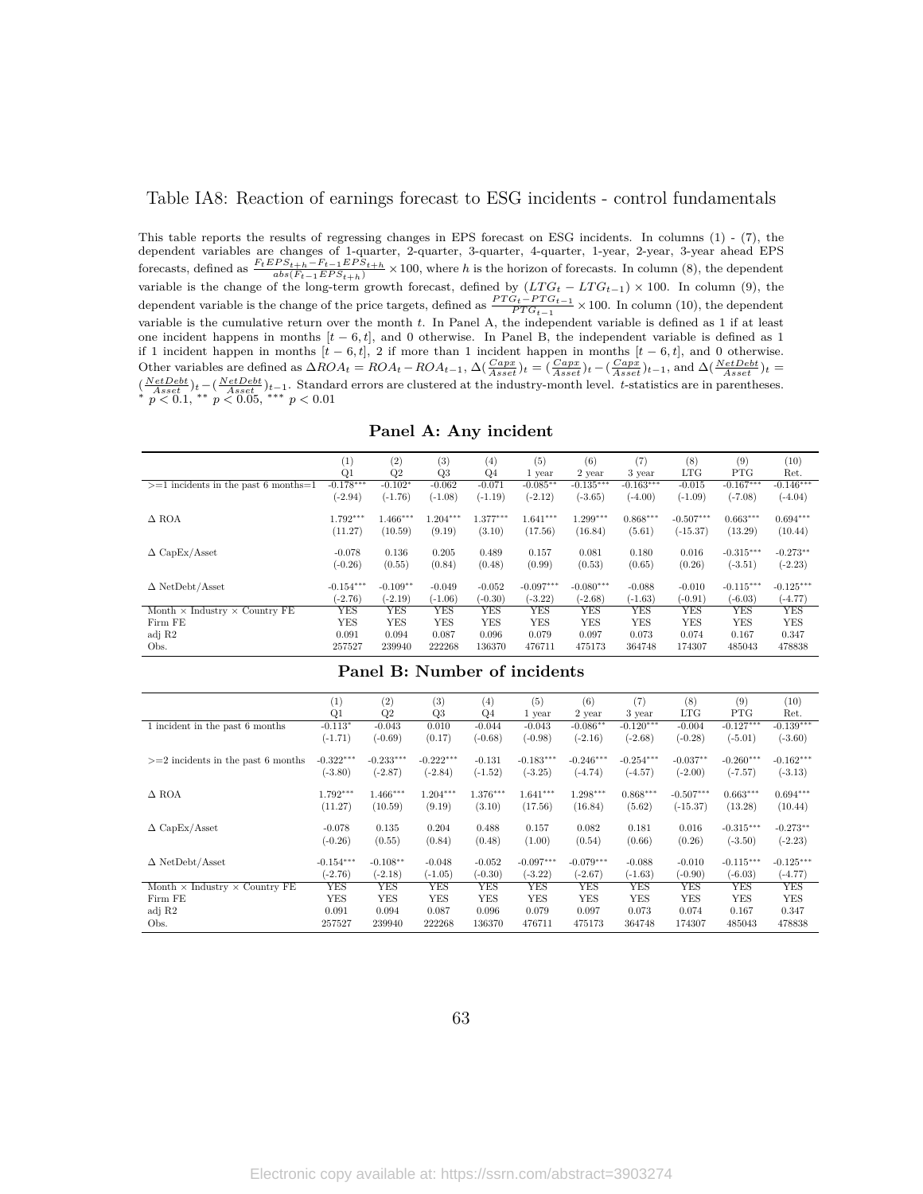Table IA8: Reaction of earnings forecast to ESG incidents - control fundamentals

This table reports the results of regressing changes in EPS forecast on ESG incidents. In columns (1) - (7), the dependent variables are changes of 1-quarter, 2-quarter, 3-quarter, 4-quarter, 1-year, 2-year, 3-year ahead EPS forecasts, defined as $\frac{F_t EPS_{t+h} - F_{t-1} EPS_{t+h}}{abs(F_{t-1} EPS_{t+h})} \times 100$, where $h$ is the horizon of forecasts. In column (8), the dependent variable is the change of the long-term growth forecast, defined by $(LTG_t - LTG_{t-1}) \times 100$. In column (9), the dependent variable is the change of the price targets, defined as $\frac{PTG_t - PTG_{t-1}}{PTG_{t-1}} \times 100$. In column (10), the dependent variable is the cumulative return over the month $t$. In Panel A, the independent variable is defined as 1 if at least one incident happens in months $[t-6, t]$, and 0 otherwise. In Panel B, the independent variable is defined as 1 if 1 incident happen in months $[t-6, t]$, 2 if more than 1 incident happen in months $[t-6, t]$, and 0 otherwise. Other variables are defined as $\Delta ROA_t = ROA_t - ROA_{t-1}$, $\Delta(\frac{Capx}{Asset})_t = (\frac{Capx}{Asset})_t - (\frac{Capx}{Asset})_{t-1}$, and $\Delta(\frac{NetDebt}{Asset})_t = (\frac{NetDebt}{Asset})_t - (\frac{NetDebt}{Asset})_{t-1}$. Standard errors are clustered at the industry-month level. $t$-statistics are in parentheses. $^{*}$ $p < 0.1$, $^{**}$ $p < 0.05$, $^{***}$ $p < 0.01$

**Panel A: Any incident**

| | (1) | (2) | (3) | (4) | (5) | (6) | (7) | (8) | (9) | (10) |
|---|---|---|---|---|---|---|---|---|---|---|
| | Q1 | Q2 | Q3 | Q4 | 1 year | 2 year | 3 year | LTG | PTG | Ret. |
| >=1 incidents in the past 6 months=1 | -0.178*** | -0.102* | -0.062 | -0.071 | -0.085** | -0.135*** | -0.163*** | -0.015 | -0.167*** | -0.146*** |
| | (-2.94) | (-1.76) | (-1.08) | (-1.19) | (-2.12) | (-3.65) | (-4.00) | (-1.09) | (-7.08) | (-4.04) |
| Δ ROA | 1.792*** | 1.466*** | 1.204*** | 1.377*** | 1.641*** | 1.299*** | 0.868*** | -0.507*** | 0.663*** | 0.694*** |
| | (11.27) | (10.59) | (9.19) | (3.10) | (17.56) | (16.84) | (5.61) | (-15.37) | (13.29) | (10.44) |
| Δ CapEx/Asset | -0.078 | 0.136 | 0.205 | 0.489 | 0.157 | 0.081 | 0.180 | 0.016 | -0.315*** | -0.273** |
| | (-0.26) | (0.55) | (0.84) | (0.48) | (0.99) | (0.53) | (0.65) | (0.26) | (-3.51) | (-2.23) |
| Δ NetDebt/Asset | -0.154*** | -0.109** | -0.049 | -0.052 | -0.097*** | -0.080*** | -0.088 | -0.010 | -0.115*** | -0.125*** |
| | (-2.76) | (-2.19) | (-1.06) | (-0.30) | (-3.22) | (-2.68) | (-1.63) | (-0.91) | (-6.03) | (-4.77) |
| Month × Industry × Country FE | YES | YES | YES | YES | YES | YES | YES | YES | YES | YES |
| Firm FE | YES | YES | YES | YES | YES | YES | YES | YES | YES | YES |
| adj R2 | 0.091 | 0.094 | 0.087 | 0.096 | 0.079 | 0.097 | 0.073 | 0.074 | 0.167 | 0.347 |
| Obs. | 257527 | 239940 | 222268 | 136370 | 476711 | 475173 | 364748 | 174307 | 485043 | 478838 |

**Panel B: Number of incidents**

| | (1) | (2) | (3) | (4) | (5) | (6) | (7) | (8) | (9) | (10) |
|---|---|---|---|---|---|---|---|---|---|---|
| | Q1 | Q2 | Q3 | Q4 | 1 year | 2 year | 3 year | LTG | PTG | Ret. |
| 1 incident in the past 6 months | -0.113* | -0.043 | 0.010 | -0.044 | -0.043 | -0.086** | -0.120*** | -0.004 | -0.127*** | -0.139*** |
| | (-1.71) | (-0.69) | (0.17) | (-0.68) | (-0.98) | (-2.16) | (-2.68) | (-0.28) | (-5.01) | (-3.60) |
| >=2 incidents in the past 6 months | -0.322*** | -0.233*** | -0.222*** | -0.131 | -0.183*** | -0.246*** | -0.254*** | -0.037** | -0.260*** | -0.162*** |
| | (-3.80) | (-2.87) | (-2.84) | (-1.52) | (-3.25) | (-4.74) | (-4.57) | (-2.00) | (-7.57) | (-3.13) |
| Δ ROA | 1.792*** | 1.466*** | 1.204*** | 1.376*** | 1.641*** | 1.298*** | 0.868*** | -0.507*** | 0.663*** | 0.694*** |
| | (11.27) | (10.59) | (9.19) | (3.10) | (17.56) | (16.84) | (5.62) | (-15.37) | (13.28) | (10.44) |
| Δ CapEx/Asset | -0.078 | 0.135 | 0.204 | 0.488 | 0.157 | 0.082 | 0.181 | 0.016 | -0.315*** | -0.273** |
| | (-0.26) | (0.55) | (0.84) | (0.48) | (1.00) | (0.54) | (0.66) | (0.26) | (-3.50) | (-2.23) |
| Δ NetDebt/Asset | -0.154*** | -0.108** | -0.048 | -0.052 | -0.097*** | -0.079*** | -0.088 | -0.010 | -0.115*** | -0.125*** |
| | (-2.76) | (-2.18) | (-1.05) | (-0.30) | (-3.22) | (-2.67) | (-1.63) | (-0.90) | (-6.03) | (-4.77) |
| Month × Industry × Country FE | YES | YES | YES | YES | YES | YES | YES | YES | YES | YES |
| Firm FE | YES | YES | YES | YES | YES | YES | YES | YES | YES | YES |
| adj R2 | 0.091 | 0.094 | 0.087 | 0.096 | 0.079 | 0.097 | 0.073 | 0.074 | 0.167 | 0.347 |
| Obs. | 257527 | 239940 | 222268 | 136370 | 476711 | 475173 | 364748 | 174307 | 485043 | 478838 |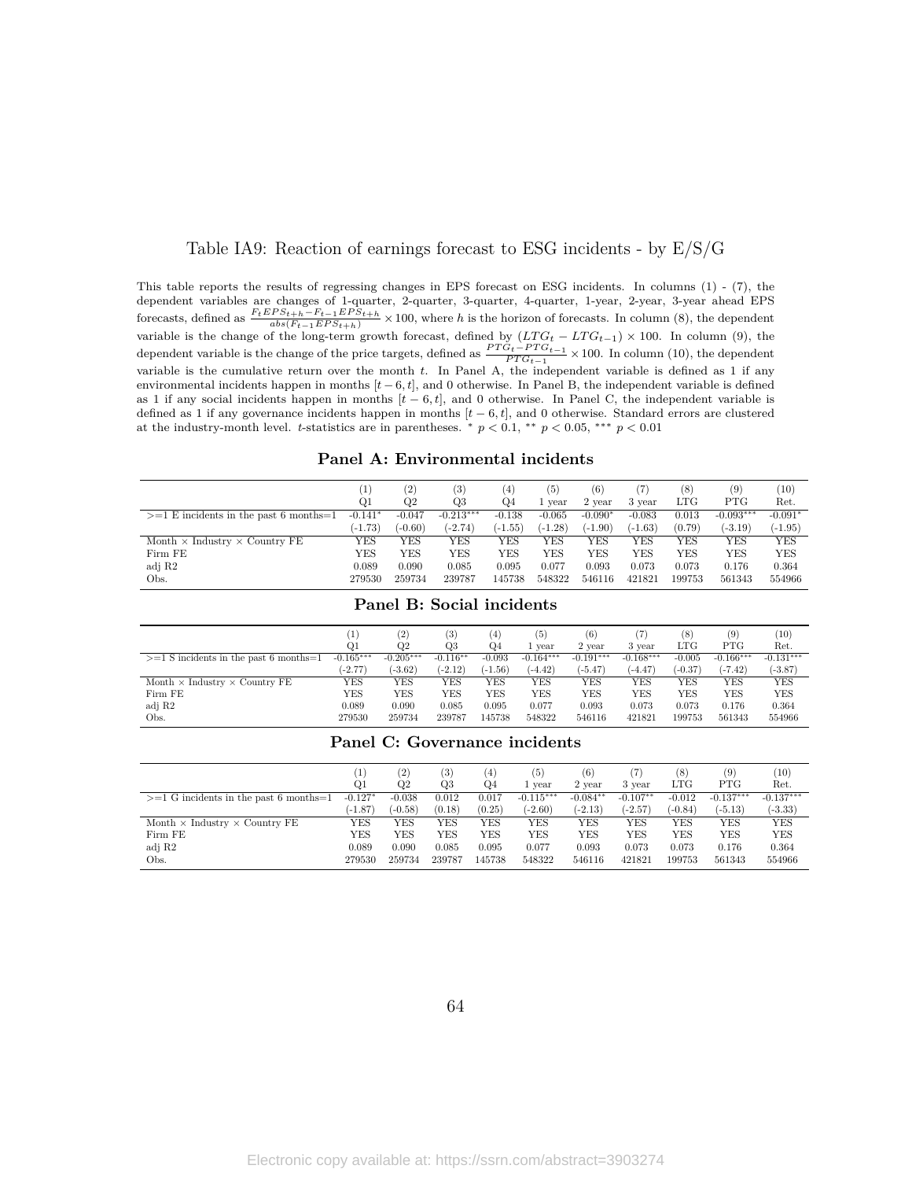Table IA9: Reaction of earnings forecast to ESG incidents - by E/S/G

This table reports the results of regressing changes in EPS forecast on ESG incidents. In columns (1) - (7), the dependent variables are changes of 1-quarter, 2-quarter, 3-quarter, 4-quarter, 1-year, 2-year, 3-year ahead EPS forecasts, defined as $\frac{F_t EPS_{t+h} - F_{t-1} EPS_{t+h}}{abs(F_{t-1} EPS_{t+h})} \times 100$, where $h$ is the horizon of forecasts. In column (8), the dependent variable is the change of the long-term growth forecast, defined by $(LTG_t - LTG_{t-1}) \times 100$. In column (9), the dependent variable is the change of the price targets, defined as $\frac{PTG_t - PTG_{t-1}}{PTG_{t-1}} \times 100$. In column (10), the dependent variable is the cumulative return over the month $t$. In Panel A, the independent variable is defined as 1 if any environmental incidents happen in months $[t-6, t]$, and 0 otherwise. In Panel B, the independent variable is defined as 1 if any social incidents happen in months $[t-6, t]$, and 0 otherwise. In Panel C, the independent variable is defined as 1 if any governance incidents happen in months $[t-6, t]$, and 0 otherwise. Standard errors are clustered at the industry-month level. $t$-statistics are in parentheses. $^{*}$ $p < 0.1$, $^{**}$ $p < 0.05$, $^{***}$ $p < 0.01$

**Panel A: Environmental incidents**

| | (1) | (2) | (3) | (4) | (5) | (6) | (7) | (8) | (9) | (10) |
|---|---|---|---|---|---|---|---|---|---|---|
| | Q1 | Q2 | Q3 | Q4 | 1 year | 2 year | 3 year | LTG | PTG | Ret. |
| >=1 E incidents in the past 6 months=1 | -0.141* | -0.047 | -0.213*** | -0.138 | -0.065 | -0.090* | -0.083 | 0.013 | -0.093*** | -0.091* |
| | (-1.73) | (-0.60) | (-2.74) | (-1.55) | (-1.28) | (-1.90) | (-1.63) | (0.79) | (-3.19) | (-1.95) |
| Month × Industry × Country FE | YES | YES | YES | YES | YES | YES | YES | YES | YES | YES |
| Firm FE | YES | YES | YES | YES | YES | YES | YES | YES | YES | YES |
| adj R2 | 0.089 | 0.090 | 0.085 | 0.095 | 0.077 | 0.093 | 0.073 | 0.073 | 0.176 | 0.364 |
| Obs. | 279530 | 259734 | 239787 | 145738 | 548322 | 546116 | 421821 | 199753 | 561343 | 554966 |

**Panel B: Social incidents**

| | (1) | (2) | (3) | (4) | (5) | (6) | (7) | (8) | (9) | (10) |
|---|---|---|---|---|---|---|---|---|---|---|
| | Q1 | Q2 | Q3 | Q4 | 1 year | 2 year | 3 year | LTG | PTG | Ret. |
| >=1 S incidents in the past 6 months=1 | -0.165*** | -0.205*** | -0.116** | -0.093 | -0.164*** | -0.191*** | -0.168*** | -0.005 | -0.166*** | -0.131*** |
| | (-2.77) | (-3.62) | (-2.12) | (-1.56) | (-4.42) | (-5.47) | (-4.47) | (-0.37) | (-7.42) | (-3.87) |
| Month × Industry × Country FE | YES | YES | YES | YES | YES | YES | YES | YES | YES | YES |
| Firm FE | YES | YES | YES | YES | YES | YES | YES | YES | YES | YES |
| adj R2 | 0.089 | 0.090 | 0.085 | 0.095 | 0.077 | 0.093 | 0.073 | 0.073 | 0.176 | 0.364 |
| Obs. | 279530 | 259734 | 239787 | 145738 | 548322 | 546116 | 421821 | 199753 | 561343 | 554966 |

**Panel C: Governance incidents**

| | (1) | (2) | (3) | (4) | (5) | (6) | (7) | (8) | (9) | (10) |
|---|---|---|---|---|---|---|---|---|---|---|
| | Q1 | Q2 | Q3 | Q4 | 1 year | 2 year | 3 year | LTG | PTG | Ret. |
| >=1 G incidents in the past 6 months=1 | -0.127* | -0.038 | 0.012 | 0.017 | -0.115*** | -0.084** | -0.107** | -0.012 | -0.137*** | -0.137*** |
| | (-1.87) | (-0.58) | (0.18) | (0.25) | (-2.60) | (-2.13) | (-2.57) | (-0.84) | (-5.13) | (-3.33) |
| Month × Industry × Country FE | YES | YES | YES | YES | YES | YES | YES | YES | YES | YES |
| Firm FE | YES | YES | YES | YES | YES | YES | YES | YES | YES | YES |
| adj R2 | 0.089 | 0.090 | 0.085 | 0.095 | 0.077 | 0.093 | 0.073 | 0.073 | 0.176 | 0.364 |
| Obs. | 279530 | 259734 | 239787 | 145738 | 548322 | 546116 | 421821 | 199753 | 561343 | 554966 |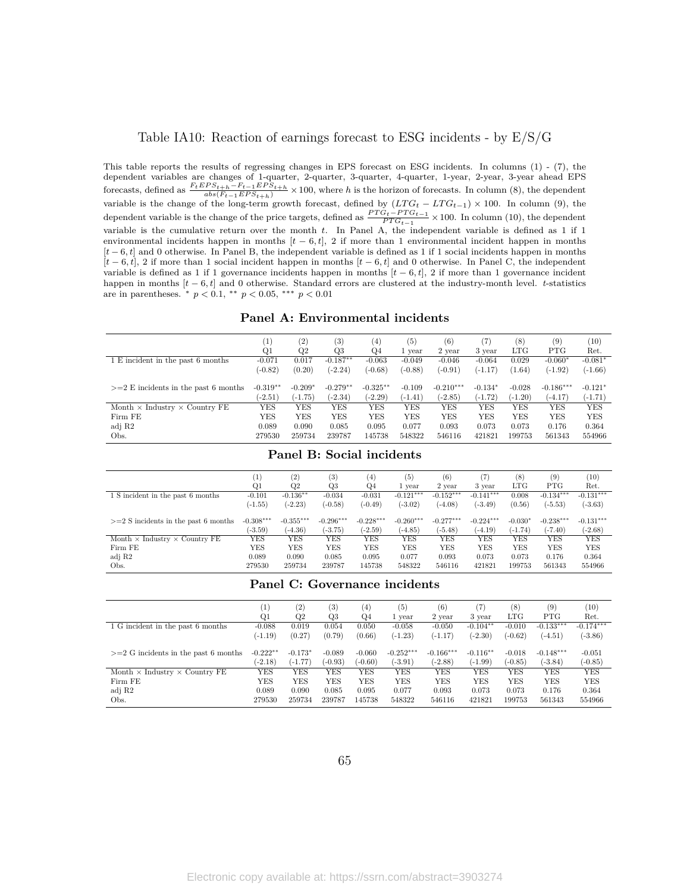Table IA10: Reaction of earnings forecast to ESG incidents - by E/S/G

This table reports the results of regressing changes in EPS forecast on ESG incidents. In columns (1) - (7), the dependent variables are changes of 1-quarter, 2-quarter, 3-quarter, 4-quarter, 1-year, 2-year, 3-year ahead EPS forecasts, defined as $\frac{F_t EPS_{t+h} - F_{t-1} EPS_{t+h}}{abs(F_{t-1} EPS_{t+h})} \times 100$, where $h$ is the horizon of forecasts. In column (8), the dependent variable is the change of the long-term growth forecast, defined by $(LTG_t - LTG_{t-1}) \times 100$. In column (9), the dependent variable is the change of the price targets, defined as $\frac{PTG_t - PTG_{t-1}}{PTG_{t-1}} \times 100$. In column (10), the dependent variable is the cumulative return over the month $t$. In Panel A, the independent variable is defined as 1 if 1 environmental incidents happen in months $[t-6, t]$, 2 if more than 1 environmental incident happen in months $[t-6, t]$ and 0 otherwise. In Panel B, the independent variable is defined as 1 if 1 social incidents happen in months $[t-6, t]$, 2 if more than 1 social incident happen in months $[t-6, t]$ and 0 otherwise. In Panel C, the independent variable is defined as 1 if 1 governance incidents happen in months $[t-6, t]$, 2 if more than 1 governance incident happen in months $[t-6, t]$ and 0 otherwise. Standard errors are clustered at the industry-month level. $t$-statistics are in parentheses. * $p < 0.1$, ** $p < 0.05$, *** $p < 0.01$

**Panel A: Environmental incidents**

| | (1) Q1 | (2) Q2 | (3) Q3 | (4) Q4 | (5) 1 year | (6) 2 year | (7) 3 year | (8) LTG | (9) PTG | (10) Ret. |
|---|---|---|---|---|---|---|---|---|---|---|
| 1 E incident in the past 6 months | -0.071 | 0.017 | -0.187** | -0.063 | -0.049 | -0.046 | -0.064 | 0.029 | -0.060* | -0.081* |
| | (-0.82) | (0.20) | (-2.24) | (-0.68) | (-0.88) | (-0.91) | (-1.17) | (1.64) | (-1.92) | (-1.66) |
| >=2 E incidents in the past 6 months | -0.319** | -0.209* | -0.279** | -0.325** | -0.109 | -0.210*** | -0.134* | -0.028 | -0.186*** | -0.121* |
| | (-2.51) | (-1.75) | (-2.34) | (-2.29) | (-1.41) | (-2.85) | (-1.72) | (-1.20) | (-4.17) | (-1.71) |
| Month × Industry × Country FE | YES | YES | YES | YES | YES | YES | YES | YES | YES | YES |
| Firm FE | YES | YES | YES | YES | YES | YES | YES | YES | YES | YES |
| adj R2 | 0.089 | 0.090 | 0.085 | 0.095 | 0.077 | 0.093 | 0.073 | 0.073 | 0.176 | 0.364 |
| Obs. | 279530 | 259734 | 239787 | 145738 | 548322 | 546116 | 421821 | 199753 | 561343 | 554966 |

**Panel B: Social incidents**

| | (1) Q1 | (2) Q2 | (3) Q3 | (4) Q4 | (5) 1 year | (6) 2 year | (7) 3 year | (8) LTG | (9) PTG | (10) Ret. |
|---|---|---|---|---|---|---|---|---|---|---|
| 1 S incident in the past 6 months | -0.101 | -0.136** | -0.034 | -0.031 | -0.121*** | -0.152*** | -0.141*** | 0.008 | -0.134*** | -0.131*** |
| | (-1.55) | (-2.23) | (-0.58) | (-0.49) | (-3.02) | (-4.08) | (-3.49) | (0.56) | (-5.53) | (-3.63) |
| >=2 S incidents in the past 6 months | -0.308*** | -0.355*** | -0.296*** | -0.228*** | -0.260*** | -0.277*** | -0.224*** | -0.030* | -0.238*** | -0.131*** |
| | (-3.59) | (-4.36) | (-3.75) | (-2.59) | (-4.85) | (-5.48) | (-4.19) | (-1.74) | (-7.40) | (-2.68) |
| Month × Industry × Country FE | YES | YES | YES | YES | YES | YES | YES | YES | YES | YES |
| Firm FE | YES | YES | YES | YES | YES | YES | YES | YES | YES | YES |
| adj R2 | 0.089 | 0.090 | 0.085 | 0.095 | 0.077 | 0.093 | 0.073 | 0.073 | 0.176 | 0.364 |
| Obs. | 279530 | 259734 | 239787 | 145738 | 548322 | 546116 | 421821 | 199753 | 561343 | 554966 |

**Panel C: Governance incidents**

| | (1) Q1 | (2) Q2 | (3) Q3 | (4) Q4 | (5) 1 year | (6) 2 year | (7) 3 year | (8) LTG | (9) PTG | (10) Ret. |
|---|---|---|---|---|---|---|---|---|---|---|
| 1 G incident in the past 6 months | -0.088 | 0.019 | 0.054 | 0.050 | -0.058 | -0.050 | -0.104** | -0.010 | -0.133*** | -0.174*** |
| | (-1.19) | (0.27) | (0.79) | (0.66) | (-1.23) | (-1.17) | (-2.30) | (-0.62) | (-4.51) | (-3.86) |
| >=2 G incidents in the past 6 months | -0.222** | -0.173* | -0.089 | -0.060 | -0.252*** | -0.166*** | -0.116** | -0.018 | -0.148*** | -0.051 |
| | (-2.18) | (-1.77) | (-0.93) | (-0.60) | (-3.91) | (-2.88) | (-1.99) | (-0.85) | (-3.84) | (-0.85) |
| Month × Industry × Country FE | YES | YES | YES | YES | YES | YES | YES | YES | YES | YES |
| Firm FE | YES | YES | YES | YES | YES | YES | YES | YES | YES | YES |
| adj R2 | 0.089 | 0.090 | 0.085 | 0.095 | 0.077 | 0.093 | 0.073 | 0.073 | 0.176 | 0.364 |
| Obs. | 279530 | 259734 | 239787 | 145738 | 548322 | 546116 | 421821 | 199753 | 561343 | 554966 |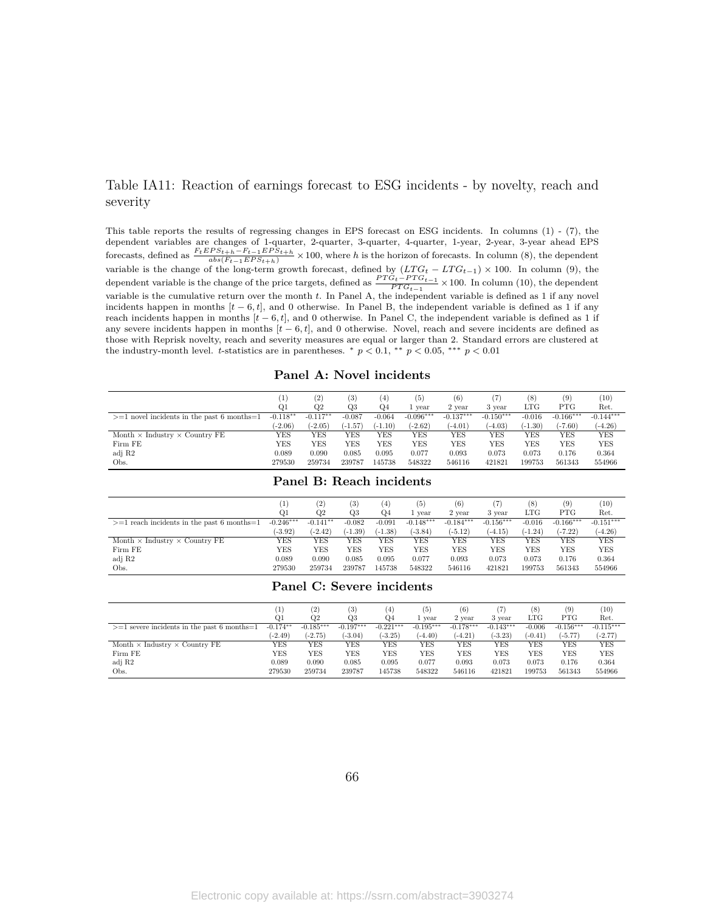# Table IA11: Reaction of earnings forecast to ESG incidents - by novelty, reach and severity

This table reports the results of regressing changes in EPS forecast on ESG incidents. In columns (1) - (7), the dependent variables are changes of 1-quarter, 2-quarter, 3-quarter, 4-quarter, 1-year, 2-year, 3-year ahead EPS forecasts, defined as $\frac{F_t EPS_{t+h} - F_{t-1} EPS_{t+h}}{abs(F_{t-1} EPS_{t+h})} \times 100$, where $h$ is the horizon of forecasts. In column (8), the dependent variable is the change of the long-term growth forecast, defined by $(LTG_t - LTG_{t-1}) \times 100$. In column (9), the dependent variable is the change of the price targets, defined as $\frac{PTG_t - PTG_{t-1}}{PTG_{t-1}} \times 100$. In column (10), the dependent variable is the cumulative return over the month $t$. In Panel A, the independent variable is defined as 1 if any novel incidents happen in months $[t-6, t]$, and 0 otherwise. In Panel B, the independent variable is defined as 1 if any reach incidents happen in months $[t-6, t]$, and 0 otherwise. In Panel C, the independent variable is defined as 1 if any severe incidents happen in months $[t-6, t]$, and 0 otherwise. Novel, reach and severe incidents are defined as those with Reprisk novelty, reach and severity measures are equal or larger than 2. Standard errors are clustered at the industry-month level. $t$-statistics are in parentheses. $^{*}$ $p < 0.1$, $^{**}$ $p < 0.05$, $^{***}$ $p < 0.01$

### Panel A: Novel incidents

| | (1) Q1 | (2) Q2 | (3) Q3 | (4) Q4 | (5) 1 year | (6) 2 year | (7) 3 year | (8) LTG | (9) PTG | (10) Ret. |
|---|---|---|---|---|---|---|---|---|---|---|
| >=1 novel incidents in the past 6 months=1 | -0.118** | -0.117** | -0.087 | -0.064 | -0.096*** | -0.137*** | -0.150*** | -0.016 | -0.166*** | -0.144*** |
| | (-2.06) | (-2.05) | (-1.57) | (-1.10) | (-2.62) | (-4.01) | (-4.03) | (-1.30) | (-7.60) | (-4.26) |
| Month × Industry × Country FE | YES | YES | YES | YES | YES | YES | YES | YES | YES | YES |
| Firm FE | YES | YES | YES | YES | YES | YES | YES | YES | YES | YES |
| adj R2 | 0.089 | 0.090 | 0.085 | 0.095 | 0.077 | 0.093 | 0.073 | 0.073 | 0.176 | 0.364 |
| Obs. | 279530 | 259734 | 239787 | 145738 | 548322 | 546116 | 421821 | 199753 | 561343 | 554966 |

### Panel B: Reach incidents

| | (1) Q1 | (2) Q2 | (3) Q3 | (4) Q4 | (5) 1 year | (6) 2 year | (7) 3 year | (8) LTG | (9) PTG | (10) Ret. |
|---|---|---|---|---|---|---|---|---|---|---|
| >=1 reach incidents in the past 6 months=1 | -0.246*** | -0.141** | -0.082 | -0.091 | -0.148*** | -0.184*** | -0.156*** | -0.016 | -0.166*** | -0.151*** |
| | (-3.92) | (-2.42) | (-1.39) | (-1.38) | (-3.84) | (-5.12) | (-4.15) | (-1.24) | (-7.22) | (-4.26) |
| Month × Industry × Country FE | YES | YES | YES | YES | YES | YES | YES | YES | YES | YES |
| Firm FE | YES | YES | YES | YES | YES | YES | YES | YES | YES | YES |
| adj R2 | 0.089 | 0.090 | 0.085 | 0.095 | 0.077 | 0.093 | 0.073 | 0.073 | 0.176 | 0.364 |
| Obs. | 279530 | 259734 | 239787 | 145738 | 548322 | 546116 | 421821 | 199753 | 561343 | 554966 |

### Panel C: Severe incidents

| | (1) Q1 | (2) Q2 | (3) Q3 | (4) Q4 | (5) 1 year | (6) 2 year | (7) 3 year | (8) LTG | (9) PTG | (10) Ret. |
|---|---|---|---|---|---|---|---|---|---|---|
| >=1 severe incidents in the past 6 months=1 | -0.174** | -0.185*** | -0.197*** | -0.221*** | -0.195*** | -0.178*** | -0.143*** | -0.006 | -0.156*** | -0.115*** |
| | (-2.49) | (-2.75) | (-3.04) | (-3.25) | (-4.40) | (-4.21) | (-3.23) | (-0.41) | (-5.77) | (-2.77) |
| Month × Industry × Country FE | YES | YES | YES | YES | YES | YES | YES | YES | YES | YES |
| Firm FE | YES | YES | YES | YES | YES | YES | YES | YES | YES | YES |
| adj R2 | 0.089 | 0.090 | 0.085 | 0.095 | 0.077 | 0.093 | 0.073 | 0.073 | 0.176 | 0.364 |
| Obs. | 279530 | 259734 | 239787 | 145738 | 548322 | 546116 | 421821 | 199753 | 561343 | 554966 |